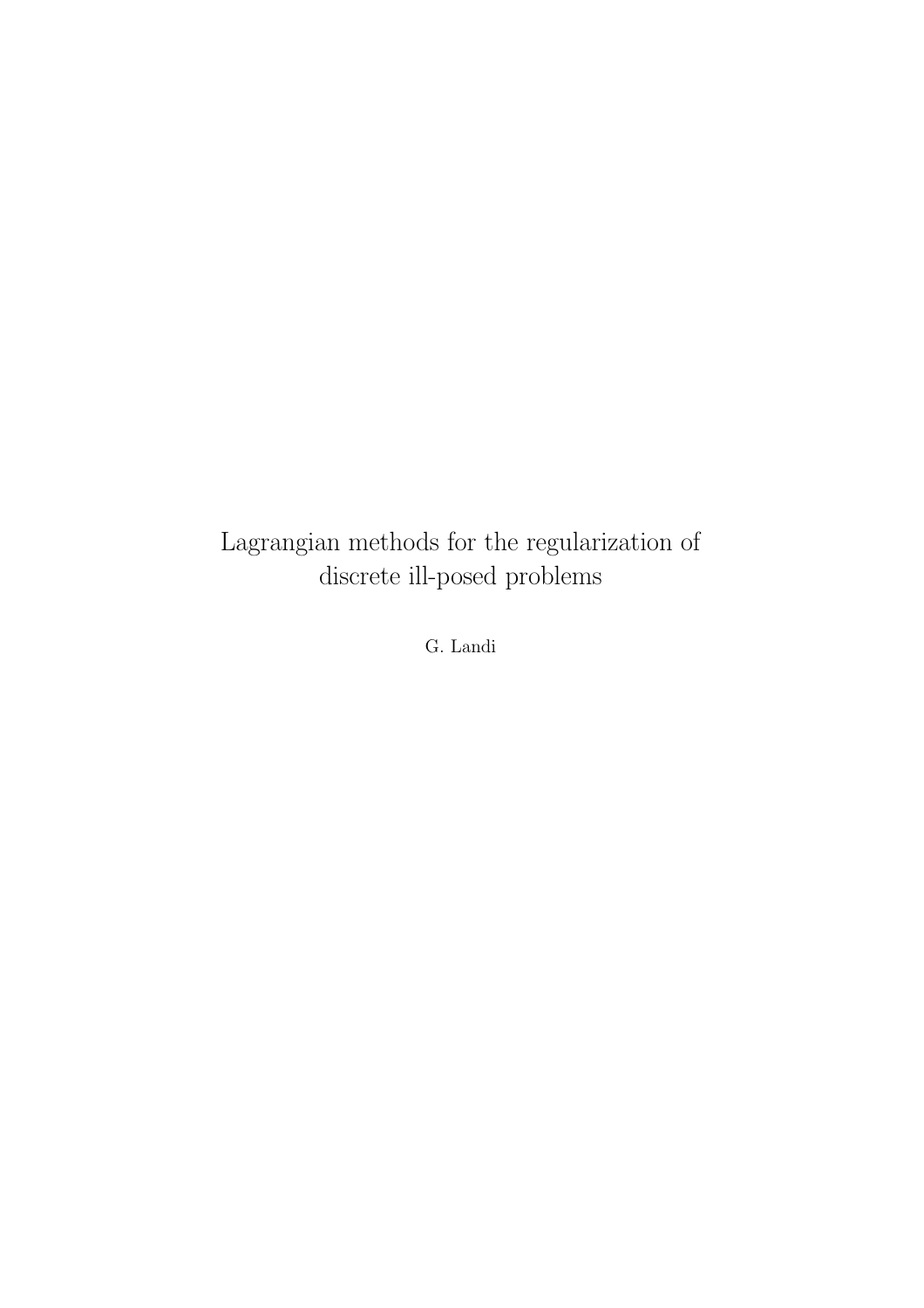# Lagrangian methods for the regularization of discrete ill-posed problems

G. Landi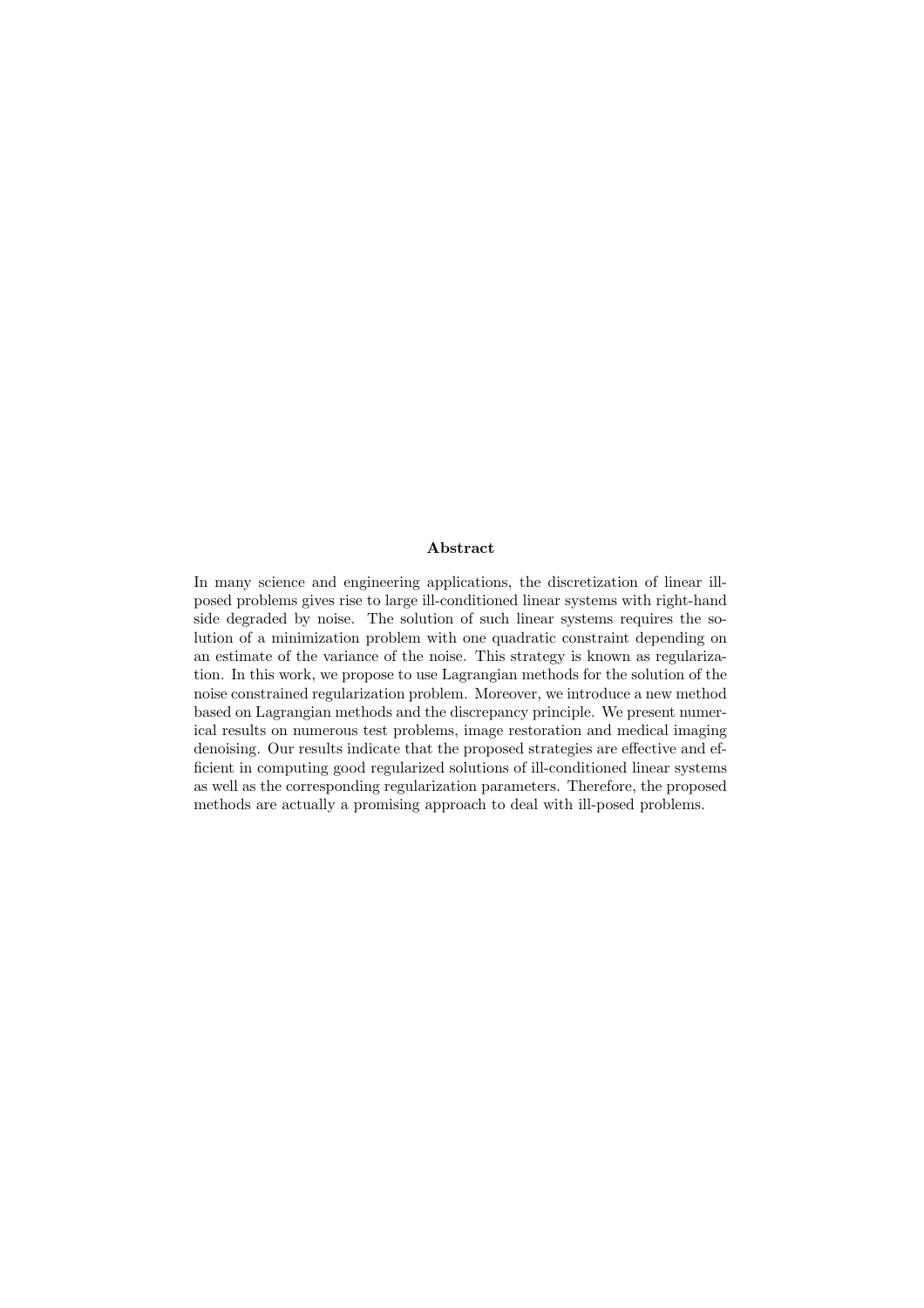## Abstract

In many science and engineering applications, the discretization of linear ill-posed problems gives rise to large ill-conditioned linear systems with right-hand side degraded by noise. The solution of such linear systems requires the solution of a minimization problem with one quadratic constraint depending on an estimate of the variance of the noise. This strategy is known as regularization. In this work, we propose to use Lagrangian methods for the solution of the noise constrained regularization problem. Moreover, we introduce a new method based on Lagrangian methods and the discrepancy principle. We present numerical results on numerous test problems, image restoration and medical imaging denoising. Our results indicate that the proposed strategies are effective and efficient in computing good regularized solutions of ill-conditioned linear systems as well as the corresponding regularization parameters. Therefore, the proposed methods are actually a promising approach to deal with ill-posed problems.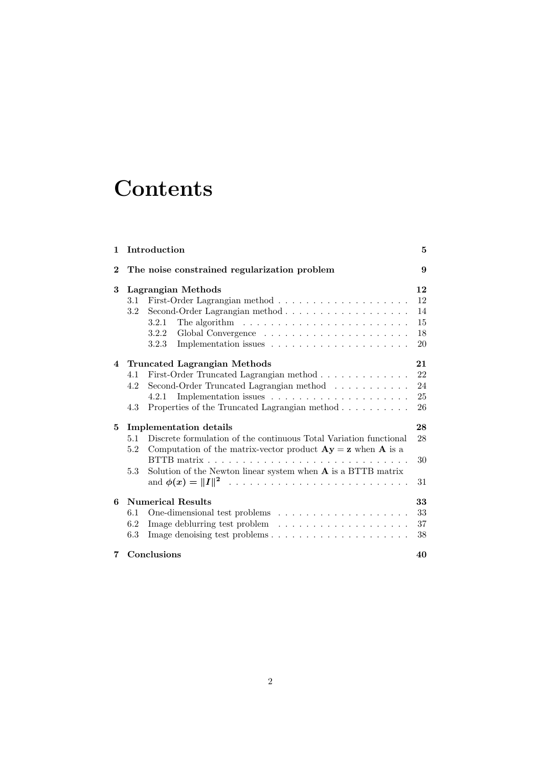# Contents

| | | |
|---|---|---|
| **1** | **Introduction** | **5** |
| **2** | **The noise constrained regularization problem** | **9** |
| **3** | **Lagrangian Methods** | **12** |
| | 3.1 First-Order Lagrangian method | 12 |
| | 3.2 Second-Order Lagrangian method | 14 |
| | 3.2.1 The algorithm | 15 |
| | 3.2.2 Global Convergence | 18 |
| | 3.2.3 Implementation issues | 20 |
| **4** | **Truncated Lagrangian Methods** | **21** |
| | 4.1 First-Order Truncated Lagrangian method | 22 |
| | 4.2 Second-Order Truncated Lagrangian method | 24 |
| | 4.2.1 Implementation issues | 25 |
| | 4.3 Properties of the Truncated Lagrangian method | 26 |
| **5** | **Implementation details** | **28** |
| | 5.1 Discrete formulation of the continuous Total Variation functional | 28 |
| | 5.2 Computation of the matrix-vector product $\mathbf{A}\mathbf{y} = \mathbf{z}$ when $\mathbf{A}$ is a BTTB matrix | 30 |
| | 5.3 Solution of the Newton linear system when $\mathbf{A}$ is a BTTB matrix and $\phi(x) = \\|I\\|^2$ | 31 |
| **6** | **Numerical Results** | **33** |
| | 6.1 One-dimensional test problems | 33 |
| | 6.2 Image deblurring test problem | 37 |
| | 6.3 Image denoising test problems | 38 |
| **7** | **Conclusions** | **40** |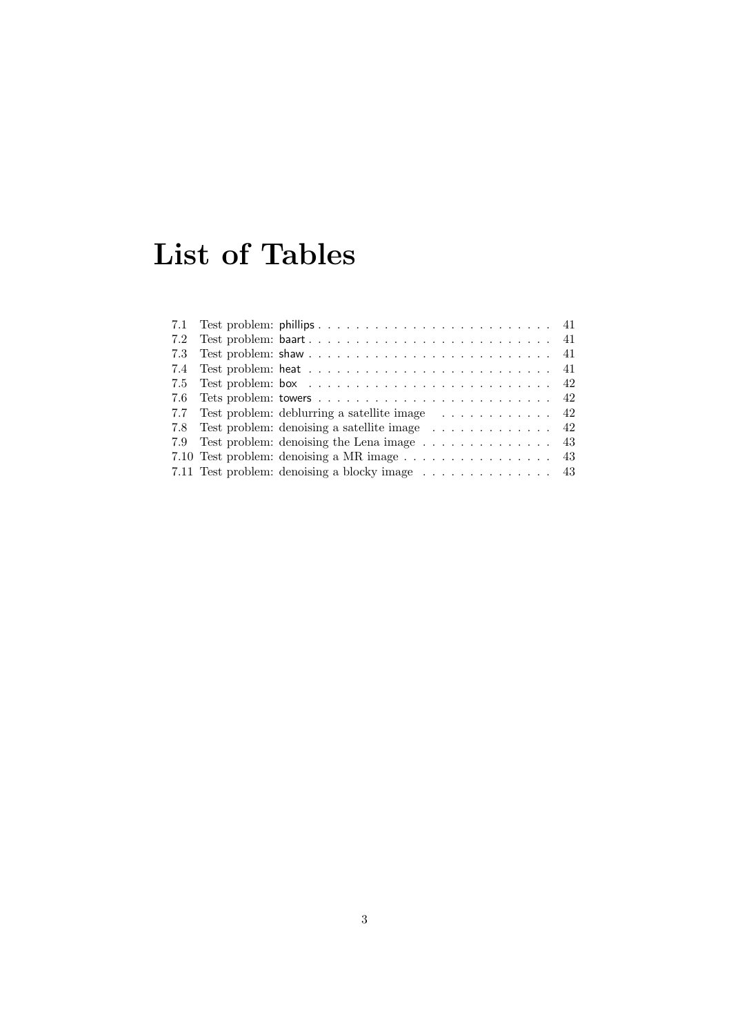# List of Tables

7.1 Test problem: phillips . . . . . . . . . . . . . . . . . . . . . . . . . . 41
7.2 Test problem: baart . . . . . . . . . . . . . . . . . . . . . . . . . . 41
7.3 Test problem: shaw . . . . . . . . . . . . . . . . . . . . . . . . . . 41
7.4 Test problem: heat . . . . . . . . . . . . . . . . . . . . . . . . . . 41
7.5 Test problem: box . . . . . . . . . . . . . . . . . . . . . . . . . . 42
7.6 Tets problem: towers . . . . . . . . . . . . . . . . . . . . . . . . . 42
7.7 Test problem: deblurring a satellite image . . . . . . . . . . . . 42
7.8 Test problem: denoising a satellite image . . . . . . . . . . . . . 42
7.9 Test problem: denoising the Lena image . . . . . . . . . . . . . . 43
7.10 Test problem: denoising a MR image . . . . . . . . . . . . . . . . 43
7.11 Test problem: denoising a blocky image . . . . . . . . . . . . . . 43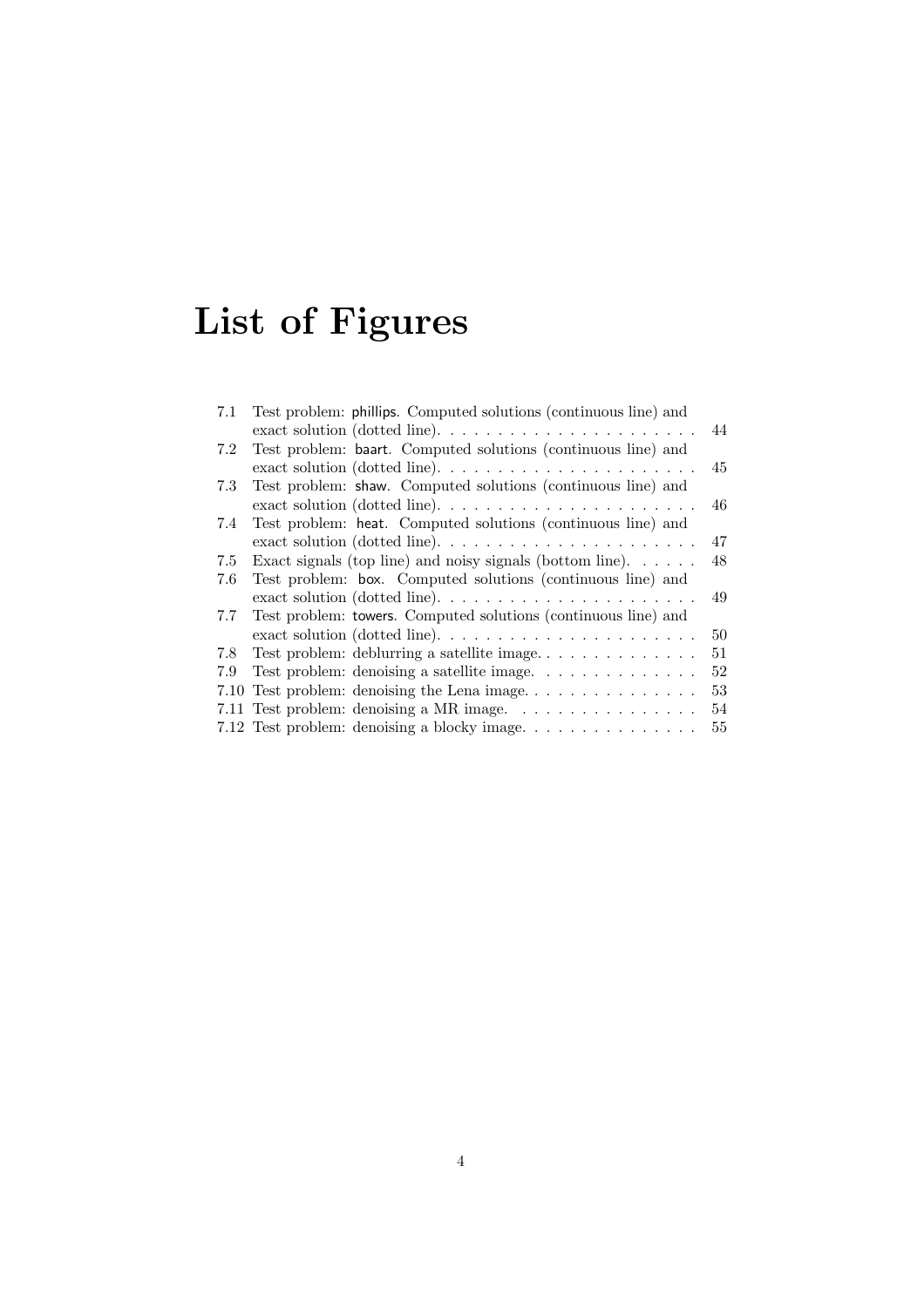# List of Figures

7.1 Test problem: phillips. Computed solutions (continuous line) and exact solution (dotted line). . . . . . . . . . . . . . . . . . . . . . 44
7.2 Test problem: baart. Computed solutions (continuous line) and exact solution (dotted line). . . . . . . . . . . . . . . . . . . . . . 45
7.3 Test problem: shaw. Computed solutions (continuous line) and exact solution (dotted line). . . . . . . . . . . . . . . . . . . . . . 46
7.4 Test problem: heat. Computed solutions (continuous line) and exact solution (dotted line). . . . . . . . . . . . . . . . . . . . . . 47
7.5 Exact signals (top line) and noisy signals (bottom line). . . . . . 48
7.6 Test problem: box. Computed solutions (continuous line) and exact solution (dotted line). . . . . . . . . . . . . . . . . . . . . . 49
7.7 Test problem: towers. Computed solutions (continuous line) and exact solution (dotted line). . . . . . . . . . . . . . . . . . . . . . 50
7.8 Test problem: deblurring a satellite image. . . . . . . . . . . . . . 51
7.9 Test problem: denoising a satellite image. . . . . . . . . . . . . . 52
7.10 Test problem: denoising the Lena image. . . . . . . . . . . . . . . 53
7.11 Test problem: denoising a MR image. . . . . . . . . . . . . . . . 54
7.12 Test problem: denoising a blocky image. . . . . . . . . . . . . . . 55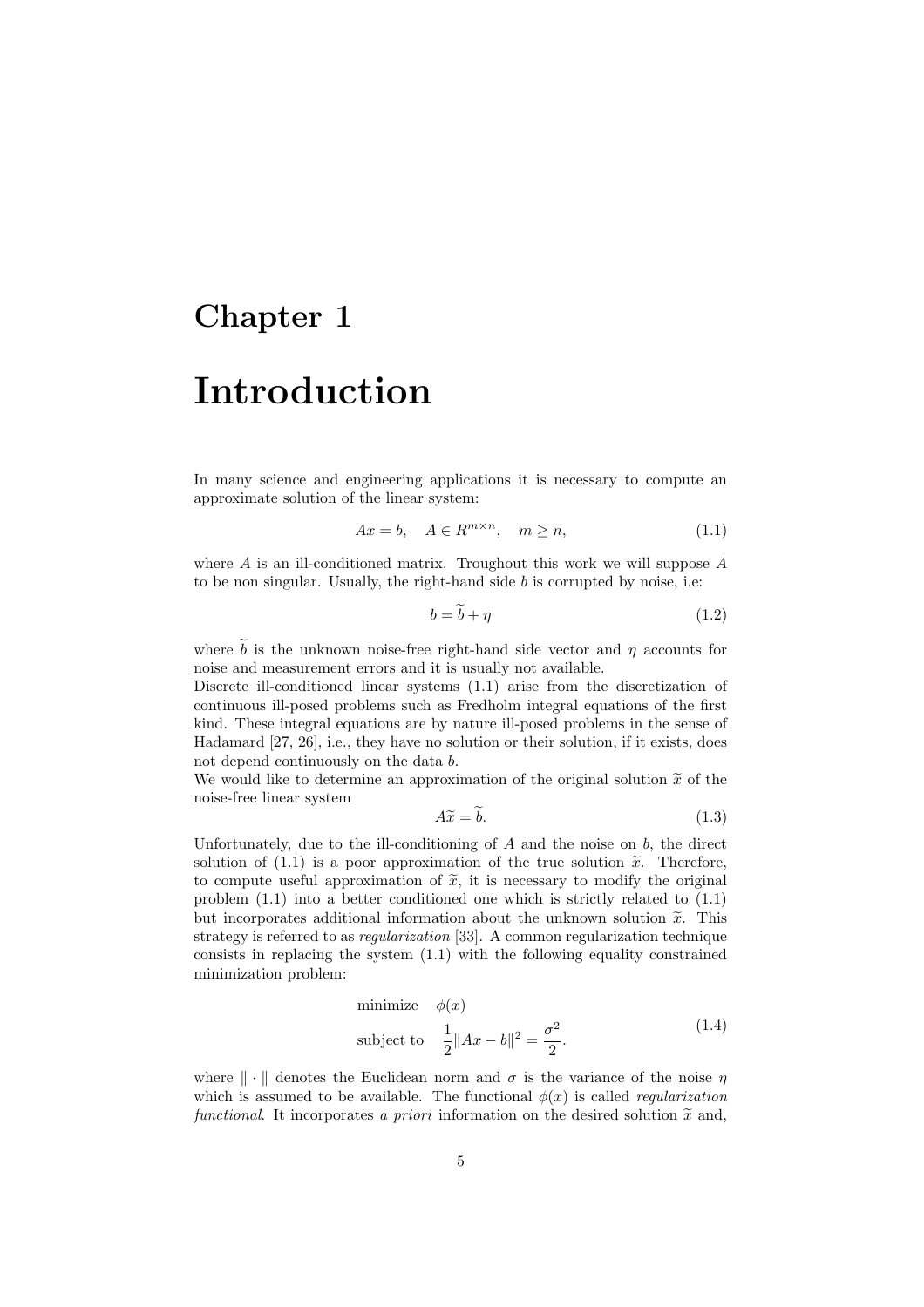# Chapter 1

# Introduction

In many science and engineering applications it is necessary to compute an approximate solution of the linear system:

$$Ax = b, \quad A \in R^{m \times n}, \quad m \geq n, \tag{1.1}$$

where $A$ is an ill-conditioned matrix. Troughout this work we will suppose $A$ to be non singular. Usually, the right-hand side $b$ is corrupted by noise, i.e:

$$b = \widetilde{b} + \eta \tag{1.2}$$

where $\widetilde{b}$ is the unknown noise-free right-hand side vector and $\eta$ accounts for noise and measurement errors and it is usually not available.

Discrete ill-conditioned linear systems (1.1) arise from the discretization of continuous ill-posed problems such as Fredholm integral equations of the first kind. These integral equations are by nature ill-posed problems in the sense of Hadamard [27, 26], i.e., they have no solution or their solution, if it exists, does not depend continuously on the data $b$.

We would like to determine an approximation of the original solution $\widetilde{x}$ of the noise-free linear system

$$A\widetilde{x} = \widetilde{b}. \tag{1.3}$$

Unfortunately, due to the ill-conditioning of $A$ and the noise on $b$, the direct solution of (1.1) is a poor approximation of the true solution $\widetilde{x}$. Therefore, to compute useful approximation of $\widetilde{x}$, it is necessary to modify the original problem (1.1) into a better conditioned one which is strictly related to (1.1) but incorporates additional information about the unknown solution $\widetilde{x}$. This strategy is referred to as *regularization* [33]. A common regularization technique consists in replacing the system (1.1) with the following equality constrained minimization problem:

$$\begin{aligned} &\text{minimize} \quad \phi(x) \\ &\text{subject to} \quad \frac{1}{2}\|Ax - b\|^2 = \frac{\sigma^2}{2}. \end{aligned} \tag{1.4}$$

where $\|\cdot\|$ denotes the Euclidean norm and $\sigma$ is the variance of the noise $\eta$ which is assumed to be available. The functional $\phi(x)$ is called *regularization functional*. It incorporates *a priori* information on the desired solution $\widetilde{x}$ and,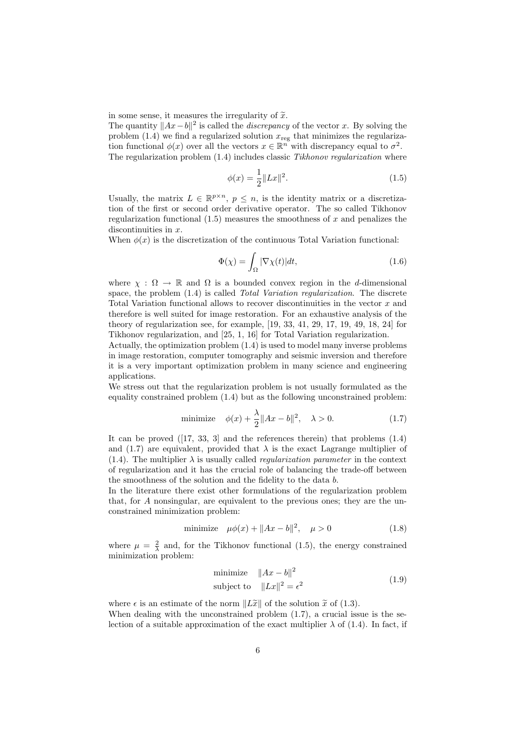in some sense, it measures the irregularity of $\widetilde{x}$.
The quantity $\|Ax-b\|^2$ is called the *discrepancy* of the vector $x$. By solving the problem (1.4) we find a regularized solution $x_{\rm reg}$ that minimizes the regularization functional $\phi(x)$ over all the vectors $x \in \mathbb{R}^n$ with discrepancy equal to $\sigma^2$.
The regularization problem (1.4) includes classic *Tikhonov regularization* where

$$\phi(x) = \frac{1}{2}\|Lx\|^2. \tag{1.5}$$

Usually, the matrix $L \in \mathbb{R}^{p\times n}$, $p \leq n$, is the identity matrix or a discretization of the first or second order derivative operator. The so called Tikhonov regularization functional (1.5) measures the smoothness of $x$ and penalizes the discontinuities in $x$.
When $\phi(x)$ is the discretization of the continuous Total Variation functional:

$$\Phi(\chi) = \int_\Omega |\nabla\chi(t)|dt, \tag{1.6}$$

where $\chi : \Omega \to \mathbb{R}$ and $\Omega$ is a bounded convex region in the $d$-dimensional space, the problem (1.4) is called *Total Variation regularization*. The discrete Total Variation functional allows to recover discontinuities in the vector $x$ and therefore is well suited for image restoration. For an exhaustive analysis of the theory of regularization see, for example, [19, 33, 41, 29, 17, 19, 49, 18, 24] for Tikhonov regularization, and [25, 1, 16] for Total Variation regularization.
Actually, the optimization problem (1.4) is used to model many inverse problems in image restoration, computer tomography and seismic inversion and therefore it is a very important optimization problem in many science and engineering applications.
We stress out that the regularization problem is not usually formulated as the equality constrained problem (1.4) but as the following unconstrained problem:

$$\text{minimize} \quad \phi(x) + \frac{\lambda}{2}\|Ax-b\|^2, \quad \lambda > 0. \tag{1.7}$$

It can be proved ([17, 33, 3] and the references therein) that problems (1.4) and (1.7) are equivalent, provided that $\lambda$ is the exact Lagrange multiplier of (1.4). The multiplier $\lambda$ is usually called *regularization parameter* in the context of regularization and it has the crucial role of balancing the trade-off between the smoothness of the solution and the fidelity to the data $b$.
In the literature there exist other formulations of the regularization problem that, for $A$ nonsingular, are equivalent to the previous ones; they are the unconstrained minimization problem:

$$\text{minimize} \quad \mu\phi(x) + \|Ax-b\|^2, \quad \mu > 0 \tag{1.8}$$

where $\mu = \frac{2}{\lambda}$ and, for the Tikhonov functional (1.5), the energy constrained minimization problem:

$$\begin{aligned} &\text{minimize} \quad \|Ax-b\|^2 \\ &\text{subject to} \quad \|Lx\|^2 = \epsilon^2 \end{aligned} \tag{1.9}$$

where $\epsilon$ is an estimate of the norm $\|L\widetilde{x}\|$ of the solution $\widetilde{x}$ of (1.3).
When dealing with the unconstrained problem (1.7), a crucial issue is the selection of a suitable approximation of the exact multiplier $\lambda$ of (1.4). In fact, if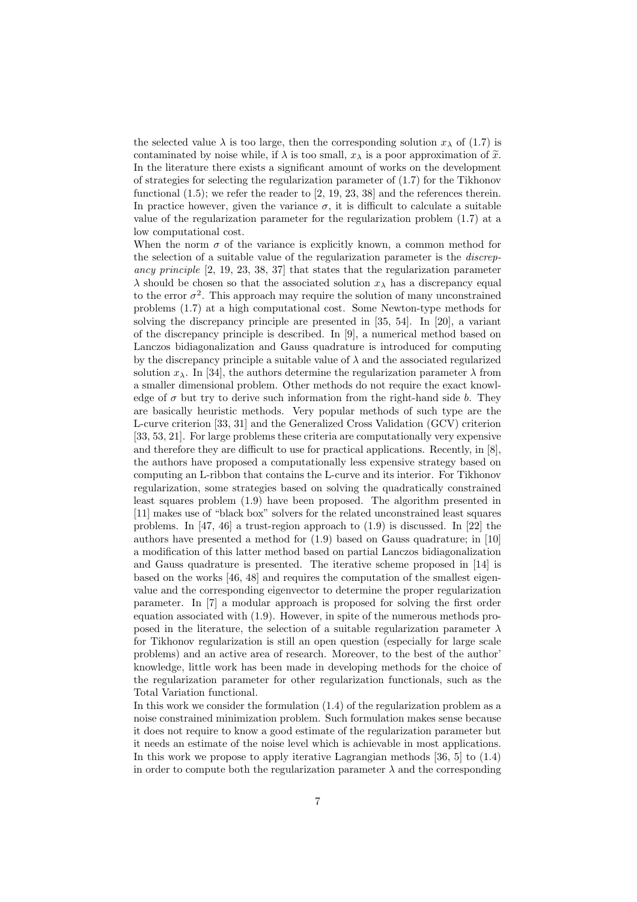the selected value $\lambda$ is too large, then the corresponding solution $x_\lambda$ of (1.7) is contaminated by noise while, if $\lambda$ is too small, $x_\lambda$ is a poor approximation of $\widetilde{x}$. In the literature there exists a significant amount of works on the development of strategies for selecting the regularization parameter of (1.7) for the Tikhonov functional (1.5); we refer the reader to [2, 19, 23, 38] and the references therein. In practice however, given the variance $\sigma$, it is difficult to calculate a suitable value of the regularization parameter for the regularization problem (1.7) at a low computational cost.

When the norm $\sigma$ of the variance is explicitly known, a common method for the selection of a suitable value of the regularization parameter is the *discrepancy principle* [2, 19, 23, 38, 37] that states that the regularization parameter $\lambda$ should be chosen so that the associated solution $x_\lambda$ has a discrepancy equal to the error $\sigma^2$. This approach may require the solution of many unconstrained problems (1.7) at a high computational cost. Some Newton-type methods for solving the discrepancy principle are presented in [35, 54]. In [20], a variant of the discrepancy principle is described. In [9], a numerical method based on Lanczos bidiagonalization and Gauss quadrature is introduced for computing by the discrepancy principle a suitable value of $\lambda$ and the associated regularized solution $x_\lambda$. In [34], the authors determine the regularization parameter $\lambda$ from a smaller dimensional problem. Other methods do not require the exact knowledge of $\sigma$ but try to derive such information from the right-hand side $b$. They are basically heuristic methods. Very popular methods of such type are the L-curve criterion [33, 31] and the Generalized Cross Validation (GCV) criterion [33, 53, 21]. For large problems these criteria are computationally very expensive and therefore they are difficult to use for practical applications. Recently, in [8], the authors have proposed a computationally less expensive strategy based on computing an L-ribbon that contains the L-curve and its interior. For Tikhonov regularization, some strategies based on solving the quadratically constrained least squares problem (1.9) have been proposed. The algorithm presented in [11] makes use of "black box" solvers for the related unconstrained least squares problems. In [47, 46] a trust-region approach to (1.9) is discussed. In [22] the authors have presented a method for (1.9) based on Gauss quadrature; in [10] a modification of this latter method based on partial Lanczos bidiagonalization and Gauss quadrature is presented. The iterative scheme proposed in [14] is based on the works [46, 48] and requires the computation of the smallest eigenvalue and the corresponding eigenvector to determine the proper regularization parameter. In [7] a modular approach is proposed for solving the first order equation associated with (1.9). However, in spite of the numerous methods proposed in the literature, the selection of a suitable regularization parameter $\lambda$ for Tikhonov regularization is still an open question (especially for large scale problems) and an active area of research. Moreover, to the best of the author' knowledge, little work has been made in developing methods for the choice of the regularization parameter for other regularization functionals, such as the Total Variation functional.

In this work we consider the formulation (1.4) of the regularization problem as a noise constrained minimization problem. Such formulation makes sense because it does not require to know a good estimate of the regularization parameter but it needs an estimate of the noise level which is achievable in most applications. In this work we propose to apply iterative Lagrangian methods [36, 5] to (1.4) in order to compute both the regularization parameter $\lambda$ and the corresponding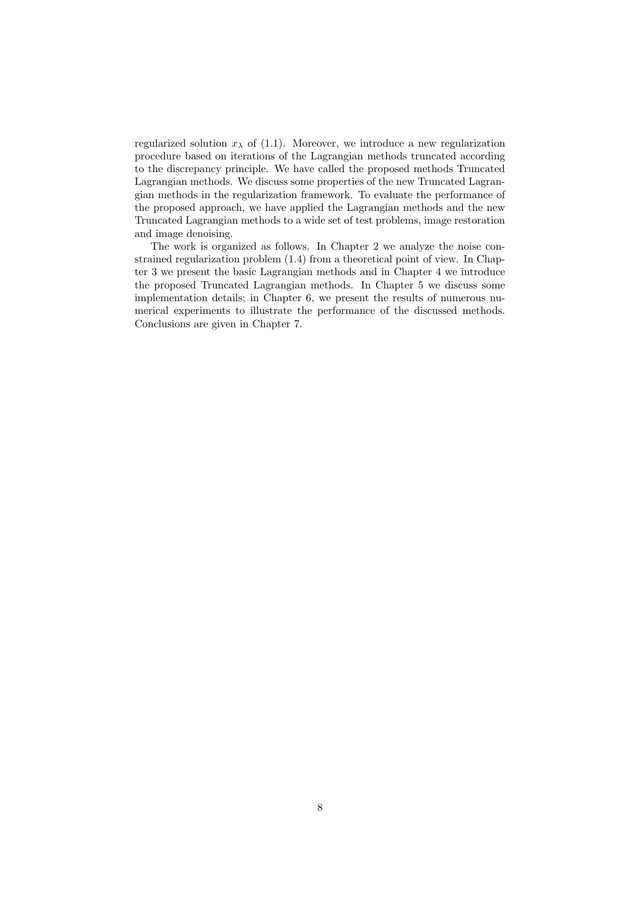regularized solution $x_\lambda$ of (1.1). Moreover, we introduce a new regularization procedure based on iterations of the Lagrangian methods truncated according to the discrepancy principle. We have called the proposed methods Truncated Lagrangian methods. We discuss some properties of the new Truncated Lagrangian methods in the regularization framework. To evaluate the performance of the proposed approach, we have applied the Lagrangian methods and the new Truncated Lagrangian methods to a wide set of test problems, image restoration and image denoising.

The work is organized as follows. In Chapter 2 we analyze the noise constrained regularization problem (1.4) from a theoretical point of view. In Chapter 3 we present the basic Lagrangian methods and in Chapter 4 we introduce the proposed Truncated Lagrangian methods. In Chapter 5 we discuss some implementation details; in Chapter 6, we present the results of numerous numerical experiments to illustrate the performance of the discussed methods. Conclusions are given in Chapter 7.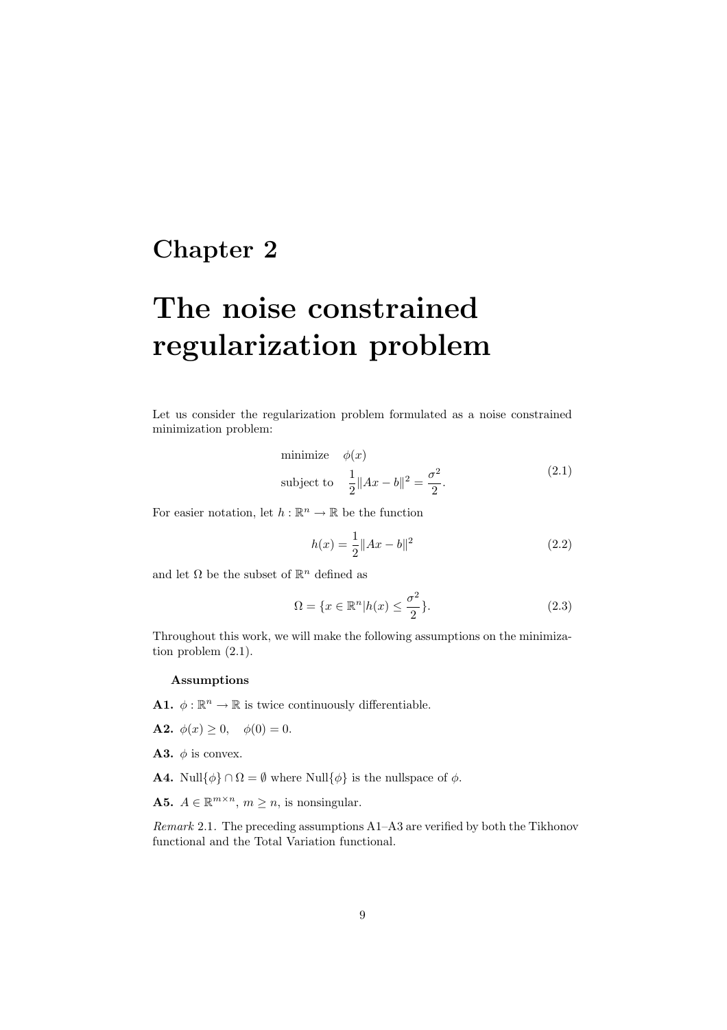# Chapter 2

# The noise constrained regularization problem

Let us consider the regularization problem formulated as a noise constrained minimization problem:

$$
\begin{aligned}
&\text{minimize} \quad \phi(x) \\
&\text{subject to} \quad \frac{1}{2}\|Ax - b\|^2 = \frac{\sigma^2}{2}.
\end{aligned}
\tag{2.1}
$$

For easier notation, let $h : \mathbb{R}^n \to \mathbb{R}$ be the function

$$
h(x) = \frac{1}{2}\|Ax - b\|^2 \tag{2.2}
$$

and let $\Omega$ be the subset of $\mathbb{R}^n$ defined as

$$
\Omega = \{x \in \mathbb{R}^n | h(x) \leq \frac{\sigma^2}{2}\}. \tag{2.3}
$$

Throughout this work, we will make the following assumptions on the minimization problem (2.1).

**Assumptions**

**A1.** $\phi : \mathbb{R}^n \to \mathbb{R}$ is twice continuously differentiable.

**A2.** $\phi(x) \geq 0, \quad \phi(0) = 0.$

**A3.** $\phi$ is convex.

**A4.** $\text{Null}\{\phi\} \cap \Omega = \emptyset$ where $\text{Null}\{\phi\}$ is the nullspace of $\phi$.

**A5.** $A \in \mathbb{R}^{m \times n}$, $m \geq n$, is nonsingular.

*Remark* 2.1. The preceding assumptions A1–A3 are verified by both the Tikhonov functional and the Total Variation functional.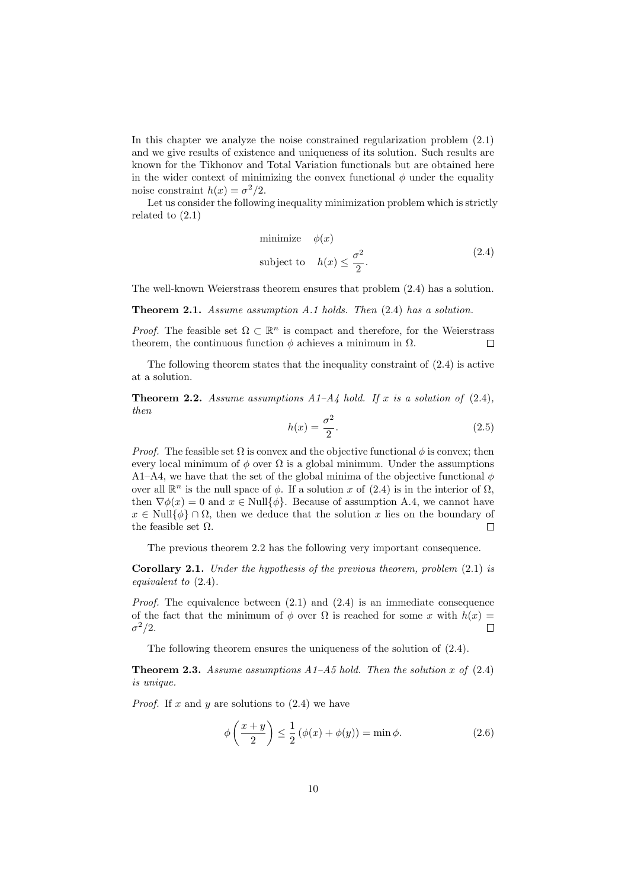In this chapter we analyze the noise constrained regularization problem (2.1) and we give results of existence and uniqueness of its solution. Such results are known for the Tikhonov and Total Variation functionals but are obtained here in the wider context of minimizing the convex functional $\phi$ under the equality noise constraint $h(x) = \sigma^2/2$.

Let us consider the following inequality minimization problem which is strictly related to (2.1)

$$
\begin{aligned}
&\text{minimize} \quad \phi(x) \\
&\text{subject to} \quad h(x) \leq \frac{\sigma^2}{2}.
\end{aligned}
\tag{2.4}
$$

The well-known Weierstrass theorem ensures that problem (2.4) has a solution.

**Theorem 2.1.** *Assume assumption A.1 holds. Then* (2.4) *has a solution.*

*Proof.* The feasible set $\Omega \subset \mathbb{R}^n$ is compact and therefore, for the Weierstrass theorem, the continuous function $\phi$ achieves a minimum in $\Omega$. □

The following theorem states that the inequality constraint of (2.4) is active at a solution.

**Theorem 2.2.** *Assume assumptions A1–A4 hold. If $x$ is a solution of* (2.4)*, then*

$$
h(x) = \frac{\sigma^2}{2}. \tag{2.5}
$$

*Proof.* The feasible set $\Omega$ is convex and the objective functional $\phi$ is convex; then every local minimum of $\phi$ over $\Omega$ is a global minimum. Under the assumptions A1–A4, we have that the set of the global minima of the objective functional $\phi$ over all $\mathbb{R}^n$ is the null space of $\phi$. If a solution $x$ of (2.4) is in the interior of $\Omega$, then $\nabla\phi(x) = 0$ and $x \in \text{Null}\{\phi\}$. Because of assumption A.4, we cannot have $x \in \text{Null}\{\phi\} \cap \Omega$, then we deduce that the solution $x$ lies on the boundary of the feasible set $\Omega$. □

The previous theorem 2.2 has the following very important consequence.

**Corollary 2.1.** *Under the hypothesis of the previous theorem, problem* (2.1) *is equivalent to* (2.4)*.*

*Proof.* The equivalence between (2.1) and (2.4) is an immediate consequence of the fact that the minimum of $\phi$ over $\Omega$ is reached for some $x$ with $h(x) = \sigma^2/2$. □

The following theorem ensures the uniqueness of the solution of (2.4).

**Theorem 2.3.** *Assume assumptions A1–A5 hold. Then the solution $x$ of* (2.4) *is unique.*

*Proof.* If $x$ and $y$ are solutions to (2.4) we have

$$
\phi\left(\frac{x+y}{2}\right) \leq \frac{1}{2}\left(\phi(x) + \phi(y)\right) = \min \phi. \tag{2.6}
$$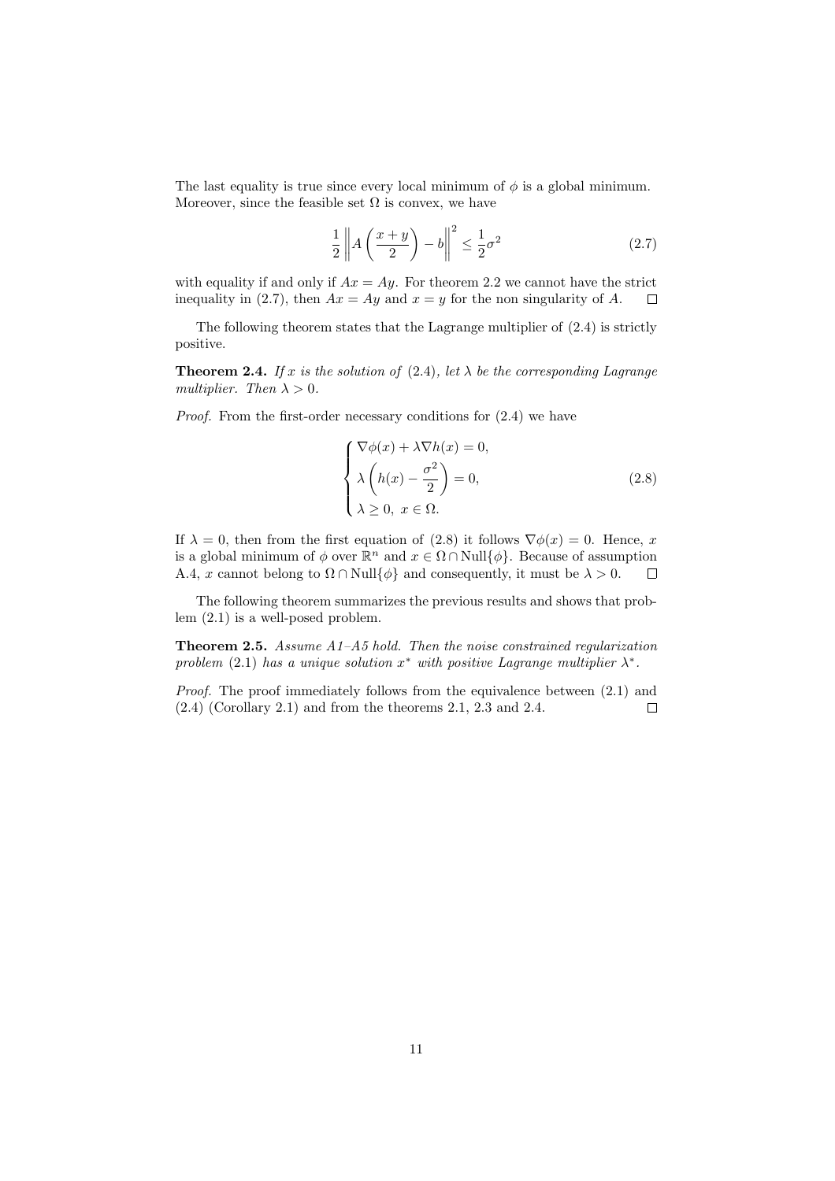The last equality is true since every local minimum of $\phi$ is a global minimum. Moreover, since the feasible set $\Omega$ is convex, we have

$$\frac{1}{2}\left\| A\left(\frac{x+y}{2}\right) - b\right\|^2 \leq \frac{1}{2}\sigma^2 \tag{2.7}$$

with equality if and only if $Ax = Ay$. For theorem 2.2 we cannot have the strict inequality in (2.7), then $Ax = Ay$ and $x = y$ for the non singularity of $A$. $\square$

The following theorem states that the Lagrange multiplier of (2.4) is strictly positive.

**Theorem 2.4.** *If $x$ is the solution of* (2.4)*, let $\lambda$ be the corresponding Lagrange multiplier. Then $\lambda > 0$.*

*Proof.* From the first-order necessary conditions for (2.4) we have

$$\begin{cases} \nabla\phi(x) + \lambda\nabla h(x) = 0, \\ \lambda\left(h(x) - \dfrac{\sigma^2}{2}\right) = 0, \\ \lambda \geq 0, \; x \in \Omega. \end{cases} \tag{2.8}$$

If $\lambda = 0$, then from the first equation of (2.8) it follows $\nabla\phi(x) = 0$. Hence, $x$ is a global minimum of $\phi$ over $\mathbb{R}^n$ and $x \in \Omega \cap \mathrm{Null}\{\phi\}$. Because of assumption A.4, $x$ cannot belong to $\Omega \cap \mathrm{Null}\{\phi\}$ and consequently, it must be $\lambda > 0$. $\square$

The following theorem summarizes the previous results and shows that problem (2.1) is a well-posed problem.

**Theorem 2.5.** *Assume A1–A5 hold. Then the noise constrained regularization problem* (2.1) *has a unique solution $x^*$ with positive Lagrange multiplier $\lambda^*$.*

*Proof.* The proof immediately follows from the equivalence between (2.1) and (2.4) (Corollary 2.1) and from the theorems 2.1, 2.3 and 2.4. $\square$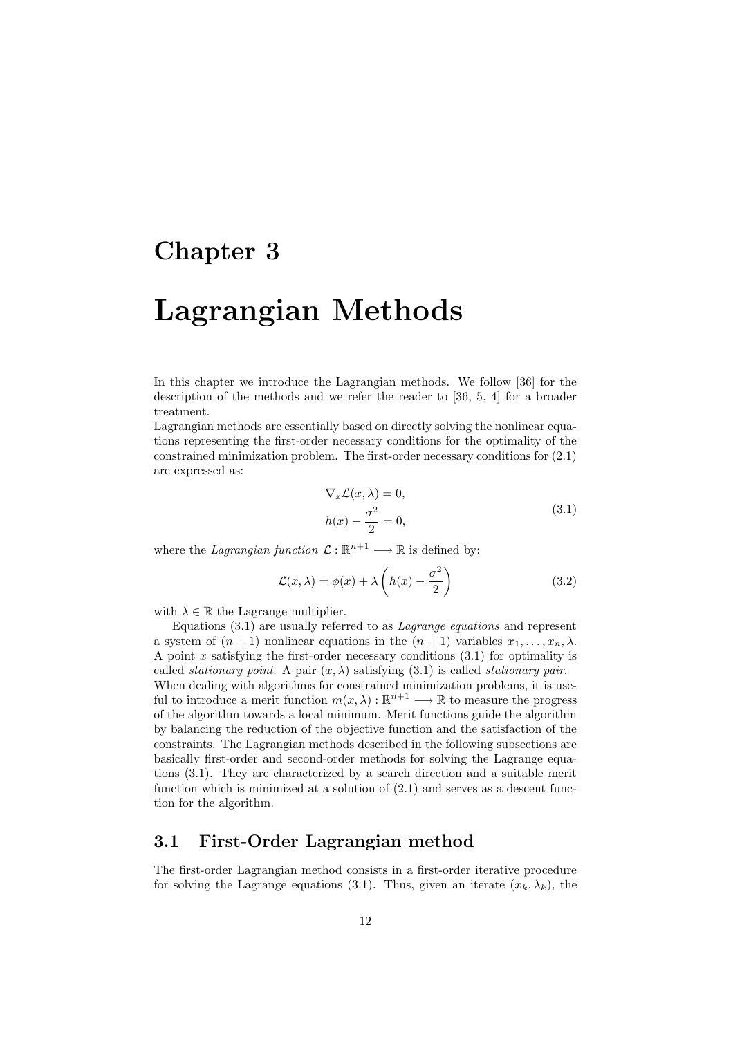# Chapter 3

# Lagrangian Methods

In this chapter we introduce the Lagrangian methods. We follow [36] for the description of the methods and we refer the reader to [36, 5, 4] for a broader treatment.

Lagrangian methods are essentially based on directly solving the nonlinear equations representing the first-order necessary conditions for the optimality of the constrained minimization problem. The first-order necessary conditions for (2.1) are expressed as:

$$
\begin{aligned}
&\nabla_x \mathcal{L}(x, \lambda) = 0, \\
&h(x) - \frac{\sigma^2}{2} = 0,
\end{aligned}
\tag{3.1}
$$

where the *Lagrangian function* $\mathcal{L} : \mathbb{R}^{n+1} \longrightarrow \mathbb{R}$ is defined by:

$$
\mathcal{L}(x, \lambda) = \phi(x) + \lambda \left( h(x) - \frac{\sigma^2}{2} \right) \tag{3.2}
$$

with $\lambda \in \mathbb{R}$ the Lagrange multiplier.

Equations (3.1) are usually referred to as *Lagrange equations* and represent a system of $(n+1)$ nonlinear equations in the $(n+1)$ variables $x_1, \ldots, x_n, \lambda$. A point $x$ satisfying the first-order necessary conditions (3.1) for optimality is called *stationary point*. A pair $(x, \lambda)$ satisfying (3.1) is called *stationary pair*.

When dealing with algorithms for constrained minimization problems, it is useful to introduce a merit function $m(x, \lambda) : \mathbb{R}^{n+1} \longrightarrow \mathbb{R}$ to measure the progress of the algorithm towards a local minimum. Merit functions guide the algorithm by balancing the reduction of the objective function and the satisfaction of the constraints. The Lagrangian methods described in the following subsections are basically first-order and second-order methods for solving the Lagrange equations (3.1). They are characterized by a search direction and a suitable merit function which is minimized at a solution of (2.1) and serves as a descent function for the algorithm.

## 3.1 First-Order Lagrangian method

The first-order Lagrangian method consists in a first-order iterative procedure for solving the Lagrange equations (3.1). Thus, given an iterate $(x_k, \lambda_k)$, the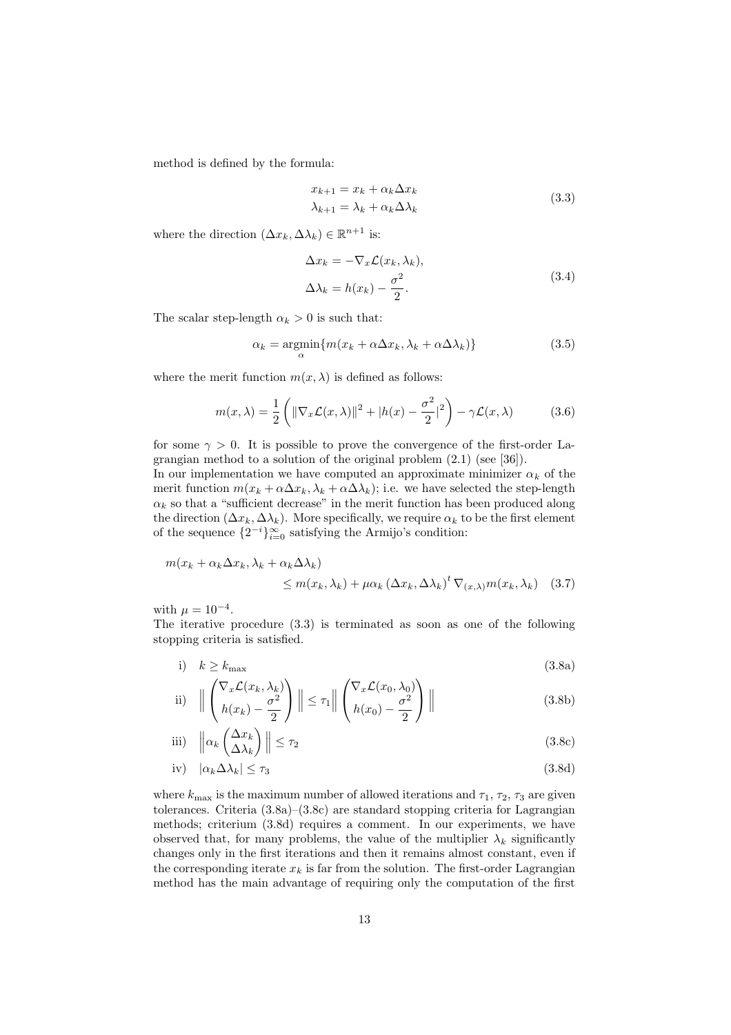method is defined by the formula:

$$
\begin{aligned}
x_{k+1} &= x_k + \alpha_k \Delta x_k \\
\lambda_{k+1} &= \lambda_k + \alpha_k \Delta \lambda_k
\end{aligned}
\tag{3.3}
$$

where the direction $(\Delta x_k, \Delta \lambda_k) \in \mathbb{R}^{n+1}$ is:

$$
\begin{aligned}
\Delta x_k &= -\nabla_x \mathcal{L}(x_k, \lambda_k), \\
\Delta \lambda_k &= h(x_k) - \frac{\sigma^2}{2}.
\end{aligned}
\tag{3.4}
$$

The scalar step-length $\alpha_k > 0$ is such that:

$$
\alpha_k = \underset{\alpha}{\operatorname{argmin}} \{ m(x_k + \alpha \Delta x_k, \lambda_k + \alpha \Delta \lambda_k) \}
\tag{3.5}
$$

where the merit function $m(x, \lambda)$ is defined as follows:

$$
m(x, \lambda) = \frac{1}{2} \left( \| \nabla_x \mathcal{L}(x, \lambda) \|^2 + |h(x) - \frac{\sigma^2}{2}|^2 \right) - \gamma \mathcal{L}(x, \lambda)
\tag{3.6}
$$

for some $\gamma > 0$. It is possible to prove the convergence of the first-order Lagrangian method to a solution of the original problem (2.1) (see [36]).
In our implementation we have computed an approximate minimizer $\alpha_k$ of the merit function $m(x_k + \alpha \Delta x_k, \lambda_k + \alpha \Delta \lambda_k)$; i.e. we have selected the step-length $\alpha_k$ so that a "sufficient decrease" in the merit function has been produced along the direction $(\Delta x_k, \Delta \lambda_k)$. More specifically, we require $\alpha_k$ to be the first element of the sequence $\{2^{-i}\}_{i=0}^{\infty}$ satisfying the Armijo's condition:

$$
\begin{aligned}
& m(x_k + \alpha_k \Delta x_k, \lambda_k + \alpha_k \Delta \lambda_k) \\
& \qquad \leq m(x_k, \lambda_k) + \mu \alpha_k \left( \Delta x_k, \Delta \lambda_k \right)^t \nabla_{(x,\lambda)} m(x_k, \lambda_k)
\end{aligned}
\tag{3.7}
$$

with $\mu = 10^{-4}$.
The iterative procedure (3.3) is terminated as soon as one of the following stopping criteria is satisfied.

$$
\text{i)} \quad k \geq k_{\max} \tag{3.8a}
$$

$$
\text{ii)} \quad \left\| \begin{pmatrix} \nabla_x \mathcal{L}(x_k, \lambda_k) \\ h(x_k) - \dfrac{\sigma^2}{2} \end{pmatrix} \right\| \leq \tau_1 \left\| \begin{pmatrix} \nabla_x \mathcal{L}(x_0, \lambda_0) \\ h(x_0) - \dfrac{\sigma^2}{2} \end{pmatrix} \right\| \tag{3.8b}
$$

$$
\text{iii)} \quad \left\| \alpha_k \begin{pmatrix} \Delta x_k \\ \Delta \lambda_k \end{pmatrix} \right\| \leq \tau_2 \tag{3.8c}
$$

$$
\text{iv)} \quad |\alpha_k \Delta \lambda_k| \leq \tau_3 \tag{3.8d}
$$

where $k_{\max}$ is the maximum number of allowed iterations and $\tau_1$, $\tau_2$, $\tau_3$ are given tolerances. Criteria (3.8a)–(3.8c) are standard stopping criteria for Lagrangian methods; criterium (3.8d) requires a comment. In our experiments, we have observed that, for many problems, the value of the multiplier $\lambda_k$ significantly changes only in the first iterations and then it remains almost constant, even if the corresponding iterate $x_k$ is far from the solution. The first-order Lagrangian method has the main advantage of requiring only the computation of the first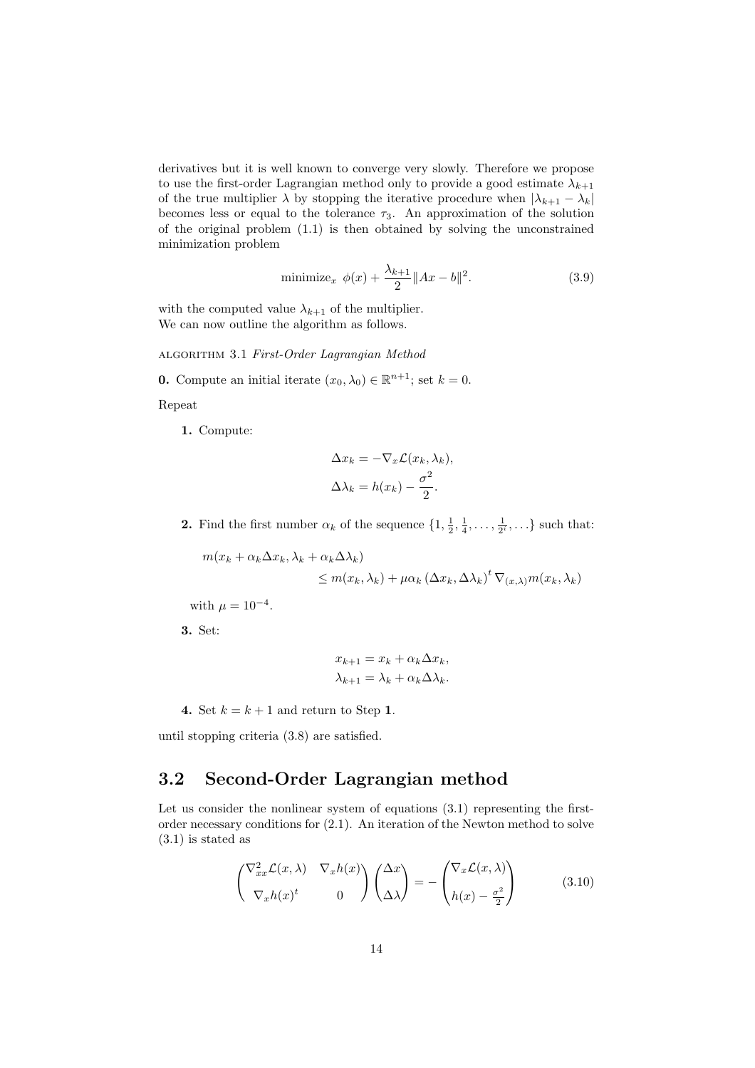derivatives but it is well known to converge very slowly. Therefore we propose to use the first-order Lagrangian method only to provide a good estimate $\lambda_{k+1}$ of the true multiplier $\lambda$ by stopping the iterative procedure when $|\lambda_{k+1} - \lambda_k|$ becomes less or equal to the tolerance $\tau_3$. An approximation of the solution of the original problem (1.1) is then obtained by solving the unconstrained minimization problem

$$\text{minimize}_x \;\; \phi(x) + \frac{\lambda_{k+1}}{2}\|Ax - b\|^2. \tag{3.9}$$

with the computed value $\lambda_{k+1}$ of the multiplier.
We can now outline the algorithm as follows.

ALGORITHM 3.1 *First-Order Lagrangian Method*

**0.** Compute an initial iterate $(x_0, \lambda_0) \in \mathbb{R}^{n+1}$; set $k = 0$.

Repeat

**1.** Compute:

$$\Delta x_k = -\nabla_x \mathcal{L}(x_k, \lambda_k),$$
$$\Delta \lambda_k = h(x_k) - \frac{\sigma^2}{2}.$$

**2.** Find the first number $\alpha_k$ of the sequence $\{1, \frac{1}{2}, \frac{1}{4}, \ldots, \frac{1}{2^i}, \ldots\}$ such that:

$$m(x_k + \alpha_k \Delta x_k, \lambda_k + \alpha_k \Delta \lambda_k) \\ \leq m(x_k, \lambda_k) + \mu \alpha_k \left(\Delta x_k, \Delta \lambda_k\right)^t \nabla_{(x,\lambda)} m(x_k, \lambda_k)$$

with $\mu = 10^{-4}$.

**3.** Set:

$$x_{k+1} = x_k + \alpha_k \Delta x_k,$$
$$\lambda_{k+1} = \lambda_k + \alpha_k \Delta \lambda_k.$$

**4.** Set $k = k + 1$ and return to Step **1**.

until stopping criteria (3.8) are satisfied.

## 3.2 Second-Order Lagrangian method

Let us consider the nonlinear system of equations (3.1) representing the first-order necessary conditions for (2.1). An iteration of the Newton method to solve (3.1) is stated as

$$\begin{pmatrix} \nabla^2_{xx} \mathcal{L}(x, \lambda) & \nabla_x h(x) \\ \nabla_x h(x)^t & 0 \end{pmatrix} \begin{pmatrix} \Delta x \\ \Delta \lambda \end{pmatrix} = - \begin{pmatrix} \nabla_x \mathcal{L}(x, \lambda) \\ h(x) - \frac{\sigma^2}{2} \end{pmatrix} \tag{3.10}$$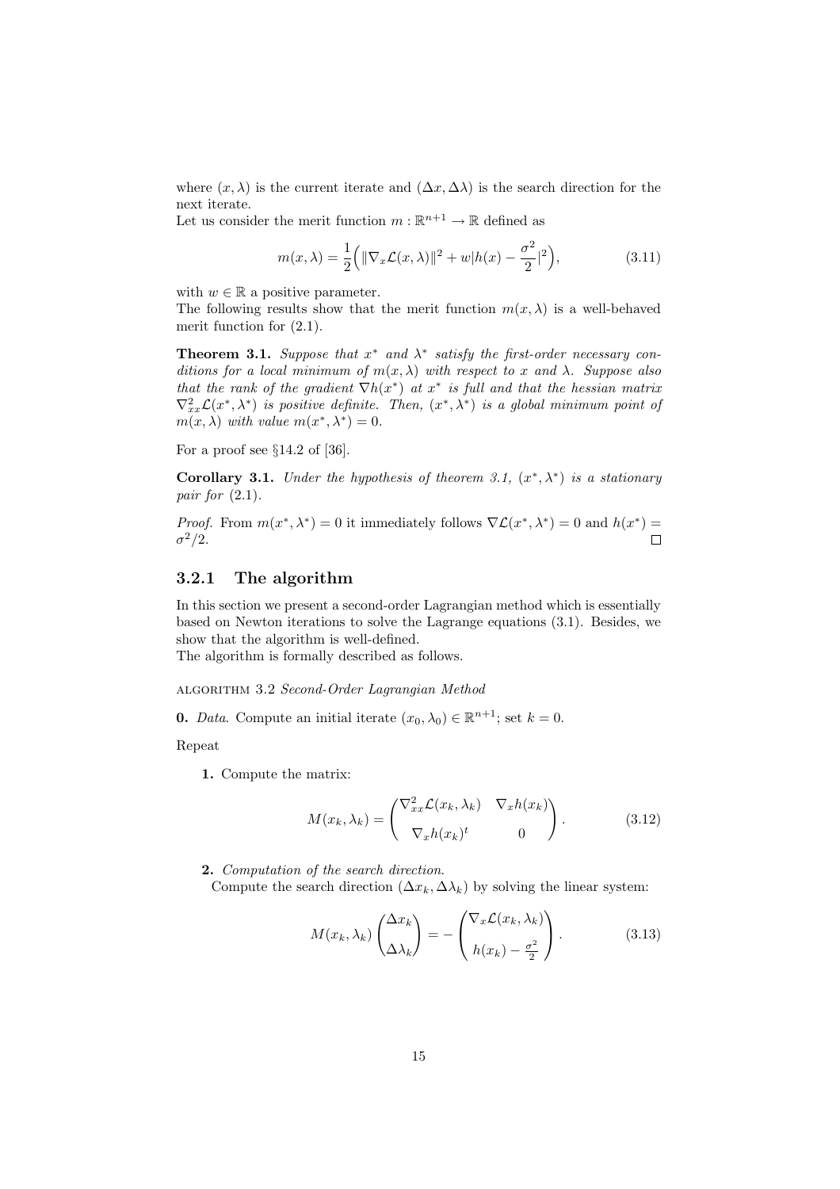where $(x, \lambda)$ is the current iterate and $(\Delta x, \Delta\lambda)$ is the search direction for the next iterate.
Let us consider the merit function $m : \mathbb{R}^{n+1} \to \mathbb{R}$ defined as

$$m(x, \lambda) = \frac{1}{2}\Big( \|\nabla_x \mathcal{L}(x, \lambda)\|^2 + w|h(x) - \frac{\sigma^2}{2}|^2 \Big), \tag{3.11}$$

with $w \in \mathbb{R}$ a positive parameter.
The following results show that the merit function $m(x, \lambda)$ is a well-behaved merit function for (2.1).

**Theorem 3.1.** *Suppose that $x^*$ and $\lambda^*$ satisfy the first-order necessary conditions for a local minimum of $m(x, \lambda)$ with respect to $x$ and $\lambda$. Suppose also that the rank of the gradient $\nabla h(x^*)$ at $x^*$ is full and that the hessian matrix $\nabla^2_{xx}\mathcal{L}(x^*, \lambda^*)$ is positive definite. Then, $(x^*, \lambda^*)$ is a global minimum point of $m(x, \lambda)$ with value $m(x^*, \lambda^*) = 0$.*

For a proof see §14.2 of [36].

**Corollary 3.1.** *Under the hypothesis of theorem 3.1, $(x^*, \lambda^*)$ is a stationary pair for (2.1).*

*Proof.* From $m(x^*, \lambda^*) = 0$ it immediately follows $\nabla\mathcal{L}(x^*, \lambda^*) = 0$ and $h(x^*) = \sigma^2/2$. □

### 3.2.1 The algorithm

In this section we present a second-order Lagrangian method which is essentially based on Newton iterations to solve the Lagrange equations (3.1). Besides, we show that the algorithm is well-defined.
The algorithm is formally described as follows.

ALGORITHM 3.2 *Second-Order Lagrangian Method*

**0.** *Data.* Compute an initial iterate $(x_0, \lambda_0) \in \mathbb{R}^{n+1}$; set $k = 0$.

Repeat

**1.** Compute the matrix:

$$M(x_k, \lambda_k) = \begin{pmatrix} \nabla^2_{xx}\mathcal{L}(x_k, \lambda_k) & \nabla_x h(x_k) \\ \nabla_x h(x_k)^t & 0 \end{pmatrix}. \tag{3.12}$$

**2.** *Computation of the search direction.*
Compute the search direction $(\Delta x_k, \Delta\lambda_k)$ by solving the linear system:

$$M(x_k, \lambda_k) \begin{pmatrix} \Delta x_k \\ \Delta\lambda_k \end{pmatrix} = - \begin{pmatrix} \nabla_x \mathcal{L}(x_k, \lambda_k) \\ h(x_k) - \frac{\sigma^2}{2} \end{pmatrix}. \tag{3.13}$$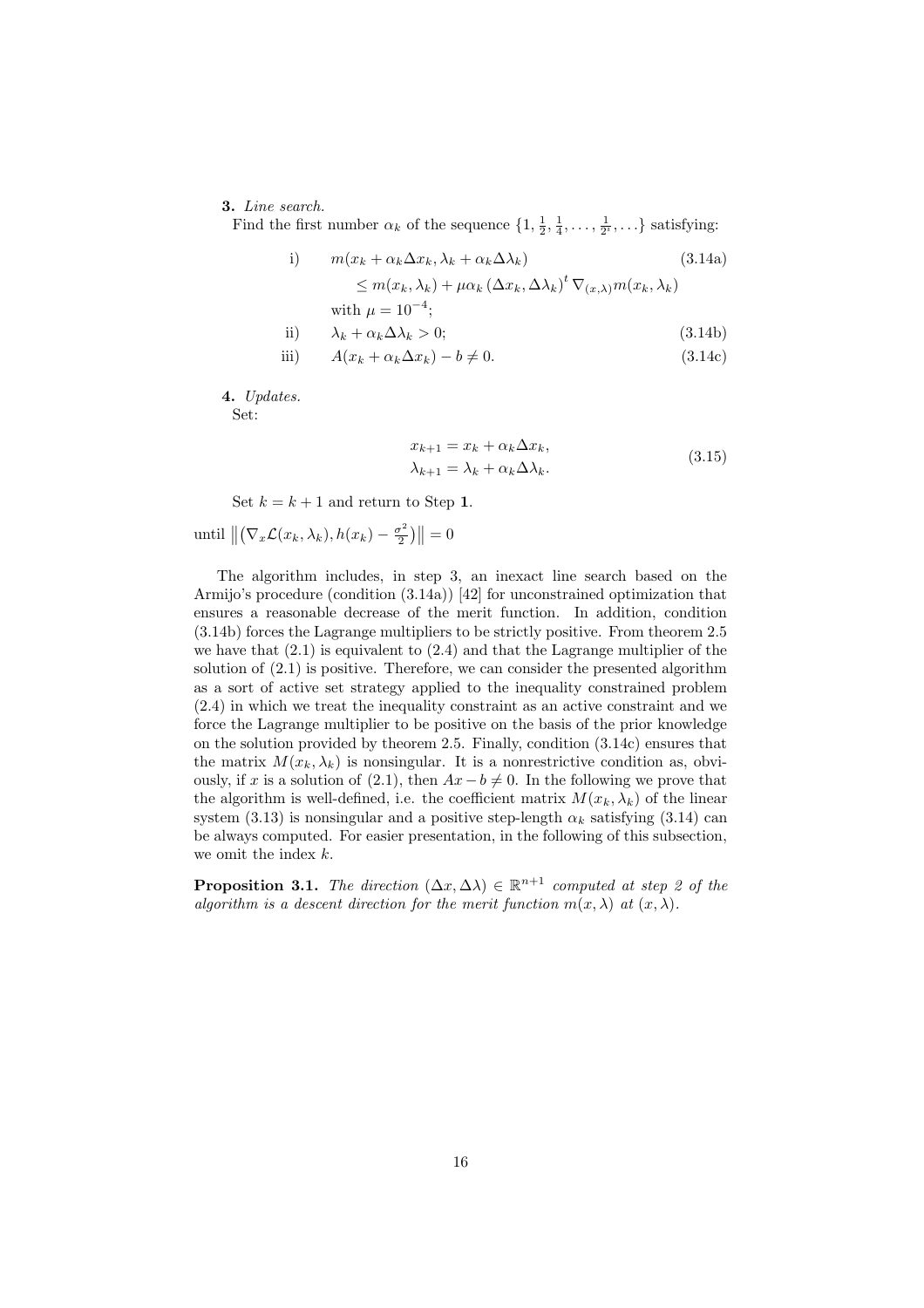**3.** *Line search.*
Find the first number $\alpha_k$ of the sequence $\{1, \frac{1}{2}, \frac{1}{4}, \ldots, \frac{1}{2^i}, \ldots\}$ satisfying:

$$
\begin{aligned}
\text{i)} \quad & m(x_k + \alpha_k \Delta x_k, \lambda_k + \alpha_k \Delta \lambda_k) && \text{(3.14a)} \\
& \quad \leq m(x_k, \lambda_k) + \mu \alpha_k \left(\Delta x_k, \Delta \lambda_k\right)^t \nabla_{(x,\lambda)} m(x_k, \lambda_k) \\
& \quad \text{with } \mu = 10^{-4}; \\
\text{ii)} \quad & \lambda_k + \alpha_k \Delta \lambda_k > 0; && \text{(3.14b)} \\
\text{iii)} \quad & A(x_k + \alpha_k \Delta x_k) - b \neq 0. && \text{(3.14c)}
\end{aligned}
$$

**4.** *Updates.*
Set:

$$
\begin{aligned}
x_{k+1} &= x_k + \alpha_k \Delta x_k, \\
\lambda_{k+1} &= \lambda_k + \alpha_k \Delta \lambda_k.
\end{aligned}
\tag{3.15}
$$

Set $k = k + 1$ and return to Step **1**.

until $\left\| \left(\nabla_x \mathcal{L}(x_k, \lambda_k), h(x_k) - \frac{\sigma^2}{2}\right) \right\| = 0$

The algorithm includes, in step 3, an inexact line search based on the Armijo's procedure (condition (3.14a)) [42] for unconstrained optimization that ensures a reasonable decrease of the merit function. In addition, condition (3.14b) forces the Lagrange multipliers to be strictly positive. From theorem 2.5 we have that (2.1) is equivalent to (2.4) and that the Lagrange multiplier of the solution of (2.1) is positive. Therefore, we can consider the presented algorithm as a sort of active set strategy applied to the inequality constrained problem (2.4) in which we treat the inequality constraint as an active constraint and we force the Lagrange multiplier to be positive on the basis of the prior knowledge on the solution provided by theorem 2.5. Finally, condition (3.14c) ensures that the matrix $M(x_k, \lambda_k)$ is nonsingular. It is a nonrestrictive condition as, obviously, if $x$ is a solution of (2.1), then $Ax - b \neq 0$. In the following we prove that the algorithm is well-defined, i.e. the coefficient matrix $M(x_k, \lambda_k)$ of the linear system (3.13) is nonsingular and a positive step-length $\alpha_k$ satisfying (3.14) can be always computed. For easier presentation, in the following of this subsection, we omit the index $k$.

**Proposition 3.1.** *The direction $(\Delta x, \Delta \lambda) \in \mathbb{R}^{n+1}$ computed at step 2 of the algorithm is a descent direction for the merit function $m(x, \lambda)$ at $(x, \lambda)$.*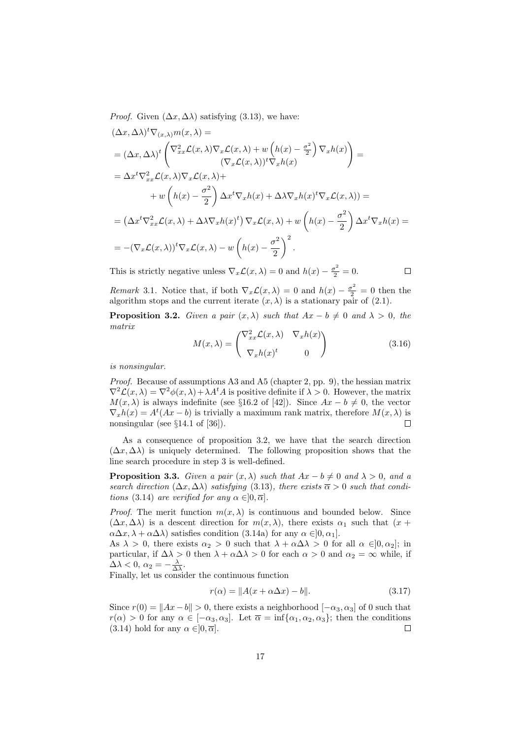*Proof.* Given $(\Delta x, \Delta\lambda)$ satisfying (3.13), we have:

$$
\begin{aligned}
&(\Delta x, \Delta\lambda)^t \nabla_{(x,\lambda)} m(x,\lambda) = \\
&= (\Delta x, \Delta\lambda)^t \begin{pmatrix} \nabla^2_{xx}\mathcal{L}(x,\lambda)\nabla_x\mathcal{L}(x,\lambda) + w\left(h(x) - \frac{\sigma^2}{2}\right)\nabla_x h(x) \\ (\nabla_x\mathcal{L}(x,\lambda))^t\nabla_x h(x) \end{pmatrix} = \\
&= \Delta x^t \nabla^2_{xx}\mathcal{L}(x,\lambda)\nabla_x\mathcal{L}(x,\lambda) + \\
&\qquad + w\left(h(x) - \frac{\sigma^2}{2}\right)\Delta x^t \nabla_x h(x) + \Delta\lambda \nabla_x h(x)^t \nabla_x \mathcal{L}(x,\lambda)) = \\
&= \left(\Delta x^t \nabla^2_{xx}\mathcal{L}(x,\lambda) + \Delta\lambda \nabla_x h(x)^t\right)\nabla_x\mathcal{L}(x,\lambda) + w\left(h(x) - \frac{\sigma^2}{2}\right)\Delta x^t \nabla_x h(x) = \\
&= -(\nabla_x\mathcal{L}(x,\lambda))^t \nabla_x \mathcal{L}(x,\lambda) - w\left(h(x) - \frac{\sigma^2}{2}\right)^2.
\end{aligned}
$$

This is strictly negative unless $\nabla_x\mathcal{L}(x,\lambda) = 0$ and $h(x) - \frac{\sigma^2}{2} = 0$. $\square$

*Remark* 3.1. Notice that, if both $\nabla_x\mathcal{L}(x,\lambda) = 0$ and $h(x) - \frac{\sigma^2}{2} = 0$ then the algorithm stops and the current iterate $(x, \lambda)$ is a stationary pair of (2.1).

**Proposition 3.2.** *Given a pair $(x,\lambda)$ such that $Ax - b \neq 0$ and $\lambda > 0$, the matrix*

$$
M(x,\lambda) = \begin{pmatrix} \nabla^2_{xx}\mathcal{L}(x,\lambda) & \nabla_x h(x) \\ \nabla_x h(x)^t & 0 \end{pmatrix} \tag{3.16}
$$

*is nonsingular.*

*Proof.* Because of assumptions A3 and A5 (chapter 2, pp. 9), the hessian matrix $\nabla^2\mathcal{L}(x,\lambda) = \nabla^2\phi(x,\lambda) + \lambda A^t A$ is positive definite if $\lambda > 0$. However, the matrix $M(x,\lambda)$ is always indefinite (see §16.2 of [42]). Since $Ax - b \neq 0$, the vector $\nabla_x h(x) = A^t(Ax - b)$ is trivially a maximum rank matrix, therefore $M(x,\lambda)$ is nonsingular (see §14.1 of [36]). $\square$

As a consequence of proposition 3.2, we have that the search direction $(\Delta x, \Delta\lambda)$ is uniquely determined. The following proposition shows that the line search procedure in step 3 is well-defined.

**Proposition 3.3.** *Given a pair $(x,\lambda)$ such that $Ax - b \neq 0$ and $\lambda > 0$, and a search direction $(\Delta x, \Delta\lambda)$ satisfying (3.13), there exists $\overline{\alpha} > 0$ such that conditions (3.14) are verified for any $\alpha \in ]0, \overline{\alpha}]$.*

*Proof.* The merit function $m(x,\lambda)$ is continuous and bounded below. Since $(\Delta x, \Delta\lambda)$ is a descent direction for $m(x,\lambda)$, there exists $\alpha_1$ such that $(x + \alpha\Delta x, \lambda + \alpha\Delta\lambda)$ satisfies condition (3.14a) for any $\alpha \in ]0, \alpha_1]$.
As $\lambda > 0$, there exists $\alpha_2 > 0$ such that $\lambda + \alpha\Delta\lambda > 0$ for all $\alpha \in ]0, \alpha_2]$; in particular, if $\Delta\lambda > 0$ then $\lambda + \alpha\Delta\lambda > 0$ for each $\alpha > 0$ and $\alpha_2 = \infty$ while, if $\Delta\lambda < 0$, $\alpha_2 = -\frac{\lambda}{\Delta\lambda}$.
Finally, let us consider the continuous function

$$
r(\alpha) = \|A(x + \alpha\Delta x) - b\|. \tag{3.17}
$$

Since $r(0) = \|Ax - b\| > 0$, there exists a neighborhood $[-\alpha_3, \alpha_3]$ of 0 such that $r(\alpha) > 0$ for any $\alpha \in [-\alpha_3, \alpha_3]$. Let $\overline{\alpha} = \inf\{\alpha_1, \alpha_2, \alpha_3\}$; then the conditions (3.14) hold for any $\alpha \in ]0, \overline{\alpha}]$. $\square$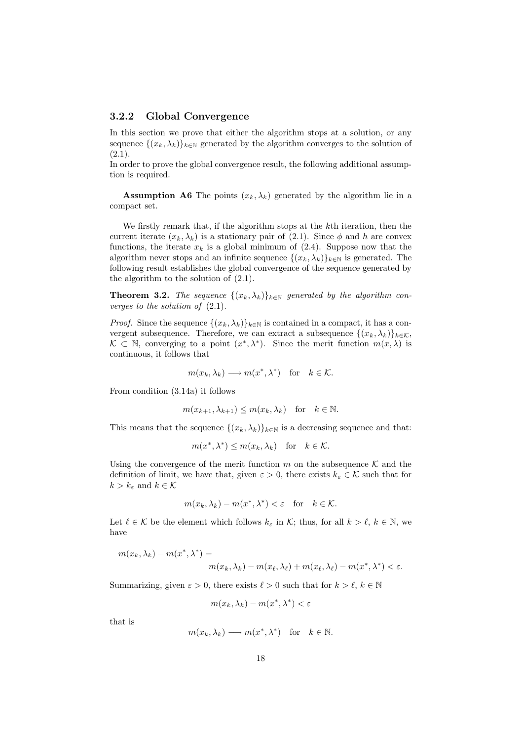### 3.2.2 Global Convergence

In this section we prove that either the algorithm stops at a solution, or any sequence $\{(x_k, \lambda_k)\}_{k\in\mathbb{N}}$ generated by the algorithm converges to the solution of (2.1).
In order to prove the global convergence result, the following additional assumption is required.

**Assumption A6** The points $(x_k, \lambda_k)$ generated by the algorithm lie in a compact set.

We firstly remark that, if the algorithm stops at the $k$th iteration, then the current iterate $(x_k, \lambda_k)$ is a stationary pair of (2.1). Since $\phi$ and $h$ are convex functions, the iterate $x_k$ is a global minimum of (2.4). Suppose now that the algorithm never stops and an infinite sequence $\{(x_k, \lambda_k)\}_{k\in\mathbb{N}}$ is generated. The following result establishes the global convergence of the sequence generated by the algorithm to the solution of (2.1).

**Theorem 3.2.** *The sequence $\{(x_k, \lambda_k)\}_{k\in\mathbb{N}}$ generated by the algorithm converges to the solution of* (2.1).

*Proof.* Since the sequence $\{(x_k, \lambda_k)\}_{k\in\mathbb{N}}$ is contained in a compact, it has a convergent subsequence. Therefore, we can extract a subsequence $\{(x_k, \lambda_k)\}_{k\in\mathcal{K}}$, $\mathcal{K} \subset \mathbb{N}$, converging to a point $(x^*, \lambda^*)$. Since the merit function $m(x, \lambda)$ is continuous, it follows that

$$m(x_k, \lambda_k) \longrightarrow m(x^*, \lambda^*) \quad \text{for} \quad k \in \mathcal{K}.$$

From condition (3.14a) it follows

$$m(x_{k+1}, \lambda_{k+1}) \le m(x_k, \lambda_k) \quad \text{for} \quad k \in \mathbb{N}.$$

This means that the sequence $\{(x_k, \lambda_k)\}_{k\in\mathbb{N}}$ is a decreasing sequence and that:

$$m(x^*, \lambda^*) \le m(x_k, \lambda_k) \quad \text{for} \quad k \in \mathcal{K}.$$

Using the convergence of the merit function $m$ on the subsequence $\mathcal{K}$ and the definition of limit, we have that, given $\varepsilon > 0$, there exists $k_\varepsilon \in \mathcal{K}$ such that for $k > k_\varepsilon$ and $k \in \mathcal{K}$

$$m(x_k, \lambda_k) - m(x^*, \lambda^*) < \varepsilon \quad \text{for} \quad k \in \mathcal{K}.$$

Let $\ell \in \mathcal{K}$ be the element which follows $k_\varepsilon$ in $\mathcal{K}$; thus, for all $k > \ell$, $k \in \mathbb{N}$, we have

$$m(x_k, \lambda_k) - m(x^*, \lambda^*) = \\ m(x_k, \lambda_k) - m(x_\ell, \lambda_\ell) + m(x_\ell, \lambda_\ell) - m(x^*, \lambda^*) < \varepsilon.$$

Summarizing, given $\varepsilon > 0$, there exists $\ell > 0$ such that for $k > \ell$, $k \in \mathbb{N}$

$$m(x_k, \lambda_k) - m(x^*, \lambda^*) < \varepsilon$$

that is

$$m(x_k, \lambda_k) \longrightarrow m(x^*, \lambda^*) \quad \text{for} \quad k \in \mathbb{N}.$$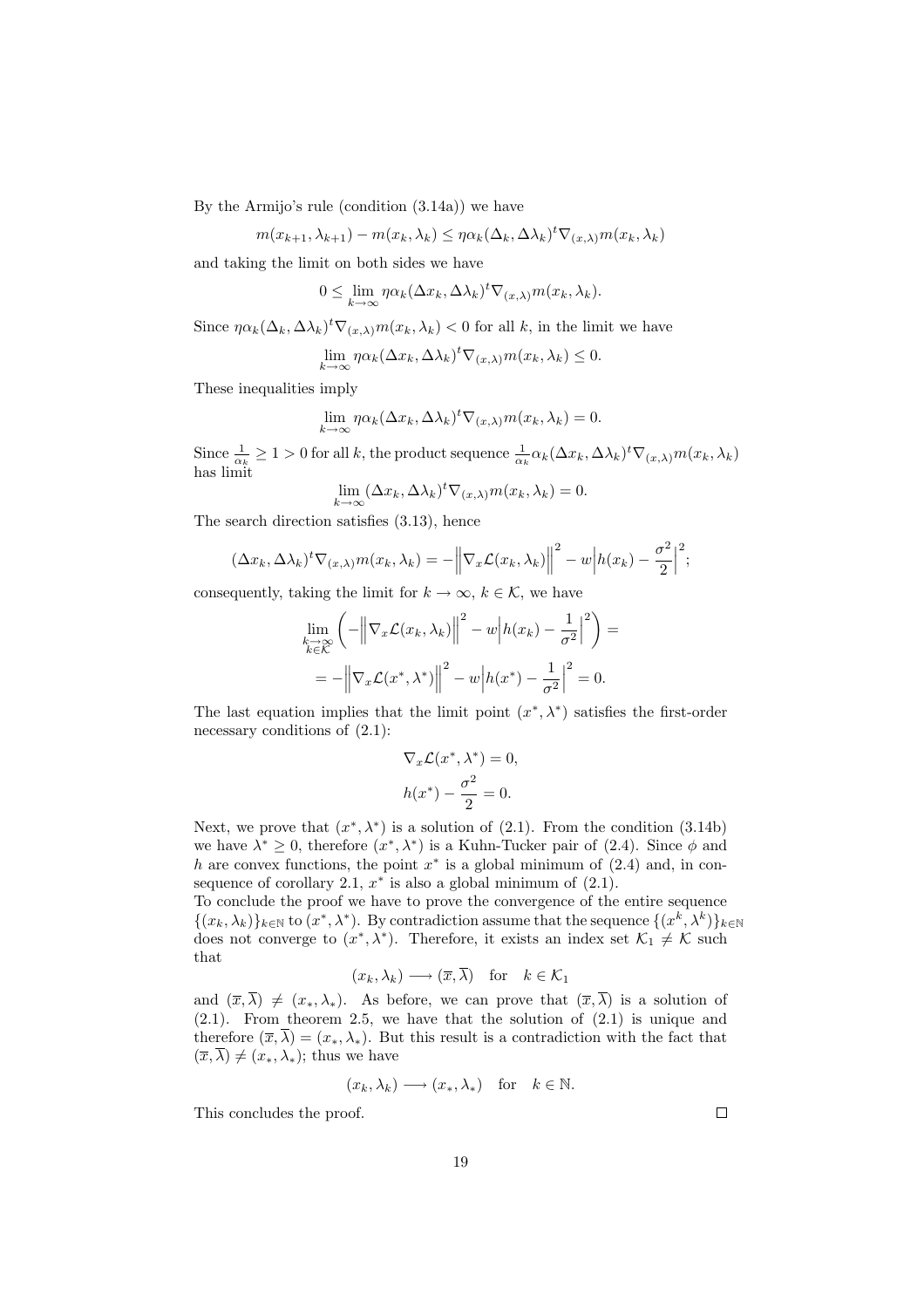By the Armijo's rule (condition (3.14a)) we have

$$m(x_{k+1}, \lambda_{k+1}) - m(x_k, \lambda_k) \leq \eta \alpha_k (\Delta_k, \Delta\lambda_k)^t \nabla_{(x,\lambda)} m(x_k, \lambda_k)$$

and taking the limit on both sides we have

$$0 \leq \lim_{k\to\infty} \eta \alpha_k (\Delta x_k, \Delta\lambda_k)^t \nabla_{(x,\lambda)} m(x_k, \lambda_k).$$

Since $\eta \alpha_k (\Delta_k, \Delta\lambda_k)^t \nabla_{(x,\lambda)} m(x_k, \lambda_k) < 0$ for all $k$, in the limit we have

$$\lim_{k\to\infty} \eta \alpha_k (\Delta x_k, \Delta\lambda_k)^t \nabla_{(x,\lambda)} m(x_k, \lambda_k) \leq 0.$$

These inequalities imply

$$\lim_{k\to\infty} \eta \alpha_k (\Delta x_k, \Delta\lambda_k)^t \nabla_{(x,\lambda)} m(x_k, \lambda_k) = 0.$$

Since $\frac{1}{\alpha_k} \geq 1 > 0$ for all $k$, the product sequence $\frac{1}{\alpha_k} \alpha_k (\Delta x_k, \Delta\lambda_k)^t \nabla_{(x,\lambda)} m(x_k, \lambda_k)$ has limit

$$\lim_{k\to\infty} (\Delta x_k, \Delta\lambda_k)^t \nabla_{(x,\lambda)} m(x_k, \lambda_k) = 0.$$

The search direction satisfies (3.13), hence

$$(\Delta x_k, \Delta\lambda_k)^t \nabla_{(x,\lambda)} m(x_k, \lambda_k) = -\Big\|\nabla_x \mathcal{L}(x_k, \lambda_k)\Big\|^2 - w\Big|h(x_k) - \frac{\sigma^2}{2}\Big|^2;$$

consequently, taking the limit for $k \to \infty$, $k \in \mathcal{K}$, we have

$$\lim_{\substack{k\to\infty \\ k\in\mathcal{K}}} \left( -\Big\|\nabla_x \mathcal{L}(x_k, \lambda_k)\Big\|^2 - w\Big|h(x_k) - \frac{1}{\sigma^2}\Big|^2 \right) =$$

$$= -\Big\|\nabla_x \mathcal{L}(x^*, \lambda^*)\Big\|^2 - w\Big|h(x^*) - \frac{1}{\sigma^2}\Big|^2 = 0.$$

The last equation implies that the limit point $(x^*, \lambda^*)$ satisfies the first-order necessary conditions of (2.1):

$$\nabla_x \mathcal{L}(x^*, \lambda^*) = 0,$$

$$h(x^*) - \frac{\sigma^2}{2} = 0.$$

Next, we prove that $(x^*, \lambda^*)$ is a solution of (2.1). From the condition (3.14b) we have $\lambda^* \geq 0$, therefore $(x^*, \lambda^*)$ is a Kuhn-Tucker pair of (2.4). Since $\phi$ and $h$ are convex functions, the point $x^*$ is a global minimum of (2.4) and, in consequence of corollary 2.1, $x^*$ is also a global minimum of (2.1).

To conclude the proof we have to prove the convergence of the entire sequence $\{(x_k, \lambda_k)\}_{k\in\mathbb{N}}$ to $(x^*, \lambda^*)$. By contradiction assume that the sequence $\{(x^k, \lambda^k)\}_{k\in\mathbb{N}}$ does not converge to $(x^*, \lambda^*)$. Therefore, it exists an index set $\mathcal{K}_1 \neq \mathcal{K}$ such that

$$(x_k, \lambda_k) \longrightarrow (\overline{x}, \overline{\lambda}) \quad \text{for} \quad k \in \mathcal{K}_1$$

and $(\overline{x}, \overline{\lambda}) \neq (x_*, \lambda_*)$. As before, we can prove that $(\overline{x}, \overline{\lambda})$ is a solution of (2.1). From theorem 2.5, we have that the solution of (2.1) is unique and therefore $(\overline{x}, \overline{\lambda}) = (x_*, \lambda_*)$. But this result is a contradiction with the fact that $(\overline{x}, \overline{\lambda}) \neq (x_*, \lambda_*)$; thus we have

$$(x_k, \lambda_k) \longrightarrow (x_*, \lambda_*) \quad \text{for} \quad k \in \mathbb{N}.$$

This concludes the proof. □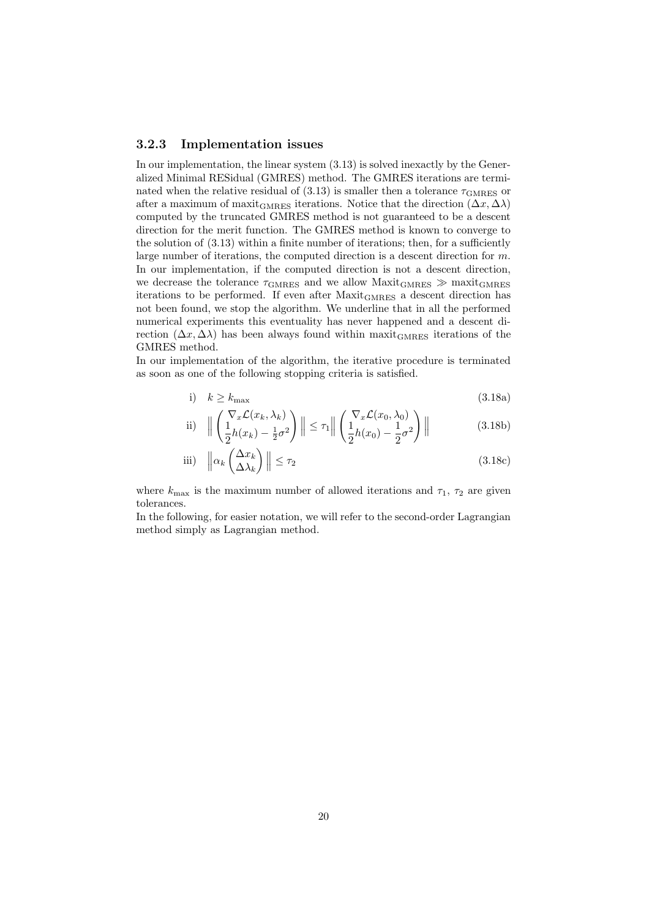### 3.2.3 Implementation issues

In our implementation, the linear system (3.13) is solved inexactly by the Generalized Minimal RESidual (GMRES) method. The GMRES iterations are terminated when the relative residual of (3.13) is smaller then a tolerance $\tau_{\text{GMRES}}$ or after a maximum of $\text{maxit}_{\text{GMRES}}$ iterations. Notice that the direction $(\Delta x, \Delta\lambda)$ computed by the truncated GMRES method is not guaranteed to be a descent direction for the merit function. The GMRES method is known to converge to the solution of (3.13) within a finite number of iterations; then, for a sufficiently large number of iterations, the computed direction is a descent direction for $m$. In our implementation, if the computed direction is not a descent direction, we decrease the tolerance $\tau_{\text{GMRES}}$ and we allow $\text{Maxit}_{\text{GMRES}} \gg \text{maxit}_{\text{GMRES}}$ iterations to be performed. If even after $\text{Maxit}_{\text{GMRES}}$ a descent direction has not been found, we stop the algorithm. We underline that in all the performed numerical experiments this eventuality has never happened and a descent direction $(\Delta x, \Delta\lambda)$ has been always found within $\text{maxit}_{\text{GMRES}}$ iterations of the GMRES method.

In our implementation of the algorithm, the iterative procedure is terminated as soon as one of the following stopping criteria is satisfied.

$$\text{i)} \quad k \geq k_{\max} \tag{3.18a}$$

$$\text{ii)} \quad \left\| \begin{pmatrix} \nabla_x \mathcal{L}(x_k, \lambda_k) \\ \frac{1}{2}h(x_k) - \frac{1}{2}\sigma^2 \end{pmatrix} \right\| \leq \tau_1 \left\| \begin{pmatrix} \nabla_x \mathcal{L}(x_0, \lambda_0) \\ \frac{1}{2}h(x_0) - \frac{1}{2}\sigma^2 \end{pmatrix} \right\| \tag{3.18b}$$

$$\text{iii)} \quad \left\| \alpha_k \begin{pmatrix} \Delta x_k \\ \Delta\lambda_k \end{pmatrix} \right\| \leq \tau_2 \tag{3.18c}$$

where $k_{\max}$ is the maximum number of allowed iterations and $\tau_1$, $\tau_2$ are given tolerances.

In the following, for easier notation, we will refer to the second-order Lagrangian method simply as Lagrangian method.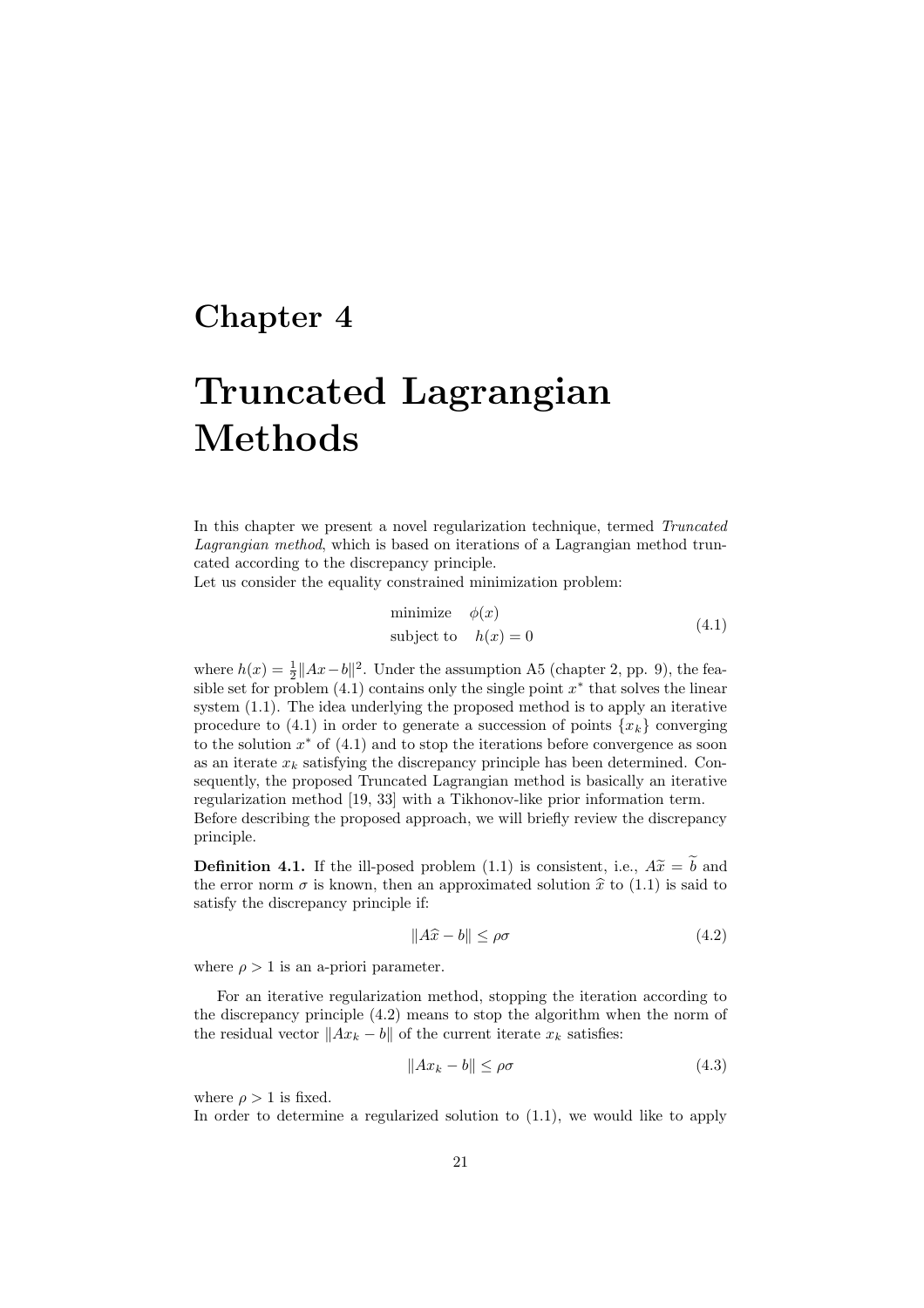# Chapter 4

# Truncated Lagrangian Methods

In this chapter we present a novel regularization technique, termed *Truncated Lagrangian method*, which is based on iterations of a Lagrangian method truncated according to the discrepancy principle.
Let us consider the equality constrained minimization problem:

$$\begin{aligned}&\text{minimize} \quad \phi(x)\\&\text{subject to} \quad h(x) = 0\end{aligned} \tag{4.1}$$

where $h(x) = \frac{1}{2}\|Ax - b\|^2$. Under the assumption A5 (chapter 2, pp. 9), the feasible set for problem (4.1) contains only the single point $x^*$ that solves the linear system (1.1). The idea underlying the proposed method is to apply an iterative procedure to (4.1) in order to generate a succession of points $\{x_k\}$ converging to the solution $x^*$ of (4.1) and to stop the iterations before convergence as soon as an iterate $x_k$ satisfying the discrepancy principle has been determined. Consequently, the proposed Truncated Lagrangian method is basically an iterative regularization method [19, 33] with a Tikhonov-like prior information term.
Before describing the proposed approach, we will briefly review the discrepancy principle.

**Definition 4.1.** If the ill-posed problem (1.1) is consistent, i.e., $A\widetilde{x} = \widetilde{b}$ and the error norm $\sigma$ is known, then an approximated solution $\widehat{x}$ to (1.1) is said to satisfy the discrepancy principle if:

$$\|A\widehat{x} - b\| \leq \rho\sigma \tag{4.2}$$

where $\rho > 1$ is an a-priori parameter.

For an iterative regularization method, stopping the iteration according to the discrepancy principle (4.2) means to stop the algorithm when the norm of the residual vector $\|Ax_k - b\|$ of the current iterate $x_k$ satisfies:

$$\|Ax_k - b\| \leq \rho\sigma \tag{4.3}$$

where $\rho > 1$ is fixed.
In order to determine a regularized solution to (1.1), we would like to apply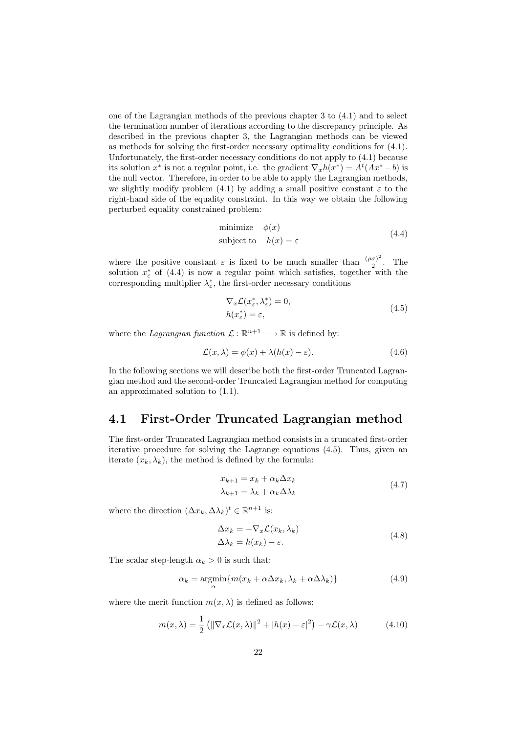one of the Lagrangian methods of the previous chapter 3 to (4.1) and to select the termination number of iterations according to the discrepancy principle. As described in the previous chapter 3, the Lagrangian methods can be viewed as methods for solving the first-order necessary optimality conditions for (4.1). Unfortunately, the first-order necessary conditions do not apply to (4.1) because its solution $x^*$ is not a regular point, i.e. the gradient $\nabla_x h(x^*) = A^t(Ax^* - b)$ is the null vector. Therefore, in order to be able to apply the Lagrangian methods, we slightly modify problem (4.1) by adding a small positive constant $\varepsilon$ to the right-hand side of the equality constraint. In this way we obtain the following perturbed equality constrained problem:

$$
\begin{aligned}
\text{minimize} \quad & \phi(x) \\
\text{subject to} \quad & h(x) = \varepsilon
\end{aligned}
\tag{4.4}
$$

where the positive constant $\varepsilon$ is fixed to be much smaller than $\frac{(\rho\sigma)^2}{2}$. The solution $x^*_\varepsilon$ of (4.4) is now a regular point which satisfies, together with the corresponding multiplier $\lambda^*_\varepsilon$, the first-order necessary conditions

$$
\begin{aligned}
& \nabla_x \mathcal{L}(x^*_\varepsilon, \lambda^*_\varepsilon) = 0, \\
& h(x^*_\varepsilon) = \varepsilon,
\end{aligned}
\tag{4.5}
$$

where the *Lagrangian function* $\mathcal{L} : \mathbb{R}^{n+1} \longrightarrow \mathbb{R}$ is defined by:

$$
\mathcal{L}(x, \lambda) = \phi(x) + \lambda(h(x) - \varepsilon). \tag{4.6}
$$

In the following sections we will describe both the first-order Truncated Lagrangian method and the second-order Truncated Lagrangian method for computing an approximated solution to (1.1).

## 4.1 First-Order Truncated Lagrangian method

The first-order Truncated Lagrangian method consists in a truncated first-order iterative procedure for solving the Lagrange equations (4.5). Thus, given an iterate $(x_k, \lambda_k)$, the method is defined by the formula:

$$
\begin{aligned}
x_{k+1} &= x_k + \alpha_k \Delta x_k \\
\lambda_{k+1} &= \lambda_k + \alpha_k \Delta \lambda_k
\end{aligned}
\tag{4.7}
$$

where the direction $(\Delta x_k, \Delta \lambda_k)^t \in \mathbb{R}^{n+1}$ is:

$$
\begin{aligned}
\Delta x_k &= -\nabla_x \mathcal{L}(x_k, \lambda_k) \\
\Delta \lambda_k &= h(x_k) - \varepsilon.
\end{aligned}
\tag{4.8}
$$

The scalar step-length $\alpha_k > 0$ is such that:

$$
\alpha_k = \underset{\alpha}{\operatorname{argmin}} \{ m(x_k + \alpha \Delta x_k, \lambda_k + \alpha \Delta \lambda_k) \} \tag{4.9}
$$

where the merit function $m(x, \lambda)$ is defined as follows:

$$
m(x, \lambda) = \frac{1}{2} \left( \|\nabla_x \mathcal{L}(x, \lambda)\|^2 + |h(x) - \varepsilon|^2 \right) - \gamma \mathcal{L}(x, \lambda) \tag{4.10}
$$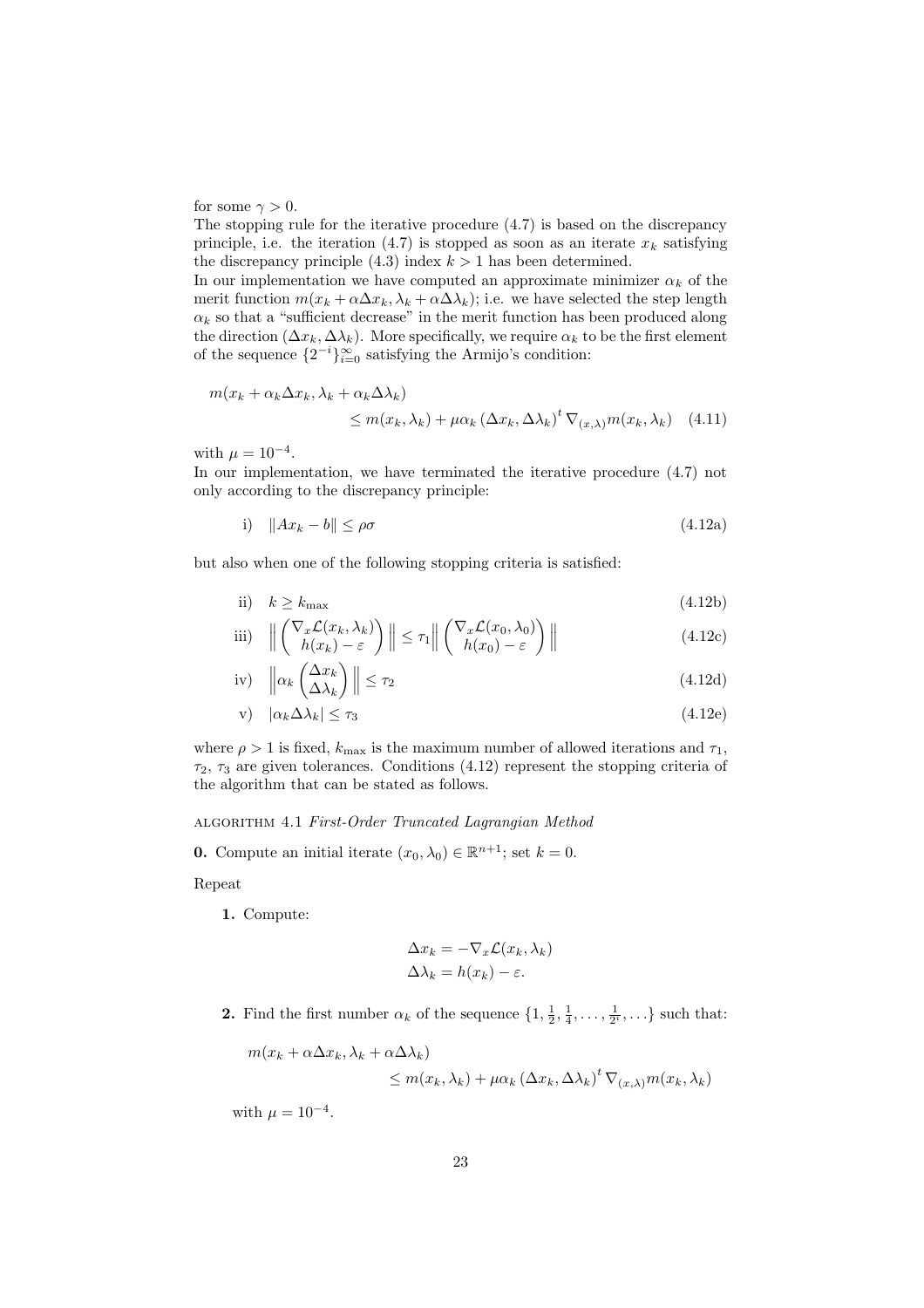for some $\gamma > 0$.
The stopping rule for the iterative procedure (4.7) is based on the discrepancy principle, i.e. the iteration (4.7) is stopped as soon as an iterate $x_k$ satisfying the discrepancy principle (4.3) index $k > 1$ has been determined.
In our implementation we have computed an approximate minimizer $\alpha_k$ of the merit function $m(x_k + \alpha\Delta x_k, \lambda_k + \alpha\Delta\lambda_k)$; i.e. we have selected the step length $\alpha_k$ so that a "sufficient decrease" in the merit function has been produced along the direction $(\Delta x_k, \Delta\lambda_k)$. More specifically, we require $\alpha_k$ to be the first element of the sequence $\{2^{-i}\}_{i=0}^{\infty}$ satisfying the Armijo's condition:

$$
\begin{aligned}
m(x_k + \alpha_k\Delta x_k, \lambda_k + \alpha_k\Delta\lambda_k)& \\
\leq m(x_k, \lambda_k) &+ \mu\alpha_k \left(\Delta x_k, \Delta\lambda_k\right)^t \nabla_{(x,\lambda)} m(x_k, \lambda_k) \quad (4.11)
\end{aligned}
$$

with $\mu = 10^{-4}$.
In our implementation, we have terminated the iterative procedure (4.7) not only according to the discrepancy principle:

$$
\text{i)} \quad \|Ax_k - b\| \leq \rho\sigma \tag{4.12a}
$$

but also when one of the following stopping criteria is satisfied:

$$
\text{ii)} \quad k \geq k_{\max} \tag{4.12b}
$$

$$
\text{iii)} \quad \left\| \begin{pmatrix} \nabla_x \mathcal{L}(x_k, \lambda_k) \\ h(x_k) - \varepsilon \end{pmatrix} \right\| \leq \tau_1 \left\| \begin{pmatrix} \nabla_x \mathcal{L}(x_0, \lambda_0) \\ h(x_0) - \varepsilon \end{pmatrix} \right\| \tag{4.12c}
$$

$$
\text{iv)} \quad \left\| \alpha_k \begin{pmatrix} \Delta x_k \\ \Delta\lambda_k \end{pmatrix} \right\| \leq \tau_2 \tag{4.12d}
$$

$$
\text{v)} \quad |\alpha_k \Delta\lambda_k| \leq \tau_3 \tag{4.12e}
$$

where $\rho > 1$ is fixed, $k_{\max}$ is the maximum number of allowed iterations and $\tau_1$, $\tau_2$, $\tau_3$ are given tolerances. Conditions (4.12) represent the stopping criteria of the algorithm that can be stated as follows.

ALGORITHM 4.1 *First-Order Truncated Lagrangian Method*

**0.** Compute an initial iterate $(x_0, \lambda_0) \in \mathbb{R}^{n+1}$; set $k = 0$.

Repeat

**1.** Compute:

$$
\begin{aligned}
\Delta x_k &= -\nabla_x \mathcal{L}(x_k, \lambda_k) \\
\Delta\lambda_k &= h(x_k) - \varepsilon.
\end{aligned}
$$

**2.** Find the first number $\alpha_k$ of the sequence $\{1, \frac{1}{2}, \frac{1}{4}, \ldots, \frac{1}{2^i}, \ldots\}$ such that:

$$
\begin{aligned}
m(x_k + \alpha\Delta x_k, \lambda_k + \alpha\Delta\lambda_k)& \\
\leq m(x_k, \lambda_k) &+ \mu\alpha_k \left(\Delta x_k, \Delta\lambda_k\right)^t \nabla_{(x,\lambda)} m(x_k, \lambda_k)
\end{aligned}
$$

with $\mu = 10^{-4}$.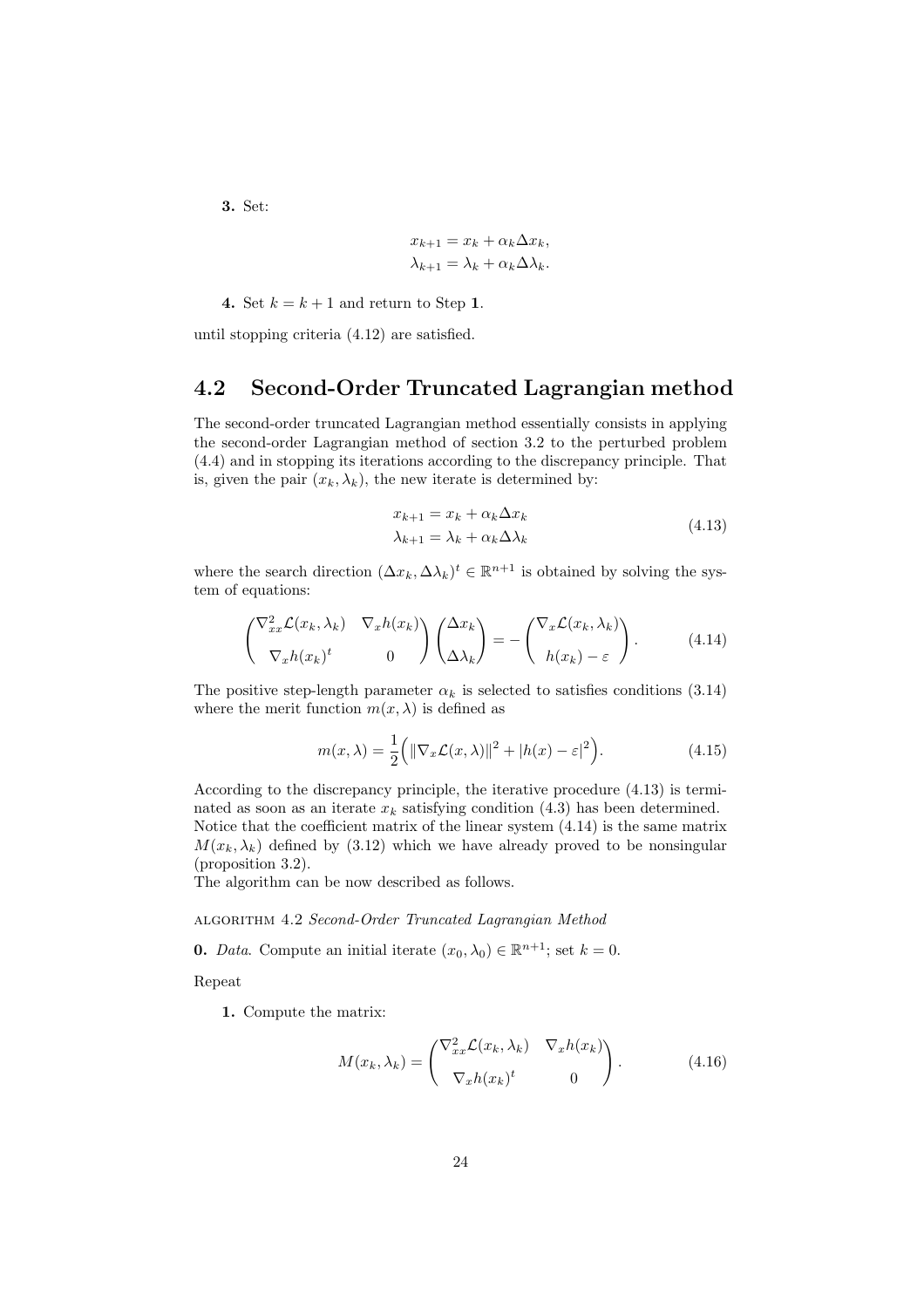**3.** Set:

$$x_{k+1} = x_k + \alpha_k \Delta x_k,$$
$$\lambda_{k+1} = \lambda_k + \alpha_k \Delta \lambda_k.$$

**4.** Set $k = k + 1$ and return to Step **1**.

until stopping criteria (4.12) are satisfied.

## 4.2 Second-Order Truncated Lagrangian method

The second-order truncated Lagrangian method essentially consists in applying the second-order Lagrangian method of section 3.2 to the perturbed problem (4.4) and in stopping its iterations according to the discrepancy principle. That is, given the pair $(x_k, \lambda_k)$, the new iterate is determined by:

$$\begin{aligned} x_{k+1} &= x_k + \alpha_k \Delta x_k \\ \lambda_{k+1} &= \lambda_k + \alpha_k \Delta \lambda_k \end{aligned} \tag{4.13}$$

where the search direction $(\Delta x_k, \Delta \lambda_k)^t \in \mathbb{R}^{n+1}$ is obtained by solving the system of equations:

$$\begin{pmatrix} \nabla^2_{xx}\mathcal{L}(x_k, \lambda_k) & \nabla_x h(x_k) \\ \nabla_x h(x_k)^t & 0 \end{pmatrix} \begin{pmatrix} \Delta x_k \\ \Delta \lambda_k \end{pmatrix} = - \begin{pmatrix} \nabla_x \mathcal{L}(x_k, \lambda_k) \\ h(x_k) - \varepsilon \end{pmatrix}. \tag{4.14}$$

The positive step-length parameter $\alpha_k$ is selected to satisfies conditions (3.14) where the merit function $m(x, \lambda)$ is defined as

$$m(x, \lambda) = \frac{1}{2}\Big( \|\nabla_x \mathcal{L}(x, \lambda)\|^2 + |h(x) - \varepsilon|^2 \Big). \tag{4.15}$$

According to the discrepancy principle, the iterative procedure (4.13) is terminated as soon as an iterate $x_k$ satisfying condition (4.3) has been determined.
Notice that the coefficient matrix of the linear system (4.14) is the same matrix $M(x_k, \lambda_k)$ defined by (3.12) which we have already proved to be nonsingular (proposition 3.2).
The algorithm can be now described as follows.

ALGORITHM 4.2 *Second-Order Truncated Lagrangian Method*

**0.** *Data*. Compute an initial iterate $(x_0, \lambda_0) \in \mathbb{R}^{n+1}$; set $k = 0$.

Repeat

**1.** Compute the matrix:

$$M(x_k, \lambda_k) = \begin{pmatrix} \nabla^2_{xx}\mathcal{L}(x_k, \lambda_k) & \nabla_x h(x_k) \\ \nabla_x h(x_k)^t & 0 \end{pmatrix}. \tag{4.16}$$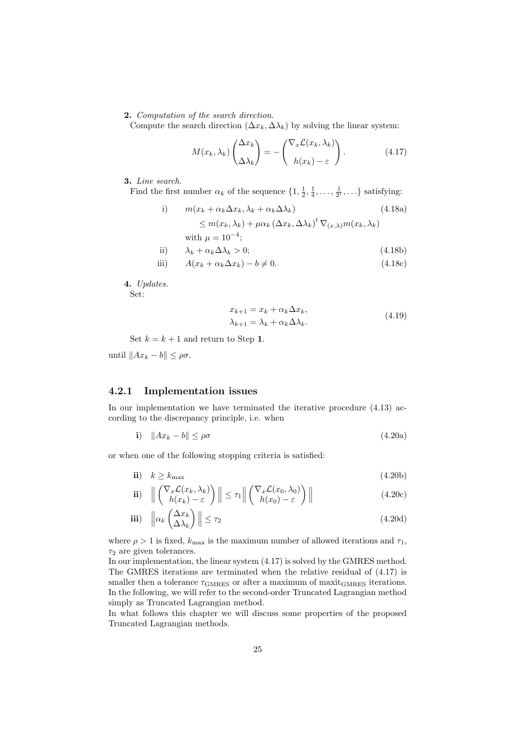**2.** *Computation of the search direction.*
Compute the search direction $(\Delta x_k, \Delta\lambda_k)$ by solving the linear system:

$$M(x_k, \lambda_k) \begin{pmatrix} \Delta x_k \\ \\ \Delta\lambda_k \end{pmatrix} = - \begin{pmatrix} \nabla_x \mathcal{L}(x_k, \lambda_k) \\ \\ h(x_k) - \varepsilon \end{pmatrix}. \tag{4.17}$$

**3.** *Line search.*
Find the first number $\alpha_k$ of the sequence $\{1, \frac{1}{2}, \frac{1}{4}, \dots, \frac{1}{2^i}, \dots\}$ satisfying:

$$\text{i)} \quad m(x_k + \alpha_k \Delta x_k, \lambda_k + \alpha_k \Delta\lambda_k) \tag{4.18a}$$
$$\leq m(x_k, \lambda_k) + \mu\alpha_k \left(\Delta x_k, \Delta\lambda_k\right)^t \nabla_{(x,\lambda)} m(x_k, \lambda_k)$$
with $\mu = 10^{-4}$;

$$\text{ii)} \quad \lambda_k + \alpha_k \Delta\lambda_k > 0; \tag{4.18b}$$

$$\text{iii)} \quad A(x_k + \alpha_k \Delta x_k) - b \neq 0. \tag{4.18c}$$

**4.** *Updates.*
Set:

$$\begin{aligned} x_{k+1} &= x_k + \alpha_k \Delta x_k, \\ \lambda_{k+1} &= \lambda_k + \alpha_k \Delta\lambda_k. \end{aligned} \tag{4.19}$$

Set $k = k + 1$ and return to Step **1**.

until $\|Ax_k - b\| \leq \rho\sigma$.

### 4.2.1 Implementation issues

In our implementation we have terminated the iterative procedure (4.13) according to the discrepancy principle, i.e. when

$$\textbf{i)} \quad \|Ax_k - b\| \leq \rho\sigma \tag{4.20a}$$

or when one of the following stopping criteria is satisfied:

$$\textbf{ii)} \quad k \geq k_{\max} \tag{4.20b}$$

$$\textbf{ii)} \quad \left\| \begin{pmatrix} \nabla_x \mathcal{L}(x_k, \lambda_k) \\ h(x_k) - \varepsilon \end{pmatrix} \right\| \leq \tau_1 \left\| \begin{pmatrix} \nabla_x \mathcal{L}(x_0, \lambda_0) \\ h(x_0) - \varepsilon \end{pmatrix} \right\| \tag{4.20c}$$

$$\textbf{iii)} \quad \left\| \alpha_k \begin{pmatrix} \Delta x_k \\ \Delta\lambda_k \end{pmatrix} \right\| \leq \tau_2 \tag{4.20d}$$

where $\rho > 1$ is fixed, $k_{\max}$ is the maximum number of allowed iterations and $\tau_1$, $\tau_2$ are given tolerances.
In our implementation, the linear system (4.17) is solved by the GMRES method. The GMRES iterations are terminated when the relative residual of (4.17) is smaller then a tolerance $\tau_{\text{GMRES}}$ or after a maximum of $\text{maxit}_{\text{GMRES}}$ iterations.
In the following, we will refer to the second-order Truncated Lagrangian method simply as Truncated Lagrangian method.
In what follows this chapter we will discuss some properties of the proposed Truncated Lagrangian methods.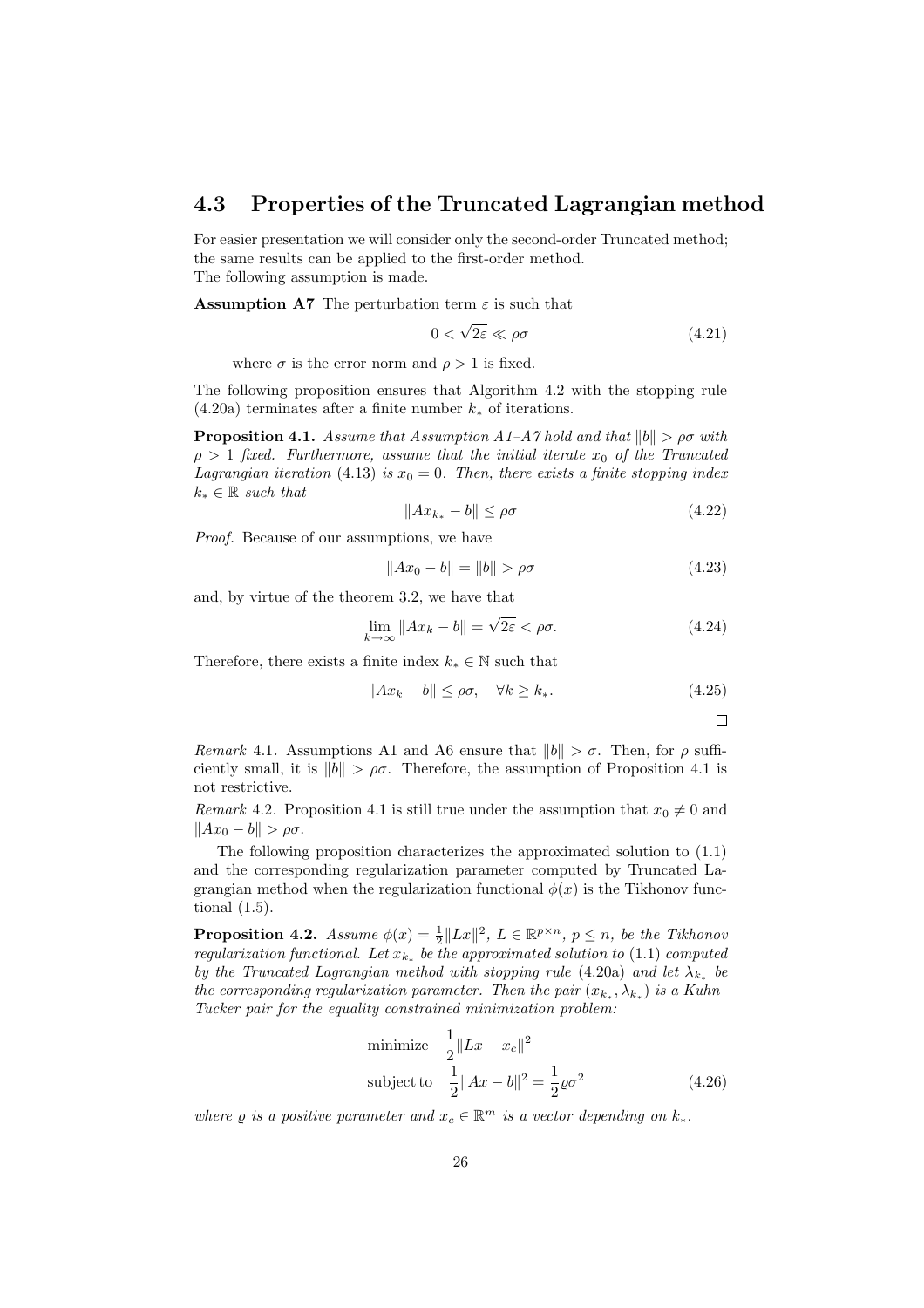## 4.3 Properties of the Truncated Lagrangian method

For easier presentation we will consider only the second-order Truncated method; the same results can be applied to the first-order method.
The following assumption is made.

**Assumption A7** The perturbation term $\varepsilon$ is such that

$$0 < \sqrt{2\varepsilon} \ll \rho\sigma \tag{4.21}$$

where $\sigma$ is the error norm and $\rho > 1$ is fixed.

The following proposition ensures that Algorithm 4.2 with the stopping rule (4.20a) terminates after a finite number $k_*$ of iterations.

**Proposition 4.1.** *Assume that Assumption A1–A7 hold and that $\|b\| > \rho\sigma$ with $\rho > 1$ fixed. Furthermore, assume that the initial iterate $x_0$ of the Truncated Lagrangian iteration* (4.13) *is $x_0 = 0$. Then, there exists a finite stopping index $k_* \in \mathbb{R}$ such that*

$$\|Ax_{k_*} - b\| \leq \rho\sigma \tag{4.22}$$

*Proof.* Because of our assumptions, we have

$$\|Ax_0 - b\| = \|b\| > \rho\sigma \tag{4.23}$$

and, by virtue of the theorem 3.2, we have that

$$\lim_{k\to\infty} \|Ax_k - b\| = \sqrt{2\varepsilon} < \rho\sigma. \tag{4.24}$$

Therefore, there exists a finite index $k_* \in \mathbb{N}$ such that

$$\|Ax_k - b\| \leq \rho\sigma, \quad \forall k \geq k_*. \tag{4.25}$$

□

*Remark* 4.1. Assumptions A1 and A6 ensure that $\|b\| > \sigma$. Then, for $\rho$ sufficiently small, it is $\|b\| > \rho\sigma$. Therefore, the assumption of Proposition 4.1 is not restrictive.

*Remark* 4.2. Proposition 4.1 is still true under the assumption that $x_0 \neq 0$ and $\|Ax_0 - b\| > \rho\sigma$.

The following proposition characterizes the approximated solution to (1.1) and the corresponding regularization parameter computed by Truncated Lagrangian method when the regularization functional $\phi(x)$ is the Tikhonov functional (1.5).

**Proposition 4.2.** *Assume $\phi(x) = \frac{1}{2}\|Lx\|^2$, $L \in \mathbb{R}^{p\times n}$, $p \leq n$, be the Tikhonov regularization functional. Let $x_{k_*}$ be the approximated solution to* (1.1) *computed by the Truncated Lagrangian method with stopping rule* (4.20a) *and let $\lambda_{k_*}$ be the corresponding regularization parameter. Then the pair $(x_{k_*}, \lambda_{k_*})$ is a Kuhn–Tucker pair for the equality constrained minimization problem:*

$$\begin{aligned} &\text{minimize} \quad \frac{1}{2}\|Lx - x_c\|^2 \\ &\text{subject to} \quad \frac{1}{2}\|Ax - b\|^2 = \frac{1}{2}\varrho\sigma^2 \end{aligned} \tag{4.26}$$

*where $\varrho$ is a positive parameter and $x_c \in \mathbb{R}^m$ is a vector depending on $k_*$.*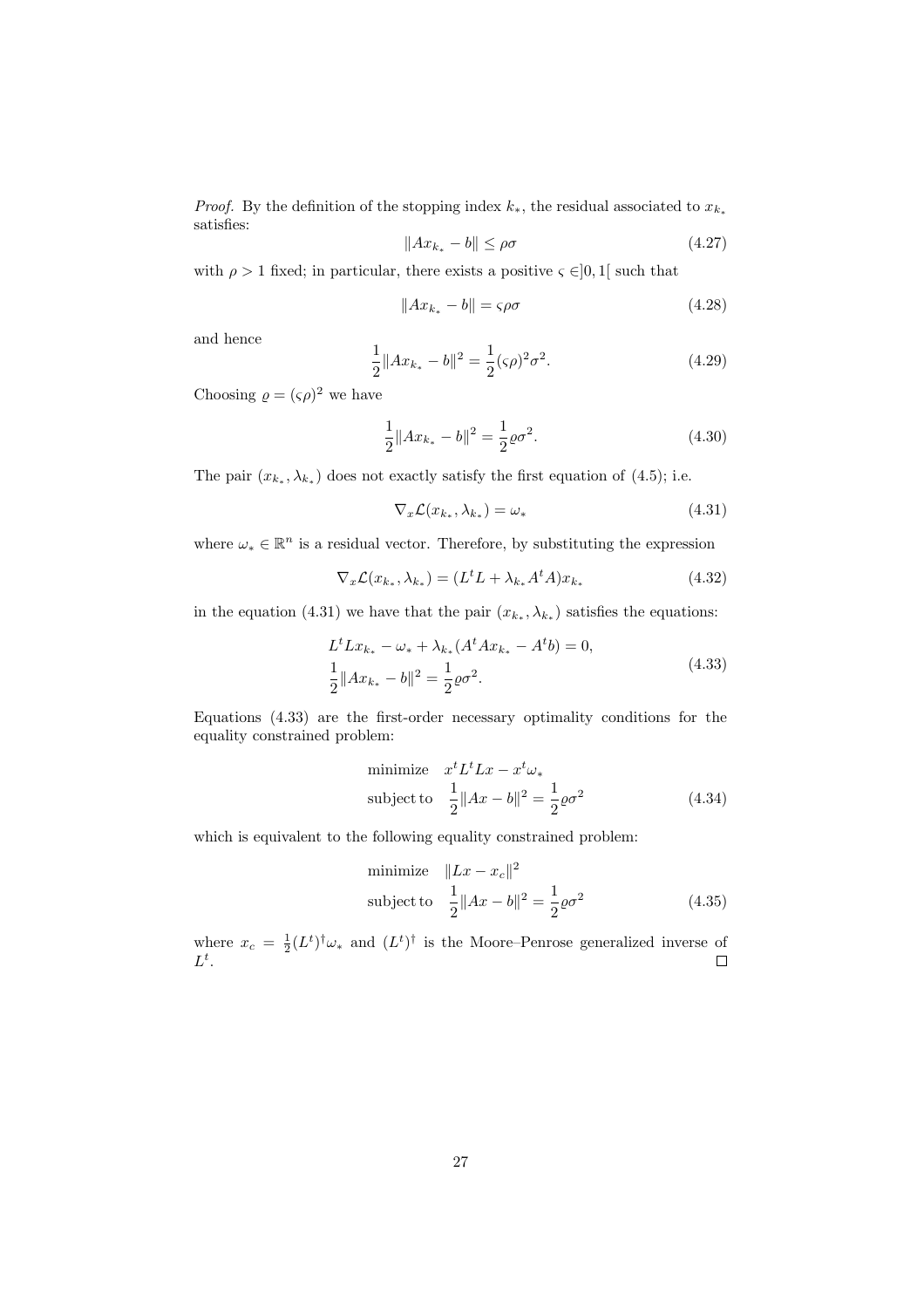*Proof.* By the definition of the stopping index $k_*$, the residual associated to $x_{k_*}$ satisfies:

$$\|Ax_{k_*} - b\| \leq \rho\sigma \tag{4.27}$$

with $\rho > 1$ fixed; in particular, there exists a positive $\varsigma \in ]0, 1[$ such that

$$\|Ax_{k_*} - b\| = \varsigma\rho\sigma \tag{4.28}$$

and hence

$$\frac{1}{2}\|Ax_{k_*} - b\|^2 = \frac{1}{2}(\varsigma\rho)^2\sigma^2. \tag{4.29}$$

Choosing $\varrho = (\varsigma\rho)^2$ we have

$$\frac{1}{2}\|Ax_{k_*} - b\|^2 = \frac{1}{2}\varrho\sigma^2. \tag{4.30}$$

The pair $(x_{k_*}, \lambda_{k_*})$ does not exactly satisfy the first equation of (4.5); i.e.

$$\nabla_x \mathcal{L}(x_{k_*}, \lambda_{k_*}) = \omega_* \tag{4.31}$$

where $\omega_* \in \mathbb{R}^n$ is a residual vector. Therefore, by substituting the expression

$$\nabla_x \mathcal{L}(x_{k_*}, \lambda_{k_*}) = (L^t L + \lambda_{k_*} A^t A)x_{k_*} \tag{4.32}$$

in the equation (4.31) we have that the pair $(x_{k_*}, \lambda_{k_*})$ satisfies the equations:

$$\begin{aligned} &L^t L x_{k_*} - \omega_* + \lambda_{k_*}(A^t A x_{k_*} - A^t b) = 0, \\ &\frac{1}{2}\|Ax_{k_*} - b\|^2 = \frac{1}{2}\varrho\sigma^2. \end{aligned} \tag{4.33}$$

Equations (4.33) are the first-order necessary optimality conditions for the equality constrained problem:

$$\begin{aligned} &\text{minimize} \quad x^t L^t L x - x^t \omega_* \\ &\text{subject to} \quad \frac{1}{2}\|Ax - b\|^2 = \frac{1}{2}\varrho\sigma^2 \end{aligned} \tag{4.34}$$

which is equivalent to the following equality constrained problem:

$$\begin{aligned} &\text{minimize} \quad \|Lx - x_c\|^2 \\ &\text{subject to} \quad \frac{1}{2}\|Ax - b\|^2 = \frac{1}{2}\varrho\sigma^2 \end{aligned} \tag{4.35}$$

where $x_c = \frac{1}{2}(L^t)^\dagger \omega_*$ and $(L^t)^\dagger$ is the Moore–Penrose generalized inverse of $L^t$. □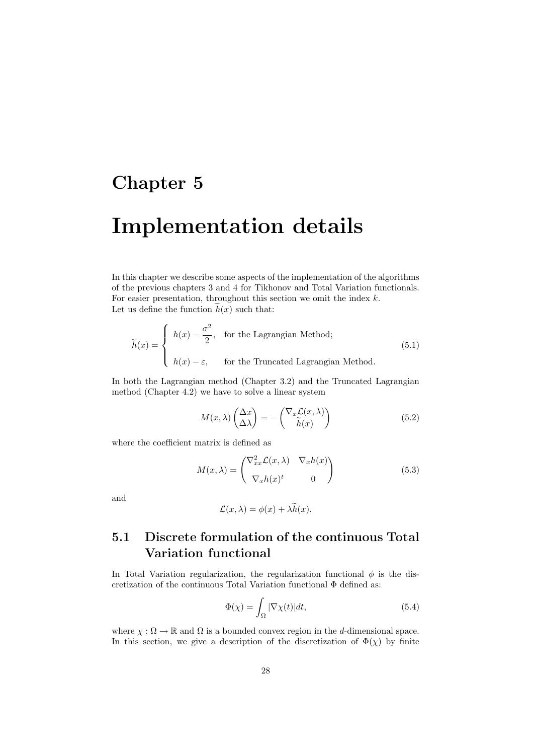# Chapter 5

# Implementation details

In this chapter we describe some aspects of the implementation of the algorithms of the previous chapters 3 and 4 for Tikhonov and Total Variation functionals. For easier presentation, throughout this section we omit the index $k$.
Let us define the function $\widetilde{h}(x)$ such that:

$$\widetilde{h}(x) = \begin{cases} h(x) - \dfrac{\sigma^2}{2}, & \text{for the Lagrangian Method;} \\ \\ h(x) - \varepsilon, & \text{for the Truncated Lagrangian Method.} \end{cases} \tag{5.1}$$

In both the Lagrangian method (Chapter 3.2) and the Truncated Lagrangian method (Chapter 4.2) we have to solve a linear system

$$M(x, \lambda) \begin{pmatrix} \Delta x \\ \Delta \lambda \end{pmatrix} = - \begin{pmatrix} \nabla_x \mathcal{L}(x, \lambda) \\ \widetilde{h}(x) \end{pmatrix} \tag{5.2}$$

where the coefficient matrix is defined as

$$M(x, \lambda) = \begin{pmatrix} \nabla^2_{xx} \mathcal{L}(x, \lambda) & \nabla_x h(x) \\ \nabla_x h(x)^t & 0 \end{pmatrix} \tag{5.3}$$

and

$$\mathcal{L}(x, \lambda) = \phi(x) + \lambda \widetilde{h}(x).$$

## 5.1 Discrete formulation of the continuous Total Variation functional

In Total Variation regularization, the regularization functional $\phi$ is the discretization of the continuous Total Variation functional $\Phi$ defined as:

$$\Phi(\chi) = \int_{\Omega} |\nabla \chi(t)| dt, \tag{5.4}$$

where $\chi : \Omega \to \mathbb{R}$ and $\Omega$ is a bounded convex region in the $d$-dimensional space. In this section, we give a description of the discretization of $\Phi(\chi)$ by finite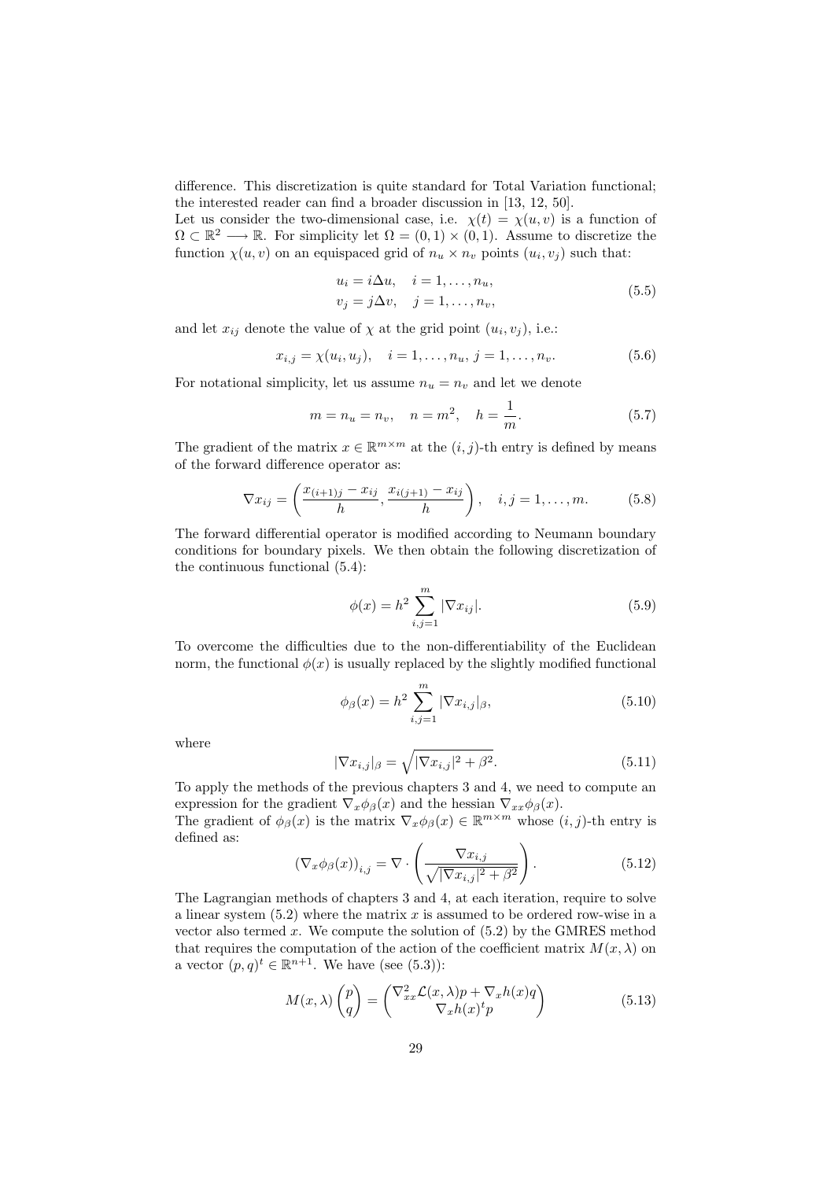difference. This discretization is quite standard for Total Variation functional; the interested reader can find a broader discussion in [13, 12, 50].
Let us consider the two-dimensional case, i.e. $\chi(t) = \chi(u, v)$ is a function of $\Omega \subset \mathbb{R}^2 \longrightarrow \mathbb{R}$. For simplicity let $\Omega = (0, 1) \times (0, 1)$. Assume to discretize the function $\chi(u, v)$ on an equispaced grid of $n_u \times n_v$ points $(u_i, v_j)$ such that:

$$
\begin{aligned}
u_i &= i\Delta u, \quad i = 1, \ldots, n_u, \\
v_j &= j\Delta v, \quad j = 1, \ldots, n_v,
\end{aligned}
\tag{5.5}
$$

and let $x_{ij}$ denote the value of $\chi$ at the grid point $(u_i, v_j)$, i.e.:

$$
x_{i,j} = \chi(u_i, u_j), \quad i = 1, \ldots, n_u, \, j = 1, \ldots, n_v. \tag{5.6}
$$

For notational simplicity, let us assume $n_u = n_v$ and let we denote

$$
m = n_u = n_v, \quad n = m^2, \quad h = \frac{1}{m}. \tag{5.7}
$$

The gradient of the matrix $x \in \mathbb{R}^{m \times m}$ at the $(i, j)$-th entry is defined by means of the forward difference operator as:

$$
\nabla x_{ij} = \left( \frac{x_{(i+1)j} - x_{ij}}{h}, \frac{x_{i(j+1)} - x_{ij}}{h} \right), \quad i, j = 1, \ldots, m. \tag{5.8}
$$

The forward differential operator is modified according to Neumann boundary conditions for boundary pixels. We then obtain the following discretization of the continuous functional (5.4):

$$
\phi(x) = h^2 \sum_{i,j=1}^{m} |\nabla x_{ij}|. \tag{5.9}
$$

To overcome the difficulties due to the non-differentiability of the Euclidean norm, the functional $\phi(x)$ is usually replaced by the slightly modified functional

$$
\phi_\beta(x) = h^2 \sum_{i,j=1}^{m} |\nabla x_{i,j}|_\beta, \tag{5.10}
$$

where

$$
|\nabla x_{i,j}|_\beta = \sqrt{|\nabla x_{i,j}|^2 + \beta^2}. \tag{5.11}
$$

To apply the methods of the previous chapters 3 and 4, we need to compute an expression for the gradient $\nabla_x \phi_\beta(x)$ and the hessian $\nabla_{xx} \phi_\beta(x)$.
The gradient of $\phi_\beta(x)$ is the matrix $\nabla_x \phi_\beta(x) \in \mathbb{R}^{m \times m}$ whose $(i, j)$-th entry is defined as:

$$
(\nabla_x \phi_\beta(x))_{i,j} = \nabla \cdot \left( \frac{\nabla x_{i,j}}{\sqrt{|\nabla x_{i,j}|^2 + \beta^2}} \right). \tag{5.12}
$$

The Lagrangian methods of chapters 3 and 4, at each iteration, require to solve a linear system (5.2) where the matrix $x$ is assumed to be ordered row-wise in a vector also termed $x$. We compute the solution of (5.2) by the GMRES method that requires the computation of the action of the coefficient matrix $M(x, \lambda)$ on a vector $(p, q)^t \in \mathbb{R}^{n+1}$. We have (see (5.3)):

$$
M(x, \lambda) \begin{pmatrix} p \\ q \end{pmatrix} = \begin{pmatrix} \nabla^2_{xx} \mathcal{L}(x, \lambda) p + \nabla_x h(x) q \\ \nabla_x h(x)^t p \end{pmatrix} \tag{5.13}
$$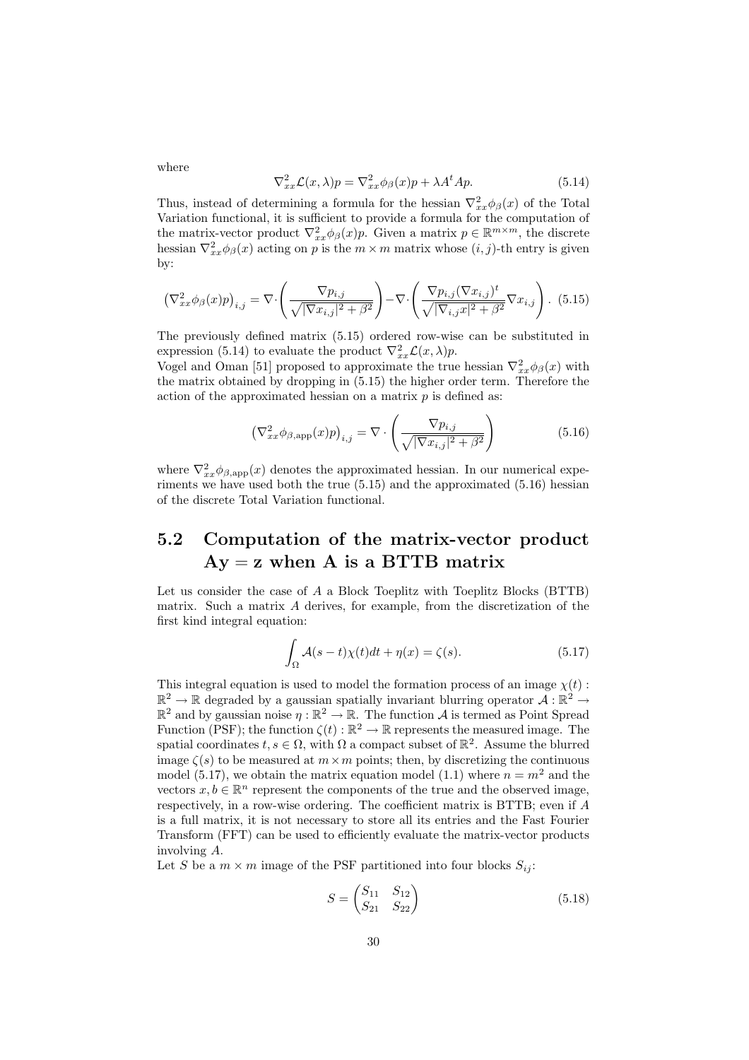where

$$\nabla^2_{xx}\mathcal{L}(x,\lambda)p = \nabla^2_{xx}\phi_\beta(x)p + \lambda A^t A p. \tag{5.14}$$

Thus, instead of determining a formula for the hessian $\nabla^2_{xx}\phi_\beta(x)$ of the Total Variation functional, it is sufficient to provide a formula for the computation of the matrix-vector product $\nabla^2_{xx}\phi_\beta(x)p$. Given a matrix $p \in \mathbb{R}^{m\times m}$, the discrete hessian $\nabla^2_{xx}\phi_\beta(x)$ acting on $p$ is the $m \times m$ matrix whose $(i,j)$-th entry is given by:

$$\left(\nabla^2_{xx}\phi_\beta(x)p\right)_{i,j} = \nabla\cdot\left(\frac{\nabla p_{i,j}}{\sqrt{|\nabla x_{i,j}|^2+\beta^2}}\right) - \nabla\cdot\left(\frac{\nabla p_{i,j}(\nabla x_{i,j})^t}{\sqrt{|\nabla_{i,j}x|^2+\beta^2}}\nabla x_{i,j}\right). \tag{5.15}$$

The previously defined matrix (5.15) ordered row-wise can be substituted in expression (5.14) to evaluate the product $\nabla^2_{xx}\mathcal{L}(x,\lambda)p$.
Vogel and Oman [51] proposed to approximate the true hessian $\nabla^2_{xx}\phi_\beta(x)$ with the matrix obtained by dropping in (5.15) the higher order term. Therefore the action of the approximated hessian on a matrix $p$ is defined as:

$$\left(\nabla^2_{xx}\phi_{\beta,\text{app}}(x)p\right)_{i,j} = \nabla\cdot\left(\frac{\nabla p_{i,j}}{\sqrt{|\nabla x_{i,j}|^2+\beta^2}}\right) \tag{5.16}$$

where $\nabla^2_{xx}\phi_{\beta,\text{app}}(x)$ denotes the approximated hessian. In our numerical experiments we have used both the true (5.15) and the approximated (5.16) hessian of the discrete Total Variation functional.

## 5.2 Computation of the matrix-vector product Ay = z when A is a BTTB matrix

Let us consider the case of $A$ a Block Toeplitz with Toeplitz Blocks (BTTB) matrix. Such a matrix $A$ derives, for example, from the discretization of the first kind integral equation:

$$\int_\Omega \mathcal{A}(s-t)\chi(t)dt + \eta(x) = \zeta(s). \tag{5.17}$$

This integral equation is used to model the formation process of an image $\chi(t): \mathbb{R}^2 \to \mathbb{R}$ degraded by a gaussian spatially invariant blurring operator $\mathcal{A}: \mathbb{R}^2 \to \mathbb{R}^2$ and by gaussian noise $\eta: \mathbb{R}^2 \to \mathbb{R}$. The function $\mathcal{A}$ is termed as Point Spread Function (PSF); the function $\zeta(t): \mathbb{R}^2 \to \mathbb{R}$ represents the measured image. The spatial coordinates $t, s \in \Omega$, with $\Omega$ a compact subset of $\mathbb{R}^2$. Assume the blurred image $\zeta(s)$ to be measured at $m \times m$ points; then, by discretizing the continuous model (5.17), we obtain the matrix equation model (1.1) where $n = m^2$ and the vectors $x, b \in \mathbb{R}^n$ represent the components of the true and the observed image, respectively, in a row-wise ordering. The coefficient matrix is BTTB; even if $A$ is a full matrix, it is not necessary to store all its entries and the Fast Fourier Transform (FFT) can be used to efficiently evaluate the matrix-vector products involving $A$.
Let $S$ be a $m \times m$ image of the PSF partitioned into four blocks $S_{ij}$:

$$S = \begin{pmatrix} S_{11} & S_{12} \\ S_{21} & S_{22} \end{pmatrix} \tag{5.18}$$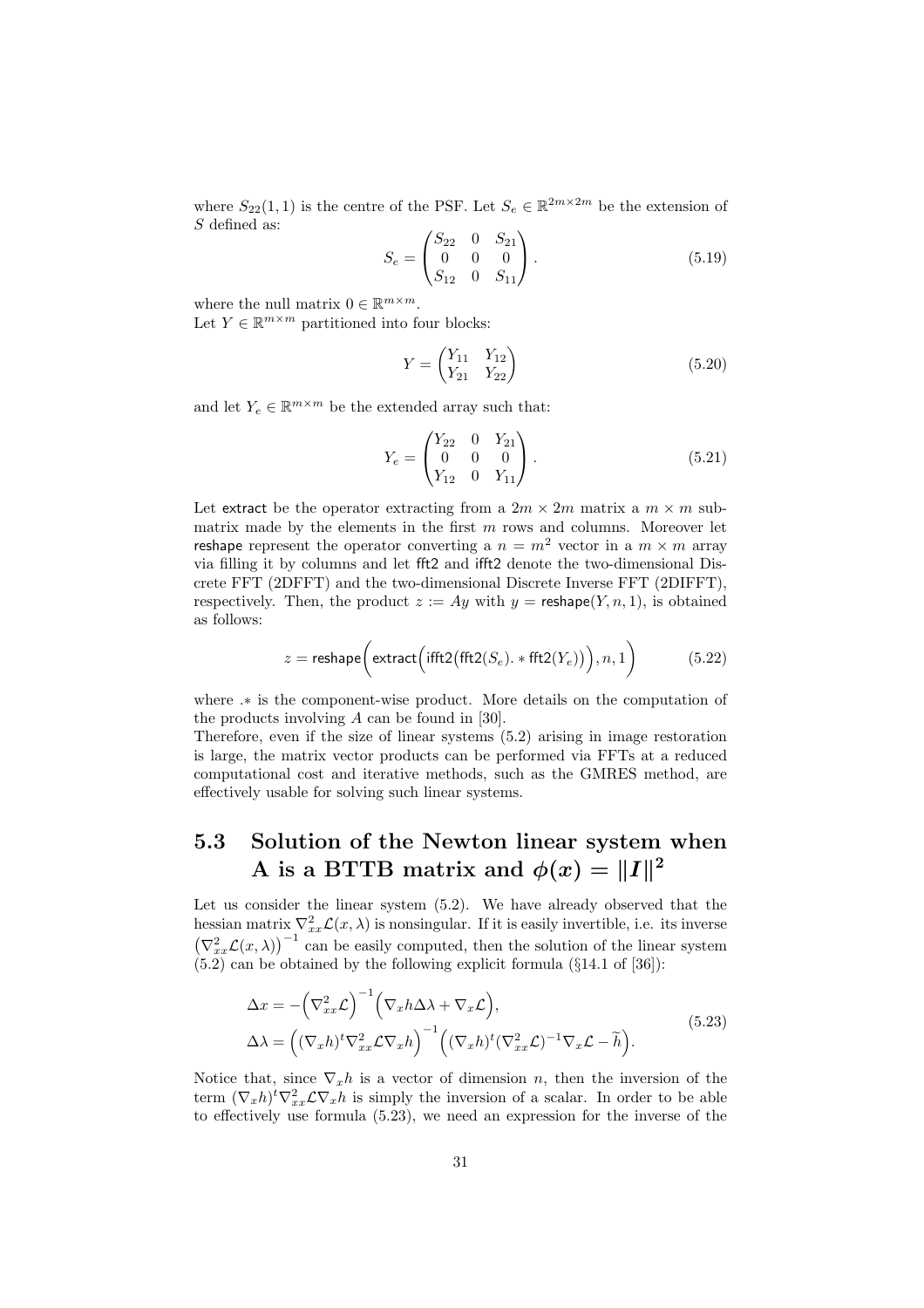where $S_{22}(1,1)$ is the centre of the PSF. Let $S_e \in \mathbb{R}^{2m\times 2m}$ be the extension of $S$ defined as:

$$S_e = \begin{pmatrix} S_{22} & 0 & S_{21} \\ 0 & 0 & 0 \\ S_{12} & 0 & S_{11} \end{pmatrix}. \tag{5.19}$$

where the null matrix $0 \in \mathbb{R}^{m\times m}$.
Let $Y \in \mathbb{R}^{m\times m}$ partitioned into four blocks:

$$Y = \begin{pmatrix} Y_{11} & Y_{12} \\ Y_{21} & Y_{22} \end{pmatrix} \tag{5.20}$$

and let $Y_e \in \mathbb{R}^{m\times m}$ be the extended array such that:

$$Y_e = \begin{pmatrix} Y_{22} & 0 & Y_{21} \\ 0 & 0 & 0 \\ Y_{12} & 0 & Y_{11} \end{pmatrix}. \tag{5.21}$$

Let extract be the operator extracting from a $2m \times 2m$ matrix a $m \times m$ sub-matrix made by the elements in the first $m$ rows and columns. Moreover let reshape represent the operator converting a $n = m^2$ vector in a $m \times m$ array via filling it by columns and let fft2 and ifft2 denote the two-dimensional Discrete FFT (2DFFT) and the two-dimensional Discrete Inverse FFT (2DIFFT), respectively. Then, the product $z := Ay$ with $y = \mathsf{reshape}(Y, n, 1)$, is obtained as follows:

$$z = \mathsf{reshape}\Big(\mathsf{extract}\Big(\mathsf{ifft2}\big(\mathsf{fft2}(S_e). * \mathsf{fft2}(Y_e)\big)\Big), n, 1\Big) \tag{5.22}$$

where $.*$ is the component-wise product. More details on the computation of the products involving $A$ can be found in [30].
Therefore, even if the size of linear systems (5.2) arising in image restoration is large, the matrix vector products can be performed via FFTs at a reduced computational cost and iterative methods, such as the GMRES method, are effectively usable for solving such linear systems.

## 5.3 Solution of the Newton linear system when A is a BTTB matrix and $\phi(x) = \|I\|^2$

Let us consider the linear system (5.2). We have already observed that the hessian matrix $\nabla^2_{xx}\mathcal{L}(x,\lambda)$ is nonsingular. If it is easily invertible, i.e. its inverse $\big(\nabla^2_{xx}\mathcal{L}(x,\lambda)\big)^{-1}$ can be easily computed, then the solution of the linear system (5.2) can be obtained by the following explicit formula (§14.1 of [36]):

$$\begin{aligned} \Delta x &= -\Big(\nabla^2_{xx}\mathcal{L}\Big)^{-1}\Big(\nabla_x h \Delta\lambda + \nabla_x \mathcal{L}\Big), \\ \Delta\lambda &= \Big((\nabla_x h)^t \nabla^2_{xx}\mathcal{L}\nabla_x h\Big)^{-1}\Big((\nabla_x h)^t (\nabla^2_{xx}\mathcal{L})^{-1}\nabla_x\mathcal{L} - \widetilde{h}\Big). \end{aligned} \tag{5.23}$$

Notice that, since $\nabla_x h$ is a vector of dimension $n$, then the inversion of the term $(\nabla_x h)^t \nabla^2_{xx}\mathcal{L}\nabla_x h$ is simply the inversion of a scalar. In order to be able to effectively use formula (5.23), we need an expression for the inverse of the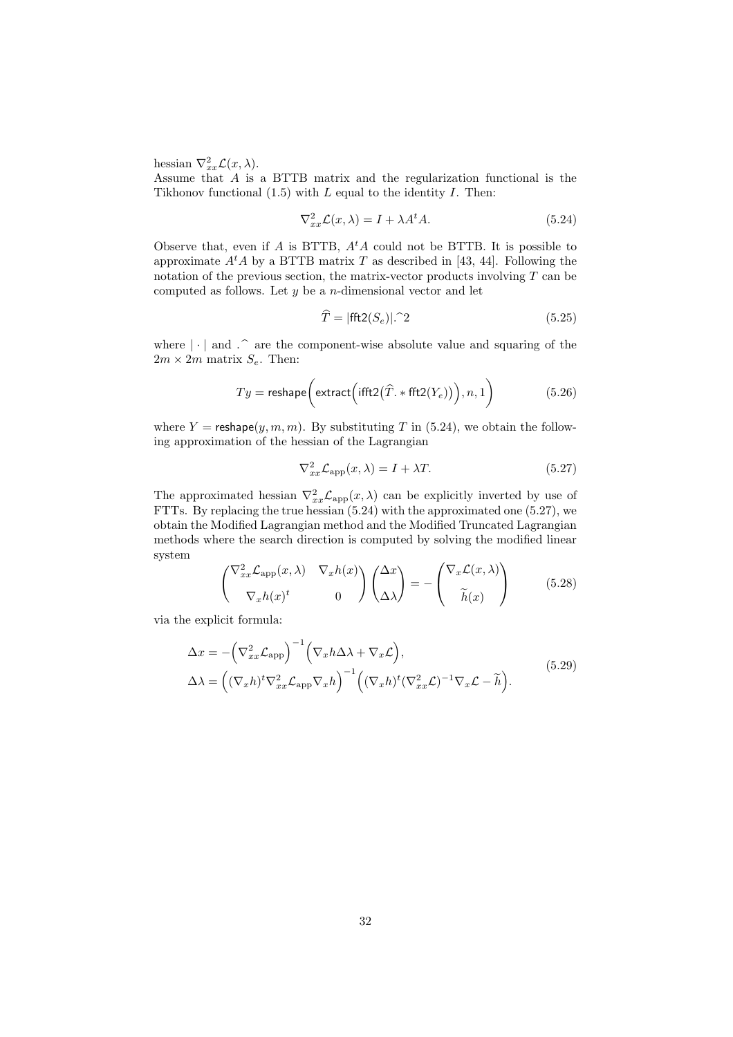hessian $\nabla^2_{xx}\mathcal{L}(x,\lambda)$.
Assume that $A$ is a BTTB matrix and the regularization functional is the Tikhonov functional (1.5) with $L$ equal to the identity $I$. Then:

$$\nabla^2_{xx}\mathcal{L}(x,\lambda) = I + \lambda A^t A. \tag{5.24}$$

Observe that, even if $A$ is BTTB, $A^t A$ could not be BTTB. It is possible to approximate $A^t A$ by a BTTB matrix $T$ as described in [43, 44]. Following the notation of the previous section, the matrix-vector products involving $T$ can be computed as follows. Let $y$ be a $n$-dimensional vector and let

$$\widehat{T} = |\mathsf{fft2}(S_e)|.\widehat{\ }2 \tag{5.25}$$

where $|\cdot|$ and $.\widehat{\ }$ are the component-wise absolute value and squaring of the $2m \times 2m$ matrix $S_e$. Then:

$$Ty = \mathsf{reshape}\Big(\mathsf{extract}\Big(\mathsf{ifft2}\big(\widehat{T}.*\mathsf{fft2}(Y_e)\big)\Big), n, 1\Big) \tag{5.26}$$

where $Y = \mathsf{reshape}(y, m, m)$. By substituting $T$ in (5.24), we obtain the following approximation of the hessian of the Lagrangian

$$\nabla^2_{xx}\mathcal{L}_{\mathrm{app}}(x,\lambda) = I + \lambda T. \tag{5.27}$$

The approximated hessian $\nabla^2_{xx}\mathcal{L}_{\mathrm{app}}(x,\lambda)$ can be explicitly inverted by use of FTTs. By replacing the true hessian (5.24) with the approximated one (5.27), we obtain the Modified Lagrangian method and the Modified Truncated Lagrangian methods where the search direction is computed by solving the modified linear system

$$\begin{pmatrix} \nabla^2_{xx}\mathcal{L}_{\mathrm{app}}(x,\lambda) & \nabla_x h(x) \\ \nabla_x h(x)^t & 0 \end{pmatrix} \begin{pmatrix} \Delta x \\ \Delta\lambda \end{pmatrix} = - \begin{pmatrix} \nabla_x \mathcal{L}(x,\lambda) \\ \widetilde{h}(x) \end{pmatrix} \tag{5.28}$$

via the explicit formula:

$$\begin{aligned} \Delta x &= -\Big(\nabla^2_{xx}\mathcal{L}_{\mathrm{app}}\Big)^{-1}\Big(\nabla_x h \Delta\lambda + \nabla_x \mathcal{L}\Big), \\ \Delta\lambda &= \Big((\nabla_x h)^t \nabla^2_{xx}\mathcal{L}_{\mathrm{app}} \nabla_x h\Big)^{-1}\Big((\nabla_x h)^t (\nabla^2_{xx}\mathcal{L})^{-1}\nabla_x \mathcal{L} - \widetilde{h}\Big). \end{aligned} \tag{5.29}$$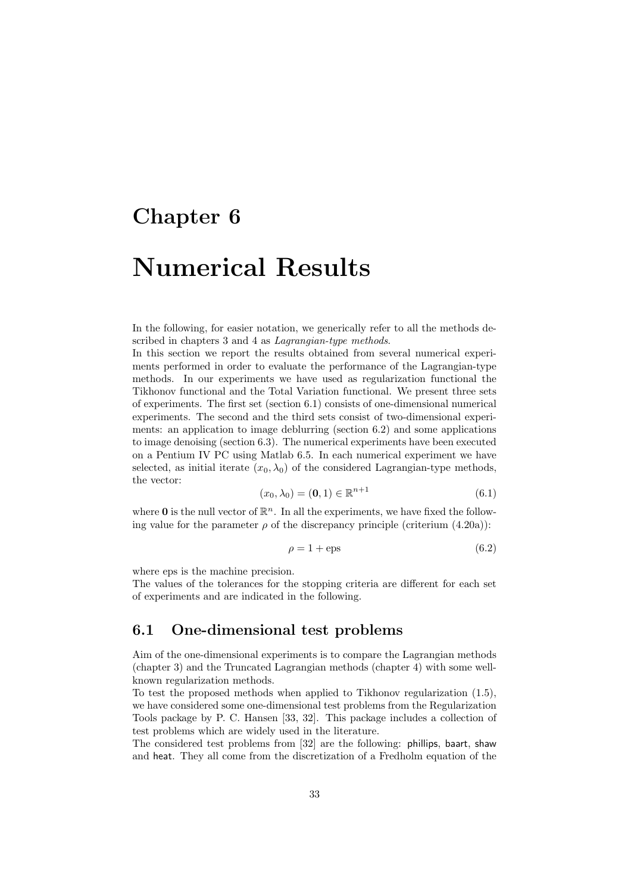# Chapter 6

# Numerical Results

In the following, for easier notation, we generically refer to all the methods described in chapters 3 and 4 as *Lagrangian-type methods*.
In this section we report the results obtained from several numerical experiments performed in order to evaluate the performance of the Lagrangian-type methods. In our experiments we have used as regularization functional the Tikhonov functional and the Total Variation functional. We present three sets of experiments. The first set (section 6.1) consists of one-dimensional numerical experiments. The second and the third sets consist of two-dimensional experiments: an application to image deblurring (section 6.2) and some applications to image denoising (section 6.3). The numerical experiments have been executed on a Pentium IV PC using Matlab 6.5. In each numerical experiment we have selected, as initial iterate $(x_0, \lambda_0)$ of the considered Lagrangian-type methods, the vector:

$$(x_0, \lambda_0) = (\mathbf{0}, 1) \in \mathbb{R}^{n+1} \tag{6.1}$$

where $\mathbf{0}$ is the null vector of $\mathbb{R}^n$. In all the experiments, we have fixed the following value for the parameter $\rho$ of the discrepancy principle (criterium (4.20a)):

$$\rho = 1 + \text{eps} \tag{6.2}$$

where eps is the machine precision.
The values of the tolerances for the stopping criteria are different for each set of experiments and are indicated in the following.

## 6.1 One-dimensional test problems

Aim of the one-dimensional experiments is to compare the Lagrangian methods (chapter 3) and the Truncated Lagrangian methods (chapter 4) with some well-known regularization methods.
To test the proposed methods when applied to Tikhonov regularization (1.5), we have considered some one-dimensional test problems from the Regularization Tools package by P. C. Hansen [33, 32]. This package includes a collection of test problems which are widely used in the literature.
The considered test problems from [32] are the following: phillips, baart, shaw and heat. They all come from the discretization of a Fredholm equation of the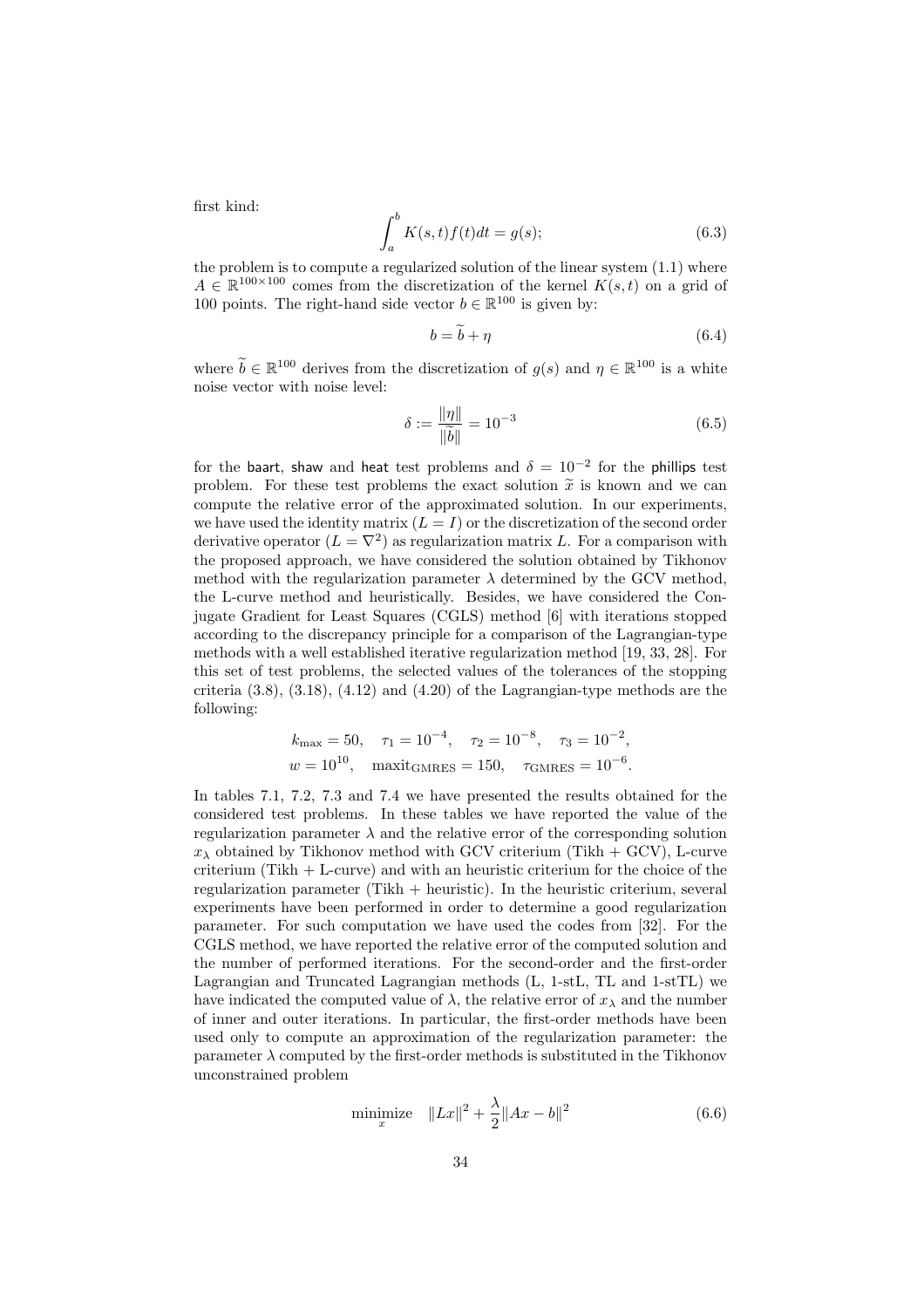first kind:

$$\int_a^b K(s,t)f(t)dt = g(s); \tag{6.3}$$

the problem is to compute a regularized solution of the linear system (1.1) where $A \in \mathbb{R}^{100\times 100}$ comes from the discretization of the kernel $K(s,t)$ on a grid of 100 points. The right-hand side vector $b \in \mathbb{R}^{100}$ is given by:

$$b = \widetilde{b} + \eta \tag{6.4}$$

where $\widetilde{b} \in \mathbb{R}^{100}$ derives from the discretization of $g(s)$ and $\eta \in \mathbb{R}^{100}$ is a white noise vector with noise level:

$$\delta := \frac{\|\eta\|}{\|\widetilde{b}\|} = 10^{-3} \tag{6.5}$$

for the baart, shaw and heat test problems and $\delta = 10^{-2}$ for the phillips test problem. For these test problems the exact solution $\widetilde{x}$ is known and we can compute the relative error of the approximated solution. In our experiments, we have used the identity matrix ($L = I$) or the discretization of the second order derivative operator ($L = \nabla^2$) as regularization matrix $L$. For a comparison with the proposed approach, we have considered the solution obtained by Tikhonov method with the regularization parameter $\lambda$ determined by the GCV method, the L-curve method and heuristically. Besides, we have considered the Conjugate Gradient for Least Squares (CGLS) method [6] with iterations stopped according to the discrepancy principle for a comparison of the Lagrangian-type methods with a well established iterative regularization method [19, 33, 28]. For this set of test problems, the selected values of the tolerances of the stopping criteria (3.8), (3.18), (4.12) and (4.20) of the Lagrangian-type methods are the following:

$$\begin{aligned} &k_{\max} = 50, \quad \tau_1 = 10^{-4}, \quad \tau_2 = 10^{-8}, \quad \tau_3 = 10^{-2}, \\ &w = 10^{10}, \quad \text{maxit}_{\text{GMRES}} = 150, \quad \tau_{\text{GMRES}} = 10^{-6}. \end{aligned}$$

In tables 7.1, 7.2, 7.3 and 7.4 we have presented the results obtained for the considered test problems. In these tables we have reported the value of the regularization parameter $\lambda$ and the relative error of the corresponding solution $x_\lambda$ obtained by Tikhonov method with GCV criterium (Tikh + GCV), L-curve criterium (Tikh + L-curve) and with an heuristic criterium for the choice of the regularization parameter (Tikh + heuristic). In the heuristic criterium, several experiments have been performed in order to determine a good regularization parameter. For such computation we have used the codes from [32]. For the CGLS method, we have reported the relative error of the computed solution and the number of performed iterations. For the second-order and the first-order Lagrangian and Truncated Lagrangian methods (L, 1-stL, TL and 1-stTL) we have indicated the computed value of $\lambda$, the relative error of $x_\lambda$ and the number of inner and outer iterations. In particular, the first-order methods have been used only to compute an approximation of the regularization parameter: the parameter $\lambda$ computed by the first-order methods is substituted in the Tikhonov unconstrained problem

$$\underset{x}{\text{minimize}} \quad \|Lx\|^2 + \frac{\lambda}{2}\|Ax - b\|^2 \tag{6.6}$$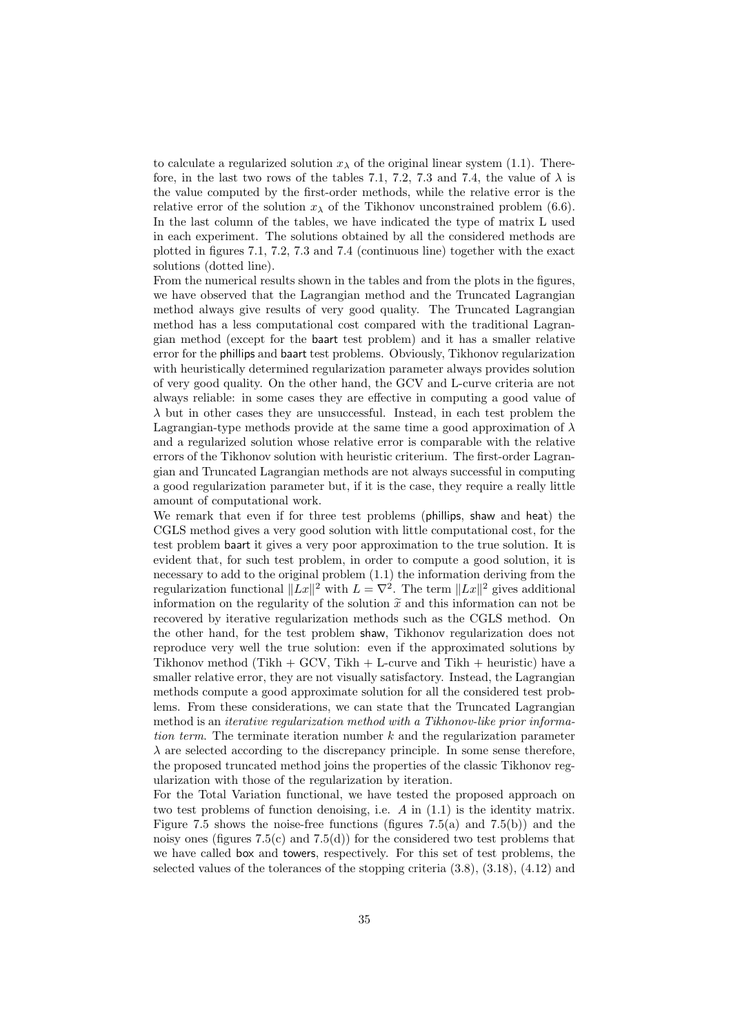to calculate a regularized solution $x_\lambda$ of the original linear system (1.1). Therefore, in the last two rows of the tables 7.1, 7.2, 7.3 and 7.4, the value of $\lambda$ is the value computed by the first-order methods, while the relative error is the relative error of the solution $x_\lambda$ of the Tikhonov unconstrained problem (6.6). In the last column of the tables, we have indicated the type of matrix L used in each experiment. The solutions obtained by all the considered methods are plotted in figures 7.1, 7.2, 7.3 and 7.4 (continuous line) together with the exact solutions (dotted line).

From the numerical results shown in the tables and from the plots in the figures, we have observed that the Lagrangian method and the Truncated Lagrangian method always give results of very good quality. The Truncated Lagrangian method has a less computational cost compared with the traditional Lagrangian method (except for the baart test problem) and it has a smaller relative error for the phillips and baart test problems. Obviously, Tikhonov regularization with heuristically determined regularization parameter always provides solution of very good quality. On the other hand, the GCV and L-curve criteria are not always reliable: in some cases they are effective in computing a good value of $\lambda$ but in other cases they are unsuccessful. Instead, in each test problem the Lagrangian-type methods provide at the same time a good approximation of $\lambda$ and a regularized solution whose relative error is comparable with the relative errors of the Tikhonov solution with heuristic criterium. The first-order Lagrangian and Truncated Lagrangian methods are not always successful in computing a good regularization parameter but, if it is the case, they require a really little amount of computational work.

We remark that even if for three test problems (phillips, shaw and heat) the CGLS method gives a very good solution with little computational cost, for the test problem baart it gives a very poor approximation to the true solution. It is evident that, for such test problem, in order to compute a good solution, it is necessary to add to the original problem (1.1) the information deriving from the regularization functional $\|Lx\|^2$ with $L = \nabla^2$. The term $\|Lx\|^2$ gives additional information on the regularity of the solution $\widetilde{x}$ and this information can not be recovered by iterative regularization methods such as the CGLS method. On the other hand, for the test problem shaw, Tikhonov regularization does not reproduce very well the true solution: even if the approximated solutions by Tikhonov method (Tikh + GCV, Tikh + L-curve and Tikh + heuristic) have a smaller relative error, they are not visually satisfactory. Instead, the Lagrangian methods compute a good approximate solution for all the considered test problems. From these considerations, we can state that the Truncated Lagrangian method is an *iterative regularization method with a Tikhonov-like prior information term*. The terminate iteration number $k$ and the regularization parameter $\lambda$ are selected according to the discrepancy principle. In some sense therefore, the proposed truncated method joins the properties of the classic Tikhonov regularization with those of the regularization by iteration.

For the Total Variation functional, we have tested the proposed approach on two test problems of function denoising, i.e. $A$ in (1.1) is the identity matrix. Figure 7.5 shows the noise-free functions (figures 7.5(a) and 7.5(b)) and the noisy ones (figures 7.5(c) and 7.5(d)) for the considered two test problems that we have called box and towers, respectively. For this set of test problems, the selected values of the tolerances of the stopping criteria (3.8), (3.18), (4.12) and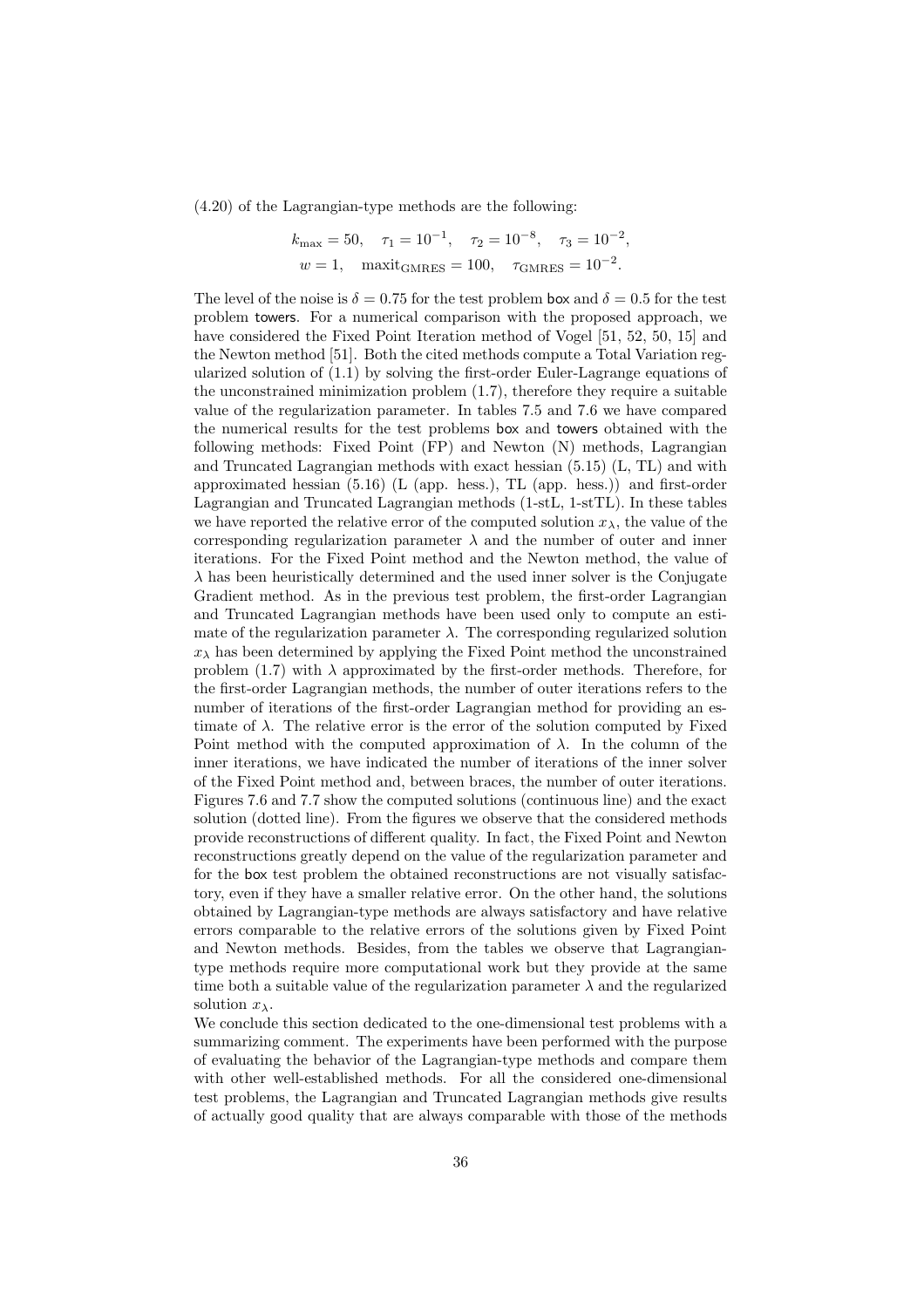(4.20) of the Lagrangian-type methods are the following:

$$k_{\max} = 50, \quad \tau_1 = 10^{-1}, \quad \tau_2 = 10^{-8}, \quad \tau_3 = 10^{-2},$$
$$w = 1, \quad \text{maxit}_{\text{GMRES}} = 100, \quad \tau_{\text{GMRES}} = 10^{-2}.$$

The level of the noise is $\delta = 0.75$ for the test problem box and $\delta = 0.5$ for the test problem towers. For a numerical comparison with the proposed approach, we have considered the Fixed Point Iteration method of Vogel [51, 52, 50, 15] and the Newton method [51]. Both the cited methods compute a Total Variation regularized solution of (1.1) by solving the first-order Euler-Lagrange equations of the unconstrained minimization problem (1.7), therefore they require a suitable value of the regularization parameter. In tables 7.5 and 7.6 we have compared the numerical results for the test problems box and towers obtained with the following methods: Fixed Point (FP) and Newton (N) methods, Lagrangian and Truncated Lagrangian methods with exact hessian (5.15) (L, TL) and with approximated hessian (5.16) (L (app. hess.), TL (app. hess.)) and first-order Lagrangian and Truncated Lagrangian methods (1-stL, 1-stTL). In these tables we have reported the relative error of the computed solution $x_\lambda$, the value of the corresponding regularization parameter $\lambda$ and the number of outer and inner iterations. For the Fixed Point method and the Newton method, the value of $\lambda$ has been heuristically determined and the used inner solver is the Conjugate Gradient method. As in the previous test problem, the first-order Lagrangian and Truncated Lagrangian methods have been used only to compute an estimate of the regularization parameter $\lambda$. The corresponding regularized solution $x_\lambda$ has been determined by applying the Fixed Point method the unconstrained problem (1.7) with $\lambda$ approximated by the first-order methods. Therefore, for the first-order Lagrangian methods, the number of outer iterations refers to the number of iterations of the first-order Lagrangian method for providing an estimate of $\lambda$. The relative error is the error of the solution computed by Fixed Point method with the computed approximation of $\lambda$. In the column of the inner iterations, we have indicated the number of iterations of the inner solver of the Fixed Point method and, between braces, the number of outer iterations. Figures 7.6 and 7.7 show the computed solutions (continuous line) and the exact solution (dotted line). From the figures we observe that the considered methods provide reconstructions of different quality. In fact, the Fixed Point and Newton reconstructions greatly depend on the value of the regularization parameter and for the box test problem the obtained reconstructions are not visually satisfactory, even if they have a smaller relative error. On the other hand, the solutions obtained by Lagrangian-type methods are always satisfactory and have relative errors comparable to the relative errors of the solutions given by Fixed Point and Newton methods. Besides, from the tables we observe that Lagrangian-type methods require more computational work but they provide at the same time both a suitable value of the regularization parameter $\lambda$ and the regularized solution $x_\lambda$.

We conclude this section dedicated to the one-dimensional test problems with a summarizing comment. The experiments have been performed with the purpose of evaluating the behavior of the Lagrangian-type methods and compare them with other well-established methods. For all the considered one-dimensional test problems, the Lagrangian and Truncated Lagrangian methods give results of actually good quality that are always comparable with those of the methods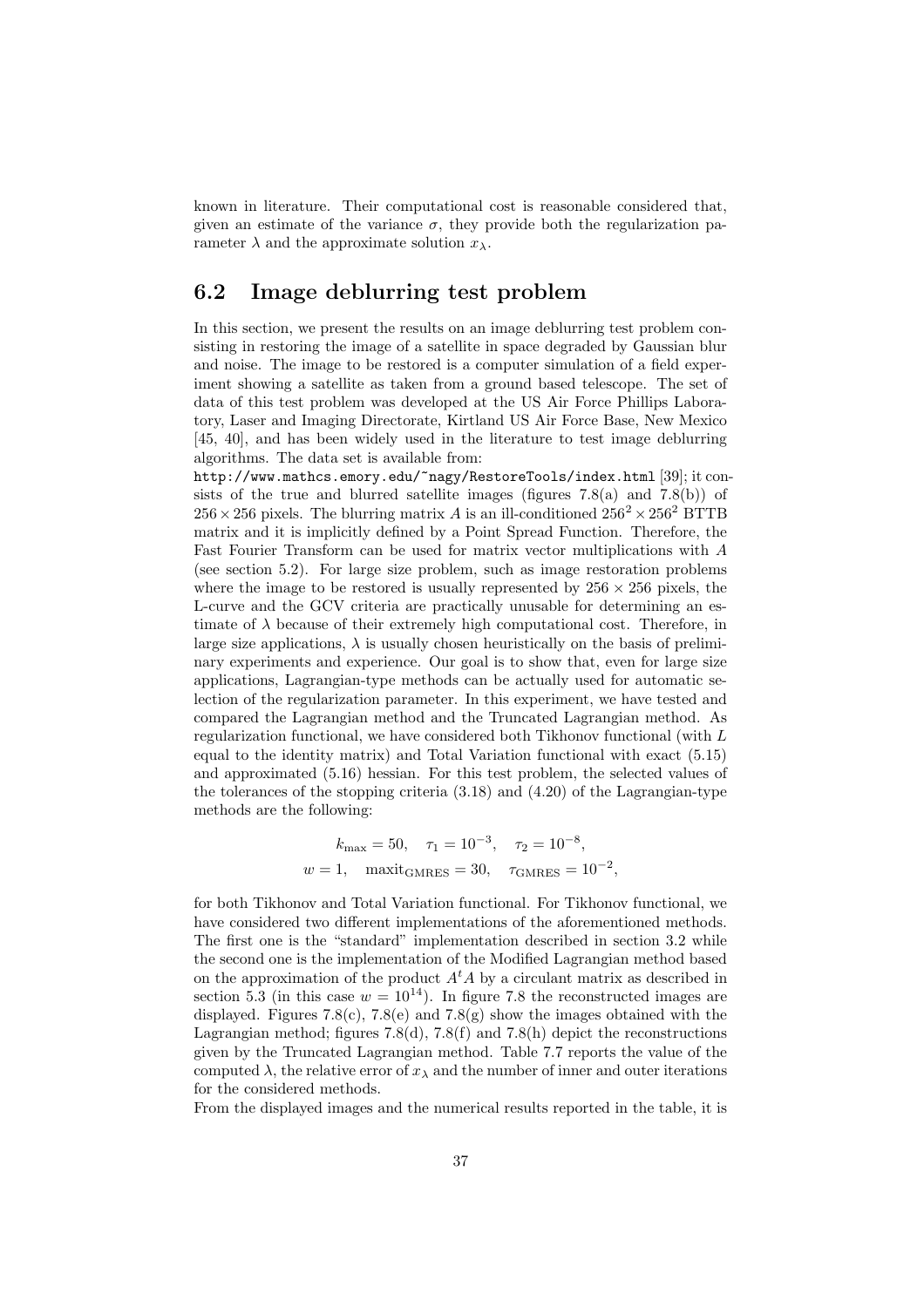known in literature. Their computational cost is reasonable considered that, given an estimate of the variance $\sigma$, they provide both the regularization parameter $\lambda$ and the approximate solution $x_\lambda$.

## 6.2 Image deblurring test problem

In this section, we present the results on an image deblurring test problem consisting in restoring the image of a satellite in space degraded by Gaussian blur and noise. The image to be restored is a computer simulation of a field experiment showing a satellite as taken from a ground based telescope. The set of data of this test problem was developed at the US Air Force Phillips Laboratory, Laser and Imaging Directorate, Kirtland US Air Force Base, New Mexico [45, 40], and has been widely used in the literature to test image deblurring algorithms. The data set is available from:
`http://www.mathcs.emory.edu/~nagy/RestoreTools/index.html` [39]; it consists of the true and blurred satellite images (figures 7.8(a) and 7.8(b)) of $256 \times 256$ pixels. The blurring matrix $A$ is an ill-conditioned $256^2 \times 256^2$ BTTB matrix and it is implicitly defined by a Point Spread Function. Therefore, the Fast Fourier Transform can be used for matrix vector multiplications with $A$ (see section 5.2). For large size problem, such as image restoration problems where the image to be restored is usually represented by $256 \times 256$ pixels, the L-curve and the GCV criteria are practically unusable for determining an estimate of $\lambda$ because of their extremely high computational cost. Therefore, in large size applications, $\lambda$ is usually chosen heuristically on the basis of preliminary experiments and experience. Our goal is to show that, even for large size applications, Lagrangian-type methods can be actually used for automatic selection of the regularization parameter. In this experiment, we have tested and compared the Lagrangian method and the Truncated Lagrangian method. As regularization functional, we have considered both Tikhonov functional (with $L$ equal to the identity matrix) and Total Variation functional with exact (5.15) and approximated (5.16) hessian. For this test problem, the selected values of the tolerances of the stopping criteria (3.18) and (4.20) of the Lagrangian-type methods are the following:

$$
\begin{aligned}
k_{\max} = 50, \quad \tau_1 = 10^{-3}, \quad \tau_2 = 10^{-8}, \\
w = 1, \quad \mathrm{maxit}_{\mathrm{GMRES}} = 30, \quad \tau_{\mathrm{GMRES}} = 10^{-2},
\end{aligned}
$$

for both Tikhonov and Total Variation functional. For Tikhonov functional, we have considered two different implementations of the aforementioned methods. The first one is the "standard" implementation described in section 3.2 while the second one is the implementation of the Modified Lagrangian method based on the approximation of the product $A^t A$ by a circulant matrix as described in section 5.3 (in this case $w = 10^{14}$). In figure 7.8 the reconstructed images are displayed. Figures 7.8(c), 7.8(e) and 7.8(g) show the images obtained with the Lagrangian method; figures 7.8(d), 7.8(f) and 7.8(h) depict the reconstructions given by the Truncated Lagrangian method. Table 7.7 reports the value of the computed $\lambda$, the relative error of $x_\lambda$ and the number of inner and outer iterations for the considered methods.
From the displayed images and the numerical results reported in the table, it is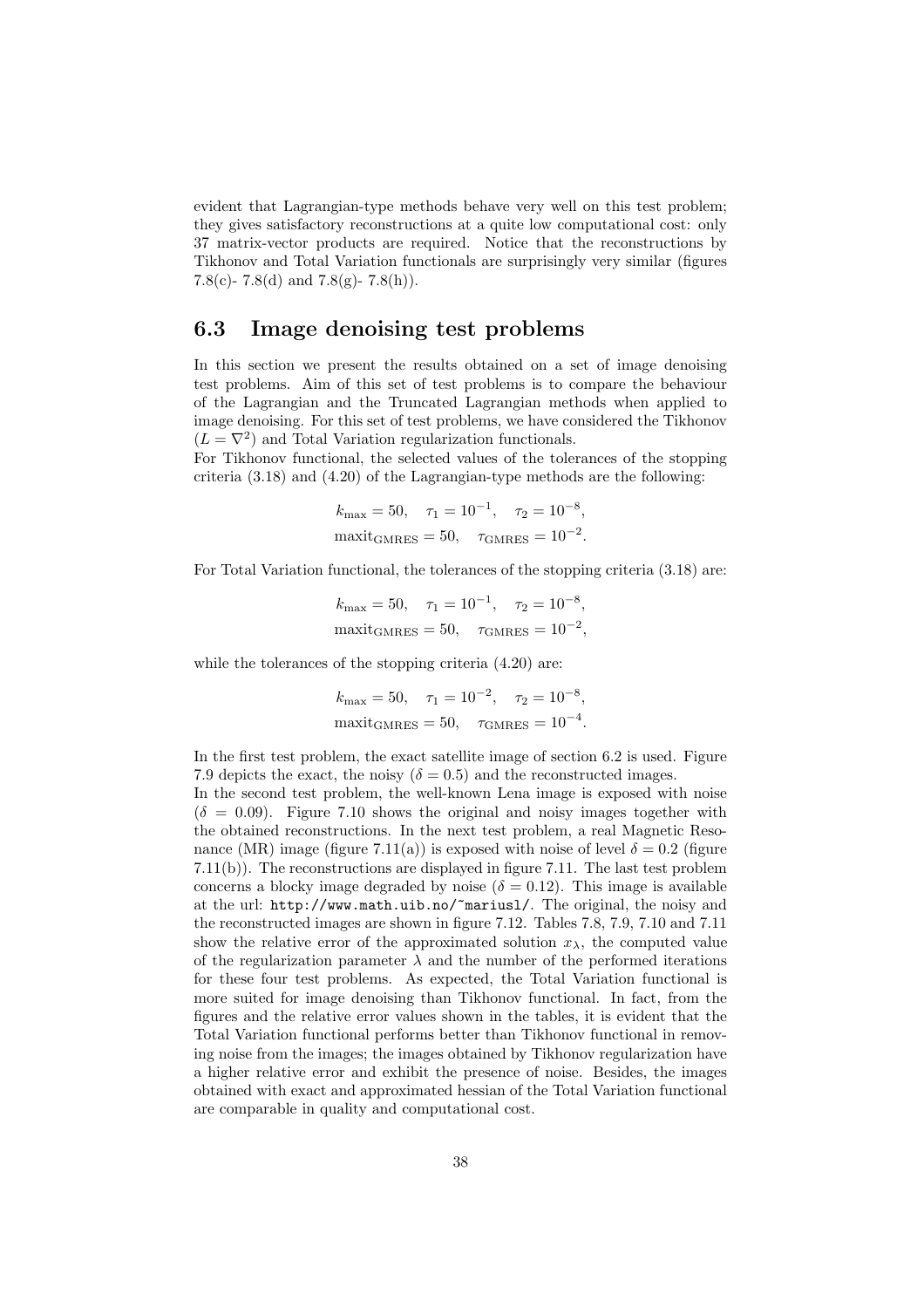evident that Lagrangian-type methods behave very well on this test problem; they gives satisfactory reconstructions at a quite low computational cost: only 37 matrix-vector products are required. Notice that the reconstructions by Tikhonov and Total Variation functionals are surprisingly very similar (figures 7.8(c)- 7.8(d) and 7.8(g)- 7.8(h)).

## 6.3 Image denoising test problems

In this section we present the results obtained on a set of image denoising test problems. Aim of this set of test problems is to compare the behaviour of the Lagrangian and the Truncated Lagrangian methods when applied to image denoising. For this set of test problems, we have considered the Tikhonov ($L = \nabla^2$) and Total Variation regularization functionals.
For Tikhonov functional, the selected values of the tolerances of the stopping criteria (3.18) and (4.20) of the Lagrangian-type methods are the following:

$$
\begin{aligned}
&k_{\max} = 50, \quad \tau_1 = 10^{-1}, \quad \tau_2 = 10^{-8}, \\
&\text{maxit}_{\text{GMRES}} = 50, \quad \tau_{\text{GMRES}} = 10^{-2}.
\end{aligned}
$$

For Total Variation functional, the tolerances of the stopping criteria (3.18) are:

$$
\begin{aligned}
&k_{\max} = 50, \quad \tau_1 = 10^{-1}, \quad \tau_2 = 10^{-8}, \\
&\text{maxit}_{\text{GMRES}} = 50, \quad \tau_{\text{GMRES}} = 10^{-2},
\end{aligned}
$$

while the tolerances of the stopping criteria (4.20) are:

$$
\begin{aligned}
&k_{\max} = 50, \quad \tau_1 = 10^{-2}, \quad \tau_2 = 10^{-8}, \\
&\text{maxit}_{\text{GMRES}} = 50, \quad \tau_{\text{GMRES}} = 10^{-4}.
\end{aligned}
$$

In the first test problem, the exact satellite image of section 6.2 is used. Figure 7.9 depicts the exact, the noisy ($\delta = 0.5$) and the reconstructed images.
In the second test problem, the well-known Lena image is exposed with noise ($\delta = 0.09$). Figure 7.10 shows the original and noisy images together with the obtained reconstructions. In the next test problem, a real Magnetic Resonance (MR) image (figure 7.11(a)) is exposed with noise of level $\delta = 0.2$ (figure 7.11(b)). The reconstructions are displayed in figure 7.11. The last test problem concerns a blocky image degraded by noise ($\delta = 0.12$). This image is available at the url: `http://www.math.uib.no/~mariusl/`. The original, the noisy and the reconstructed images are shown in figure 7.12. Tables 7.8, 7.9, 7.10 and 7.11 show the relative error of the approximated solution $x_\lambda$, the computed value of the regularization parameter $\lambda$ and the number of the performed iterations for these four test problems. As expected, the Total Variation functional is more suited for image denoising than Tikhonov functional. In fact, from the figures and the relative error values shown in the tables, it is evident that the Total Variation functional performs better than Tikhonov functional in removing noise from the images; the images obtained by Tikhonov regularization have a higher relative error and exhibit the presence of noise. Besides, the images obtained with exact and approximated hessian of the Total Variation functional are comparable in quality and computational cost.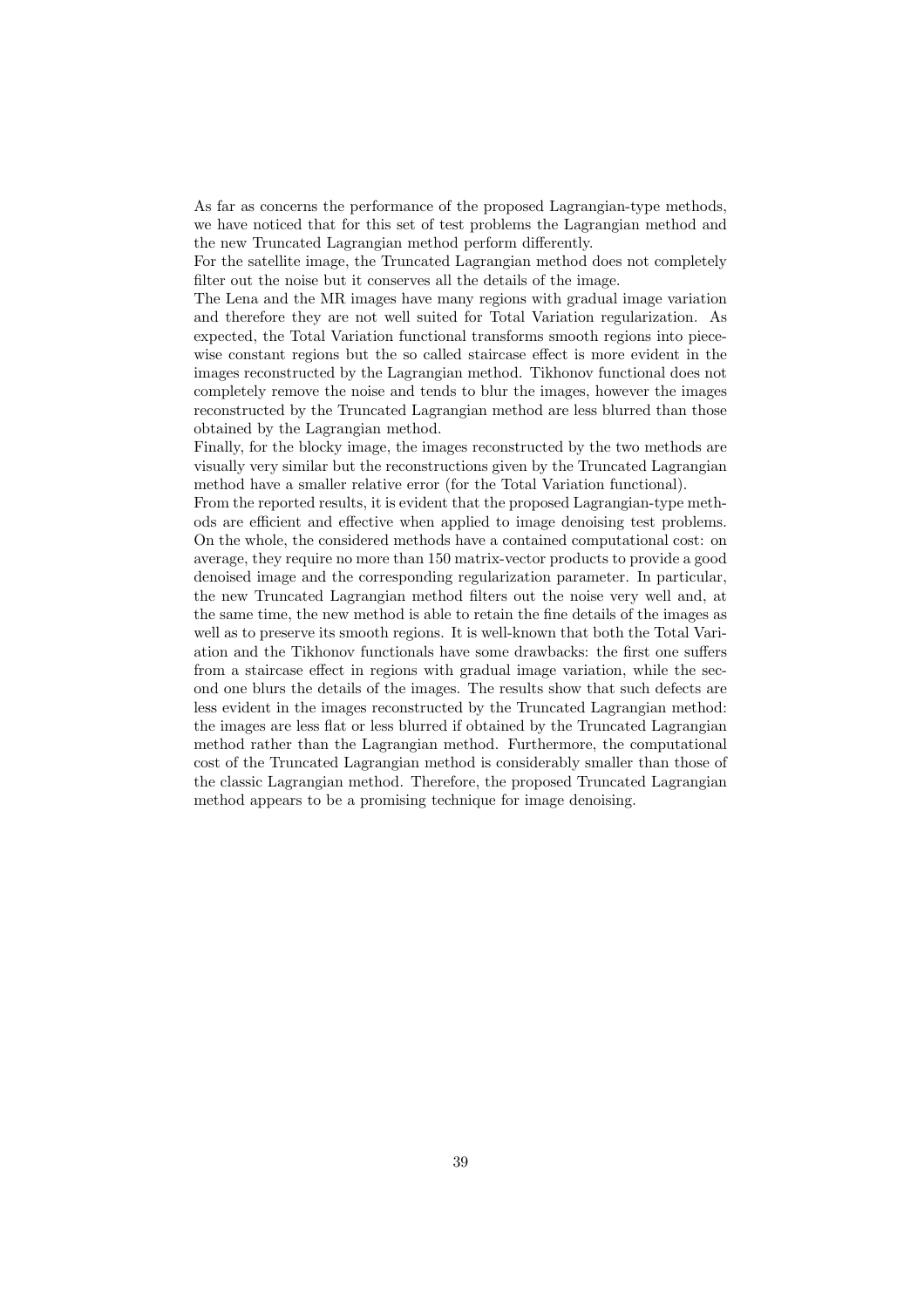As far as concerns the performance of the proposed Lagrangian-type methods, we have noticed that for this set of test problems the Lagrangian method and the new Truncated Lagrangian method perform differently.

For the satellite image, the Truncated Lagrangian method does not completely filter out the noise but it conserves all the details of the image.

The Lena and the MR images have many regions with gradual image variation and therefore they are not well suited for Total Variation regularization. As expected, the Total Variation functional transforms smooth regions into piecewise constant regions but the so called staircase effect is more evident in the images reconstructed by the Lagrangian method. Tikhonov functional does not completely remove the noise and tends to blur the images, however the images reconstructed by the Truncated Lagrangian method are less blurred than those obtained by the Lagrangian method.

Finally, for the blocky image, the images reconstructed by the two methods are visually very similar but the reconstructions given by the Truncated Lagrangian method have a smaller relative error (for the Total Variation functional).

From the reported results, it is evident that the proposed Lagrangian-type methods are efficient and effective when applied to image denoising test problems. On the whole, the considered methods have a contained computational cost: on average, they require no more than 150 matrix-vector products to provide a good denoised image and the corresponding regularization parameter. In particular, the new Truncated Lagrangian method filters out the noise very well and, at the same time, the new method is able to retain the fine details of the images as well as to preserve its smooth regions. It is well-known that both the Total Variation and the Tikhonov functionals have some drawbacks: the first one suffers from a staircase effect in regions with gradual image variation, while the second one blurs the details of the images. The results show that such defects are less evident in the images reconstructed by the Truncated Lagrangian method: the images are less flat or less blurred if obtained by the Truncated Lagrangian method rather than the Lagrangian method. Furthermore, the computational cost of the Truncated Lagrangian method is considerably smaller than those of the classic Lagrangian method. Therefore, the proposed Truncated Lagrangian method appears to be a promising technique for image denoising.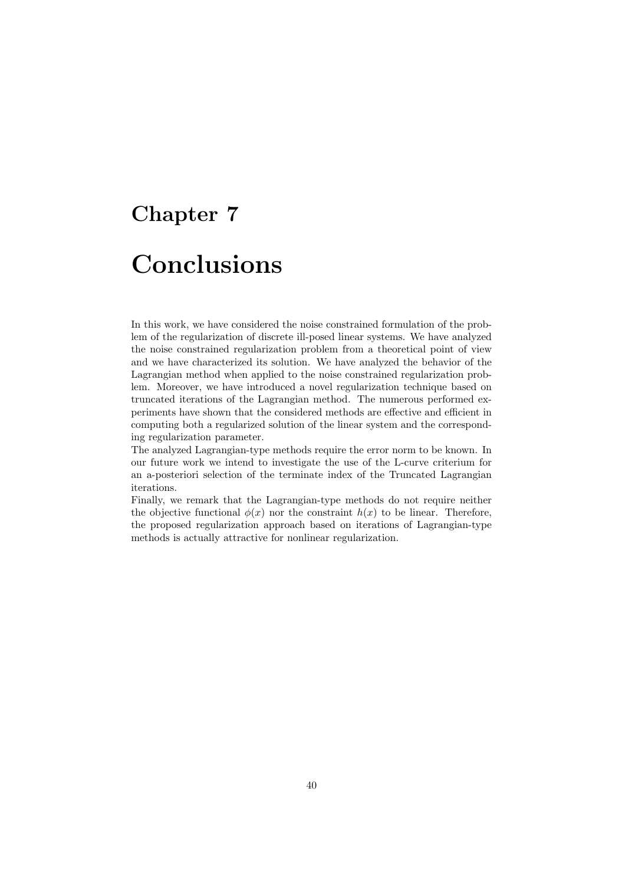# Chapter 7

# Conclusions

In this work, we have considered the noise constrained formulation of the problem of the regularization of discrete ill-posed linear systems. We have analyzed the noise constrained regularization problem from a theoretical point of view and we have characterized its solution. We have analyzed the behavior of the Lagrangian method when applied to the noise constrained regularization problem. Moreover, we have introduced a novel regularization technique based on truncated iterations of the Lagrangian method. The numerous performed experiments have shown that the considered methods are effective and efficient in computing both a regularized solution of the linear system and the corresponding regularization parameter.

The analyzed Lagrangian-type methods require the error norm to be known. In our future work we intend to investigate the use of the L-curve criterium for an a-posteriori selection of the terminate index of the Truncated Lagrangian iterations.

Finally, we remark that the Lagrangian-type methods do not require neither the objective functional $\phi(x)$ nor the constraint $h(x)$ to be linear. Therefore, the proposed regularization approach based on iterations of Lagrangian-type methods is actually attractive for nonlinear regularization.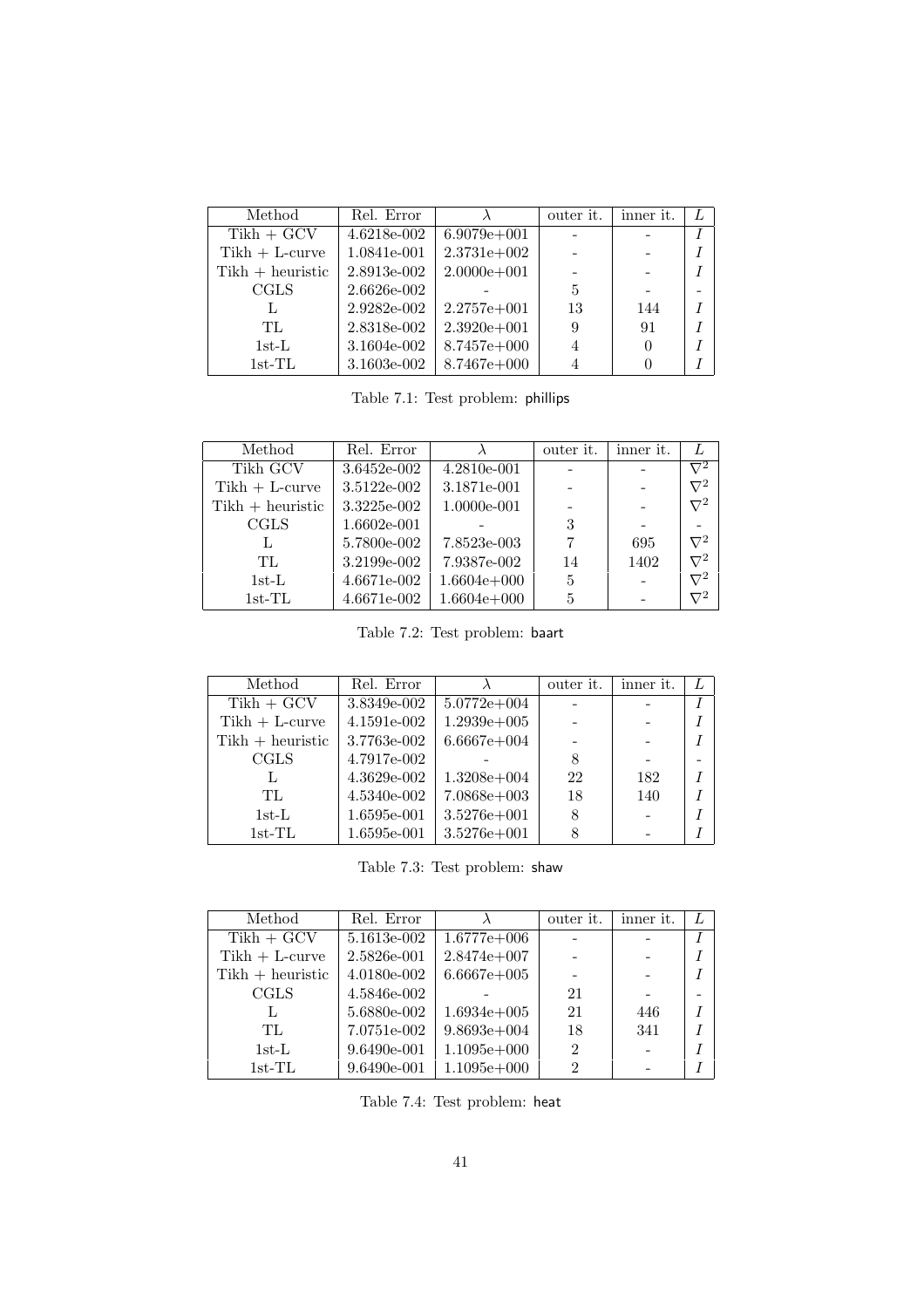| Method | Rel. Error | $\lambda$ | outer it. | inner it. | $L$ |
|---|---|---|---|---|---|
| Tikh + GCV | 4.6218e-002 | 6.9079e+001 | - | - | $I$ |
| Tikh + L-curve | 1.0841e-001 | 2.3731e+002 | - | - | $I$ |
| Tikh + heuristic | 2.8913e-002 | 2.0000e+001 | - | - | $I$ |
| CGLS | 2.6626e-002 | - | 5 | - | - |
| L | 2.9282e-002 | 2.2757e+001 | 13 | 144 | $I$ |
| TL | 2.8318e-002 | 2.3920e+001 | 9 | 91 | $I$ |
| 1st-L | 3.1604e-002 | 8.7457e+000 | 4 | 0 | $I$ |
| 1st-TL | 3.1603e-002 | 8.7467e+000 | 4 | 0 | $I$ |

Table 7.1: Test problem: phillips

| Method | Rel. Error | $\lambda$ | outer it. | inner it. | $L$ |
|---|---|---|---|---|---|
| Tikh GCV | 3.6452e-002 | 4.2810e-001 | - | - | $\nabla^2$ |
| Tikh + L-curve | 3.5122e-002 | 3.1871e-001 | - | - | $\nabla^2$ |
| Tikh + heuristic | 3.3225e-002 | 1.0000e-001 | - | - | $\nabla^2$ |
| CGLS | 1.6602e-001 | - | 3 | - | - |
| L | 5.7800e-002 | 7.8523e-003 | 7 | 695 | $\nabla^2$ |
| TL | 3.2199e-002 | 7.9387e-002 | 14 | 1402 | $\nabla^2$ |
| 1st-L | 4.6671e-002 | 1.6604e+000 | 5 | - | $\nabla^2$ |
| 1st-TL | 4.6671e-002 | 1.6604e+000 | 5 | - | $\nabla^2$ |

Table 7.2: Test problem: baart

| Method | Rel. Error | $\lambda$ | outer it. | inner it. | $L$ |
|---|---|---|---|---|---|
| Tikh + GCV | 3.8349e-002 | 5.0772e+004 | - | - | $I$ |
| Tikh + L-curve | 4.1591e-002 | 1.2939e+005 | - | - | $I$ |
| Tikh + heuristic | 3.7763e-002 | 6.6667e+004 | - | - | $I$ |
| CGLS | 4.7917e-002 | - | 8 | - | - |
| L | 4.3629e-002 | 1.3208e+004 | 22 | 182 | $I$ |
| TL | 4.5340e-002 | 7.0868e+003 | 18 | 140 | $I$ |
| 1st-L | 1.6595e-001 | 3.5276e+001 | 8 | - | $I$ |
| 1st-TL | 1.6595e-001 | 3.5276e+001 | 8 | - | $I$ |

Table 7.3: Test problem: shaw

| Method | Rel. Error | $\lambda$ | outer it. | inner it. | $L$ |
|---|---|---|---|---|---|
| Tikh + GCV | 5.1613e-002 | 1.6777e+006 | - | - | $I$ |
| Tikh + L-curve | 2.5826e-001 | 2.8474e+007 | - | - | $I$ |
| Tikh + heuristic | 4.0180e-002 | 6.6667e+005 | - | - | $I$ |
| CGLS | 4.5846e-002 | - | 21 | - | - |
| L | 5.6880e-002 | 1.6934e+005 | 21 | 446 | $I$ |
| TL | 7.0751e-002 | 9.8693e+004 | 18 | 341 | $I$ |
| 1st-L | 9.6490e-001 | 1.1095e+000 | 2 | - | $I$ |
| 1st-TL | 9.6490e-001 | 1.1095e+000 | 2 | - | $I$ |

Table 7.4: Test problem: heat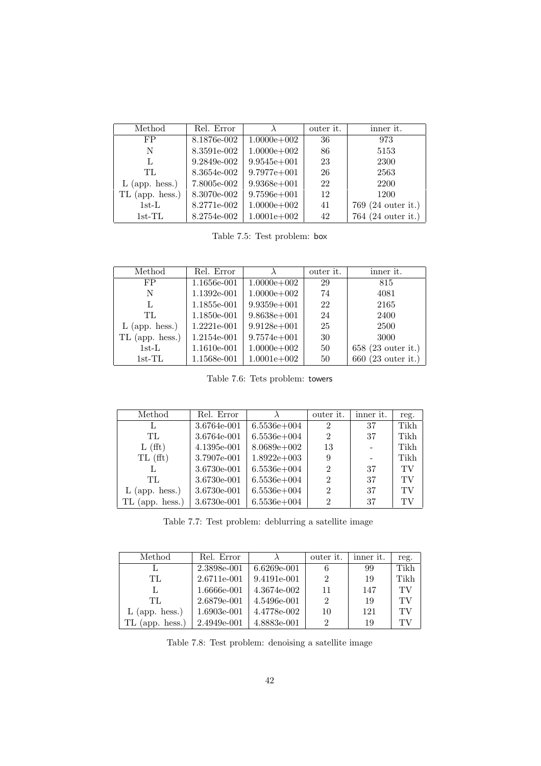| Method | Rel. Error | $\lambda$ | outer it. | inner it. |
|---|---|---|---|---|
| FP | 8.1876e-002 | 1.0000e+002 | 36 | 973 |
| N | 8.3591e-002 | 1.0000e+002 | 86 | 5153 |
| L | 9.2849e-002 | 9.9545e+001 | 23 | 2300 |
| TL | 8.3654e-002 | 9.7977e+001 | 26 | 2563 |
| L (app. hess.) | 7.8005e-002 | 9.9368e+001 | 22 | 2200 |
| TL (app. hess.) | 8.3070e-002 | 9.7596e+001 | 12 | 1200 |
| 1st-L | 8.2771e-002 | 1.0000e+002 | 41 | 769 (24 outer it.) |
| 1st-TL | 8.2754e-002 | 1.0001e+002 | 42 | 764 (24 outer it.) |

Table 7.5: Test problem: box

| Method | Rel. Error | $\lambda$ | outer it. | inner it. |
|---|---|---|---|---|
| FP | 1.1656e-001 | 1.0000e+002 | 29 | 815 |
| N | 1.1392e-001 | 1.0000e+002 | 74 | 4081 |
| L | 1.1855e-001 | 9.9359e+001 | 22 | 2165 |
| TL | 1.1850e-001 | 9.8638e+001 | 24 | 2400 |
| L (app. hess.) | 1.2221e-001 | 9.9128e+001 | 25 | 2500 |
| TL (app. hess.) | 1.2154e-001 | 9.7574e+001 | 30 | 3000 |
| 1st-L | 1.1610e-001 | 1.0000e+002 | 50 | 658 (23 outer it.) |
| 1st-TL | 1.1568e-001 | 1.0001e+002 | 50 | 660 (23 outer it.) |

Table 7.6: Tets problem: towers

| Method | Rel. Error | $\lambda$ | outer it. | inner it. | reg. |
|---|---|---|---|---|---|
| L | 3.6764e-001 | 6.5536e+004 | 2 | 37 | Tikh |
| TL | 3.6764e-001 | 6.5536e+004 | 2 | 37 | Tikh |
| L (fft) | 4.1395e-001 | 8.0689e+002 | 13 | - | Tikh |
| TL (fft) | 3.7907e-001 | 1.8922e+003 | 9 | - | Tikh |
| L | 3.6730e-001 | 6.5536e+004 | 2 | 37 | TV |
| TL | 3.6730e-001 | 6.5536e+004 | 2 | 37 | TV |
| L (app. hess.) | 3.6730e-001 | 6.5536e+004 | 2 | 37 | TV |
| TL (app. hess.) | 3.6730e-001 | 6.5536e+004 | 2 | 37 | TV |

Table 7.7: Test problem: deblurring a satellite image

| Method | Rel. Error | $\lambda$ | outer it. | inner it. | reg. |
|---|---|---|---|---|---|
| L | 2.3898e-001 | 6.6269e-001 | 6 | 99 | Tikh |
| TL | 2.6711e-001 | 9.4191e-001 | 2 | 19 | Tikh |
| L | 1.6666e-001 | 4.3674e-002 | 11 | 147 | TV |
| TL | 2.6879e-001 | 4.5496e-001 | 2 | 19 | TV |
| L (app. hess.) | 1.6903e-001 | 4.4778e-002 | 10 | 121 | TV |
| TL (app. hess.) | 2.4949e-001 | 4.8883e-001 | 2 | 19 | TV |

Table 7.8: Test problem: denoising a satellite image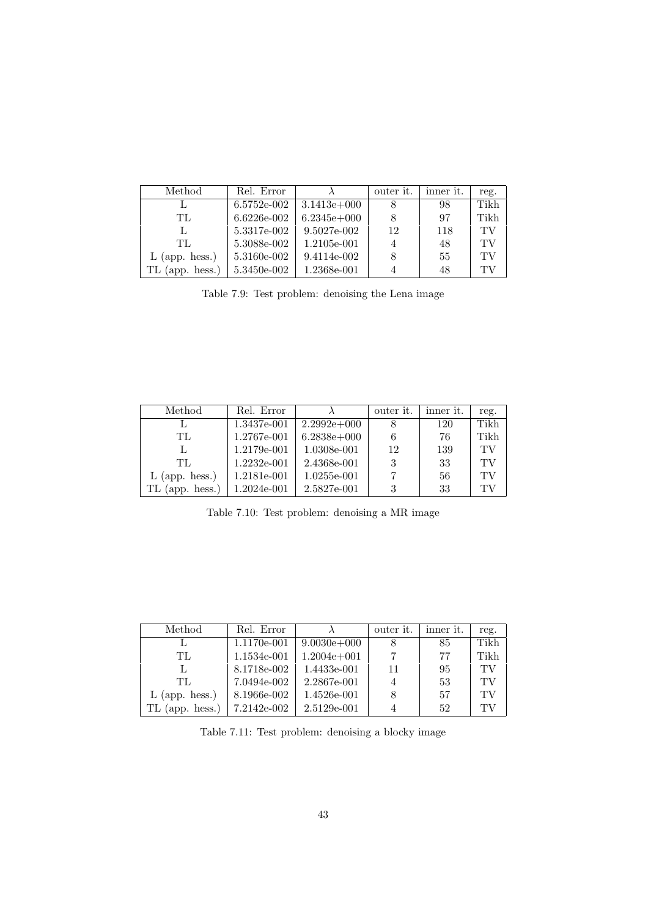| Method | Rel. Error | $\lambda$ | outer it. | inner it. | reg. |
|---|---|---|---|---|---|
| L | 6.5752e-002 | 3.1413e+000 | 8 | 98 | Tikh |
| TL | 6.6226e-002 | 6.2345e+000 | 8 | 97 | Tikh |
| L | 5.3317e-002 | 9.5027e-002 | 12 | 118 | TV |
| TL | 5.3088e-002 | 1.2105e-001 | 4 | 48 | TV |
| L (app. hess.) | 5.3160e-002 | 9.4114e-002 | 8 | 55 | TV |
| TL (app. hess.) | 5.3450e-002 | 1.2368e-001 | 4 | 48 | TV |

Table 7.9: Test problem: denoising the Lena image

| Method | Rel. Error | $\lambda$ | outer it. | inner it. | reg. |
|---|---|---|---|---|---|
| L | 1.3437e-001 | 2.2992e+000 | 8 | 120 | Tikh |
| TL | 1.2767e-001 | 6.2838e+000 | 6 | 76 | Tikh |
| L | 1.2179e-001 | 1.0308e-001 | 12 | 139 | TV |
| TL | 1.2232e-001 | 2.4368e-001 | 3 | 33 | TV |
| L (app. hess.) | 1.2181e-001 | 1.0255e-001 | 7 | 56 | TV |
| TL (app. hess.) | 1.2024e-001 | 2.5827e-001 | 3 | 33 | TV |

Table 7.10: Test problem: denoising a MR image

| Method | Rel. Error | $\lambda$ | outer it. | inner it. | reg. |
|---|---|---|---|---|---|
| L | 1.1170e-001 | 9.0030e+000 | 8 | 85 | Tikh |
| TL | 1.1534e-001 | 1.2004e+001 | 7 | 77 | Tikh |
| L | 8.1718e-002 | 1.4433e-001 | 11 | 95 | TV |
| TL | 7.0494e-002 | 2.2867e-001 | 4 | 53 | TV |
| L (app. hess.) | 8.1966e-002 | 1.4526e-001 | 8 | 57 | TV |
| TL (app. hess.) | 7.2142e-002 | 2.5129e-001 | 4 | 52 | TV |

Table 7.11: Test problem: denoising a blocky image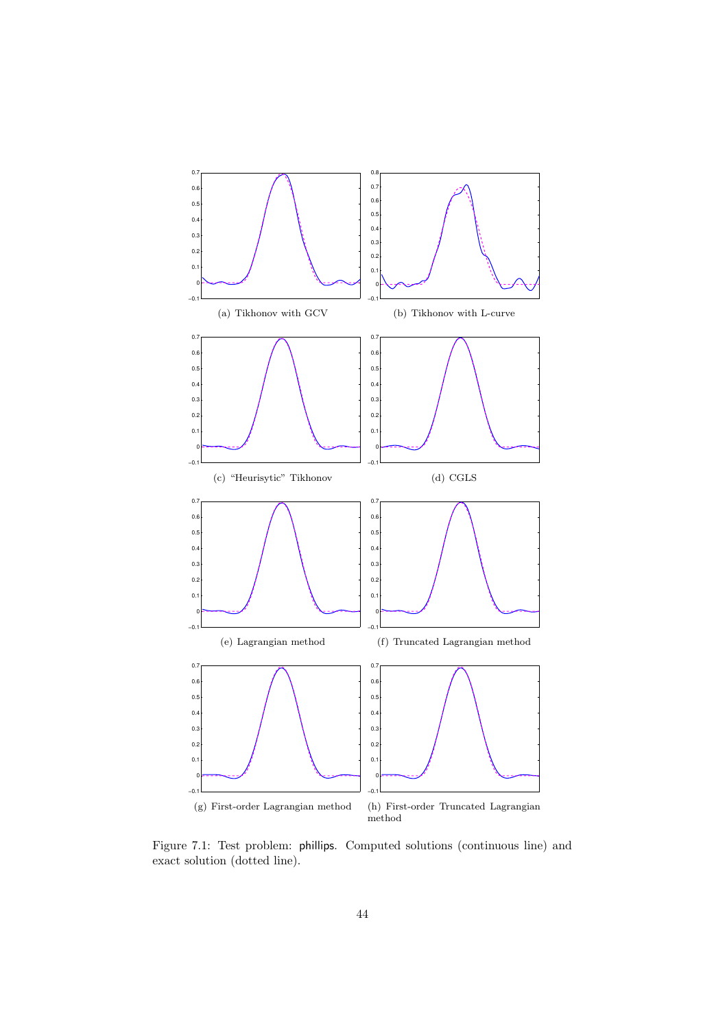(a) Tikhonov with GCV

(b) Tikhonov with L-curve

(c) “Heurisytic” Tikhonov

(d) CGLS

(e) Lagrangian method

(f) Truncated Lagrangian method

(g) First-order Lagrangian method

(h) First-order Truncated Lagrangian method

Figure 7.1: Test problem: phillips. Computed solutions (continuous line) and exact solution (dotted line).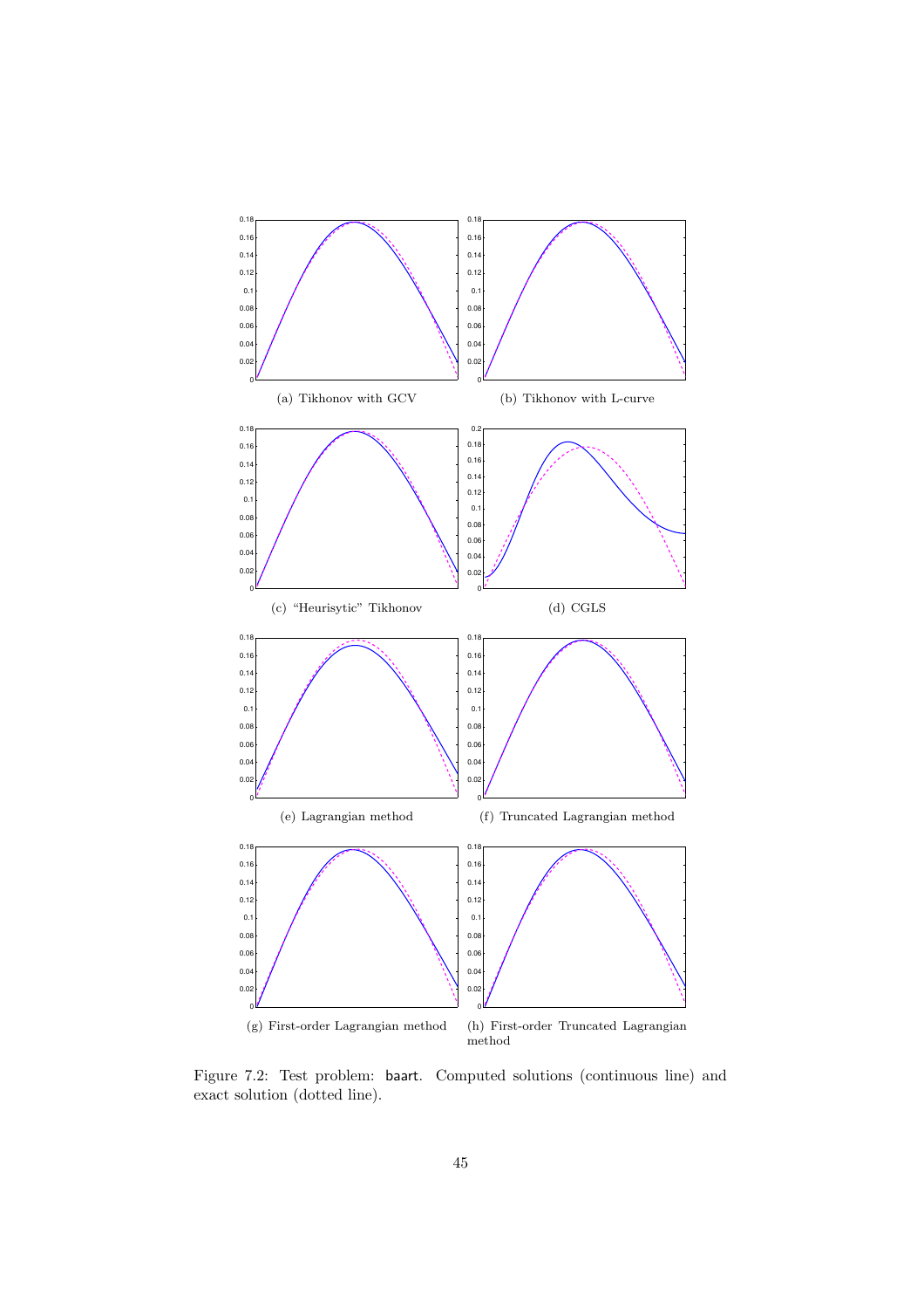(a) Tikhonov with GCV

(b) Tikhonov with L-curve

(c) "Heurisytic" Tikhonov

(d) CGLS

(e) Lagrangian method

(f) Truncated Lagrangian method

(g) First-order Lagrangian method

(h) First-order Truncated Lagrangian method

Figure 7.2: Test problem: baart. Computed solutions (continuous line) and exact solution (dotted line).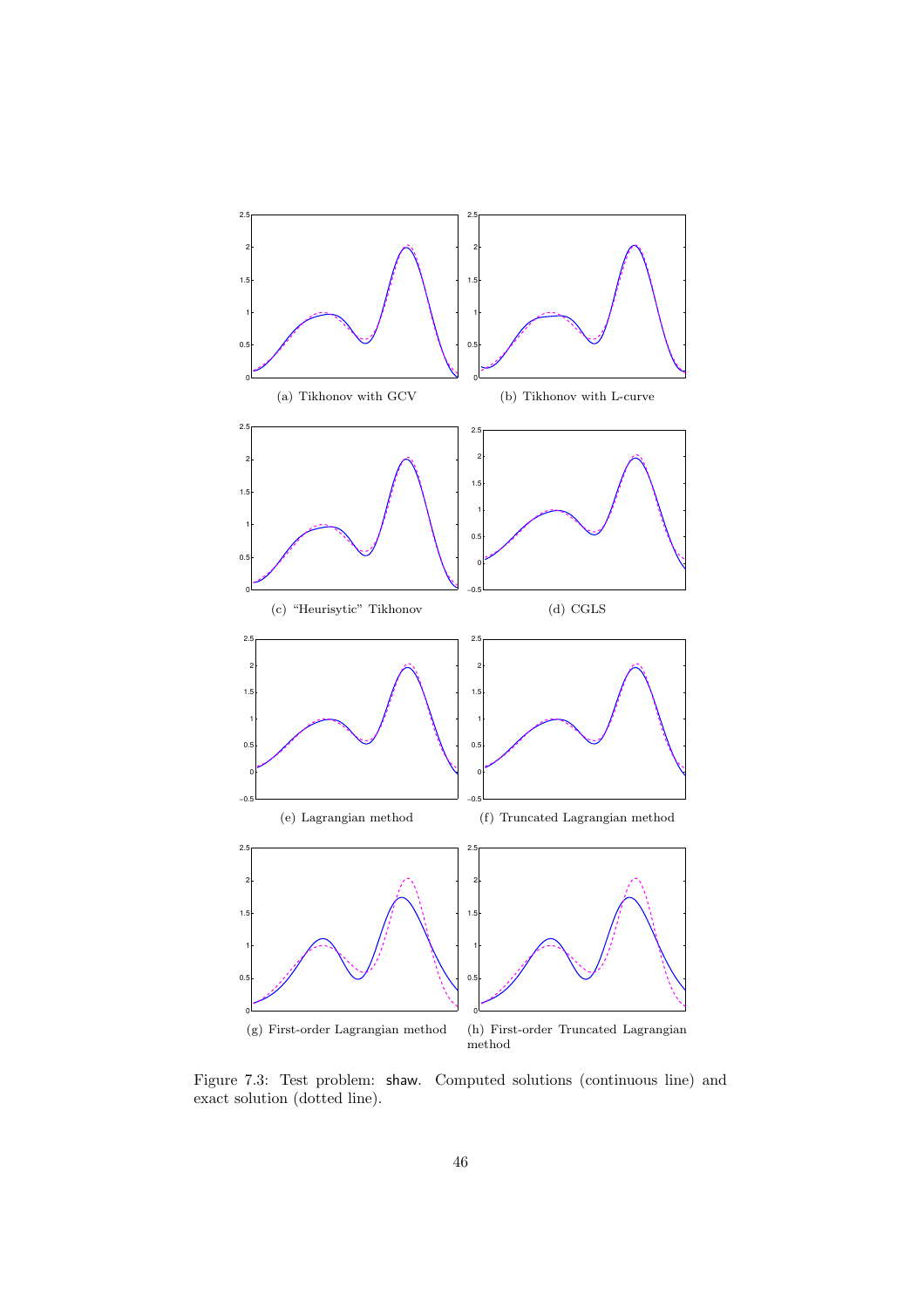(a) Tikhonov with GCV

(b) Tikhonov with L-curve

(c) "Heurisytic" Tikhonov

(d) CGLS

(e) Lagrangian method

(f) Truncated Lagrangian method

(g) First-order Lagrangian method

(h) First-order Truncated Lagrangian method

Figure 7.3: Test problem: shaw. Computed solutions (continuous line) and exact solution (dotted line).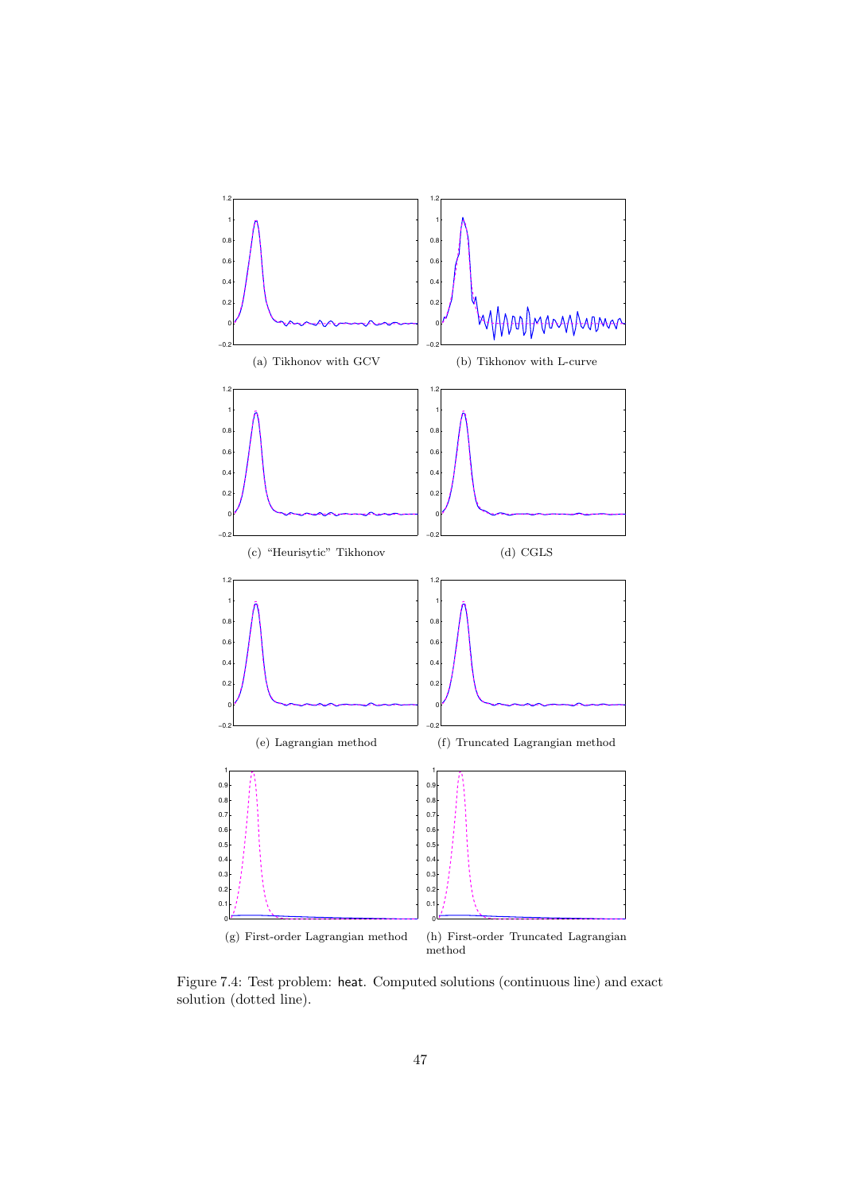(a) Tikhonov with GCV

(b) Tikhonov with L-curve

(c) "Heurisytic" Tikhonov

(d) CGLS

(e) Lagrangian method

(f) Truncated Lagrangian method

(g) First-order Lagrangian method

(h) First-order Truncated Lagrangian method

Figure 7.4: Test problem: heat. Computed solutions (continuous line) and exact solution (dotted line).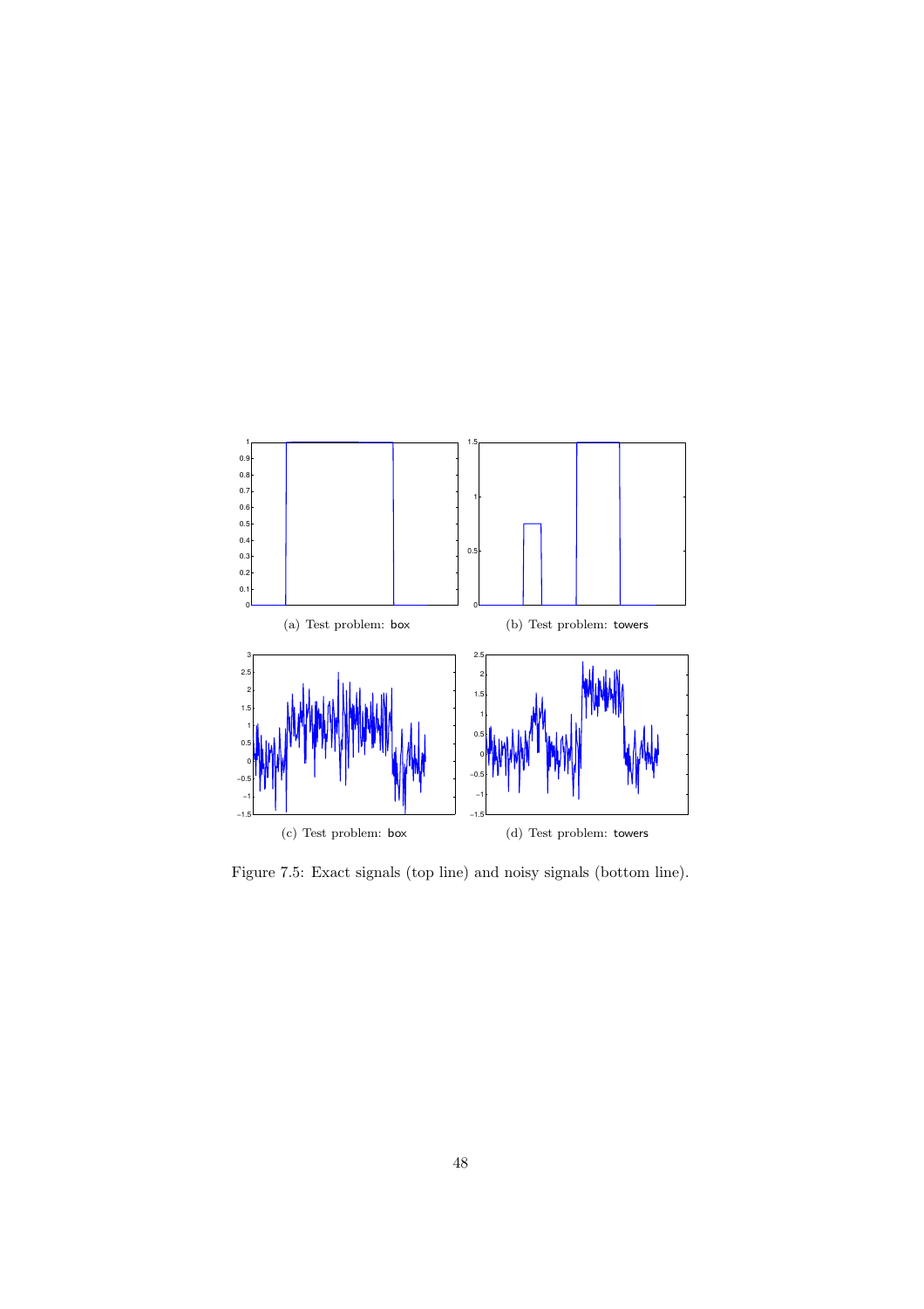(a) Test problem: box

(b) Test problem: towers

(c) Test problem: box

(d) Test problem: towers

Figure 7.5: Exact signals (top line) and noisy signals (bottom line).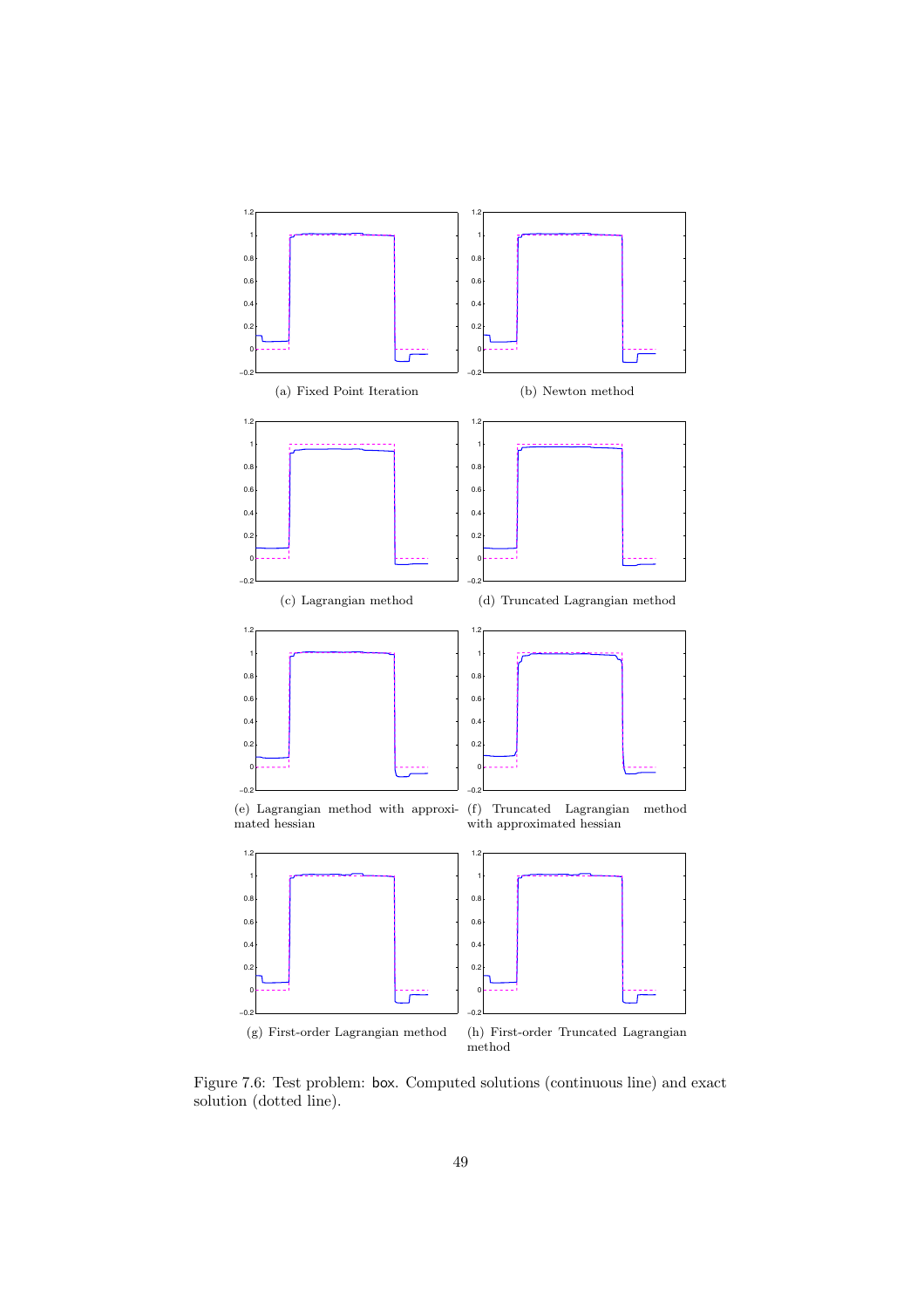(a) Fixed Point Iteration

(b) Newton method

(c) Lagrangian method

(d) Truncated Lagrangian method

(e) Lagrangian method with approximated hessian

(f) Truncated Lagrangian method with approximated hessian

(g) First-order Lagrangian method

(h) First-order Truncated Lagrangian method

Figure 7.6: Test problem: box. Computed solutions (continuous line) and exact solution (dotted line).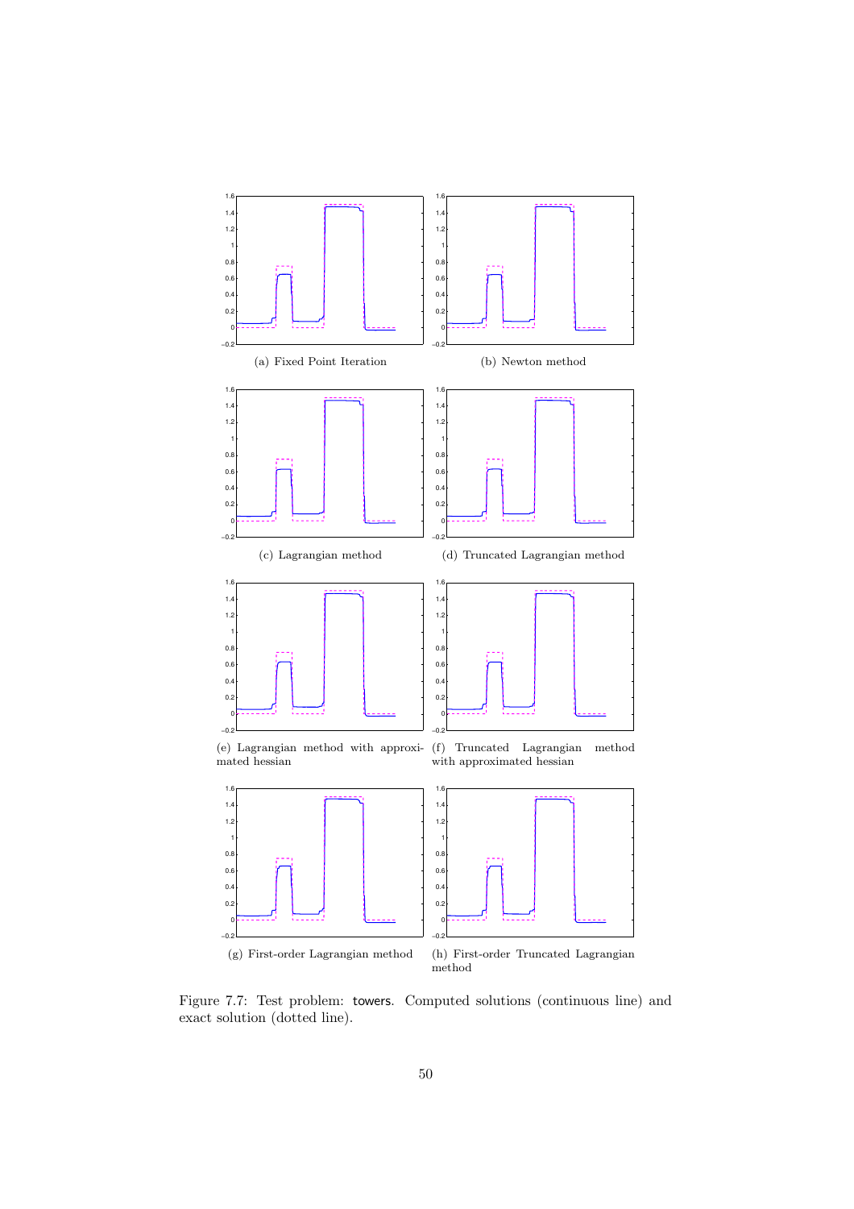(a) Fixed Point Iteration

(b) Newton method

(c) Lagrangian method

(d) Truncated Lagrangian method

(e) Lagrangian method with approximated hessian

(f) Truncated Lagrangian method with approximated hessian

(g) First-order Lagrangian method

(h) First-order Truncated Lagrangian method

Figure 7.7: Test problem: towers. Computed solutions (continuous line) and exact solution (dotted line).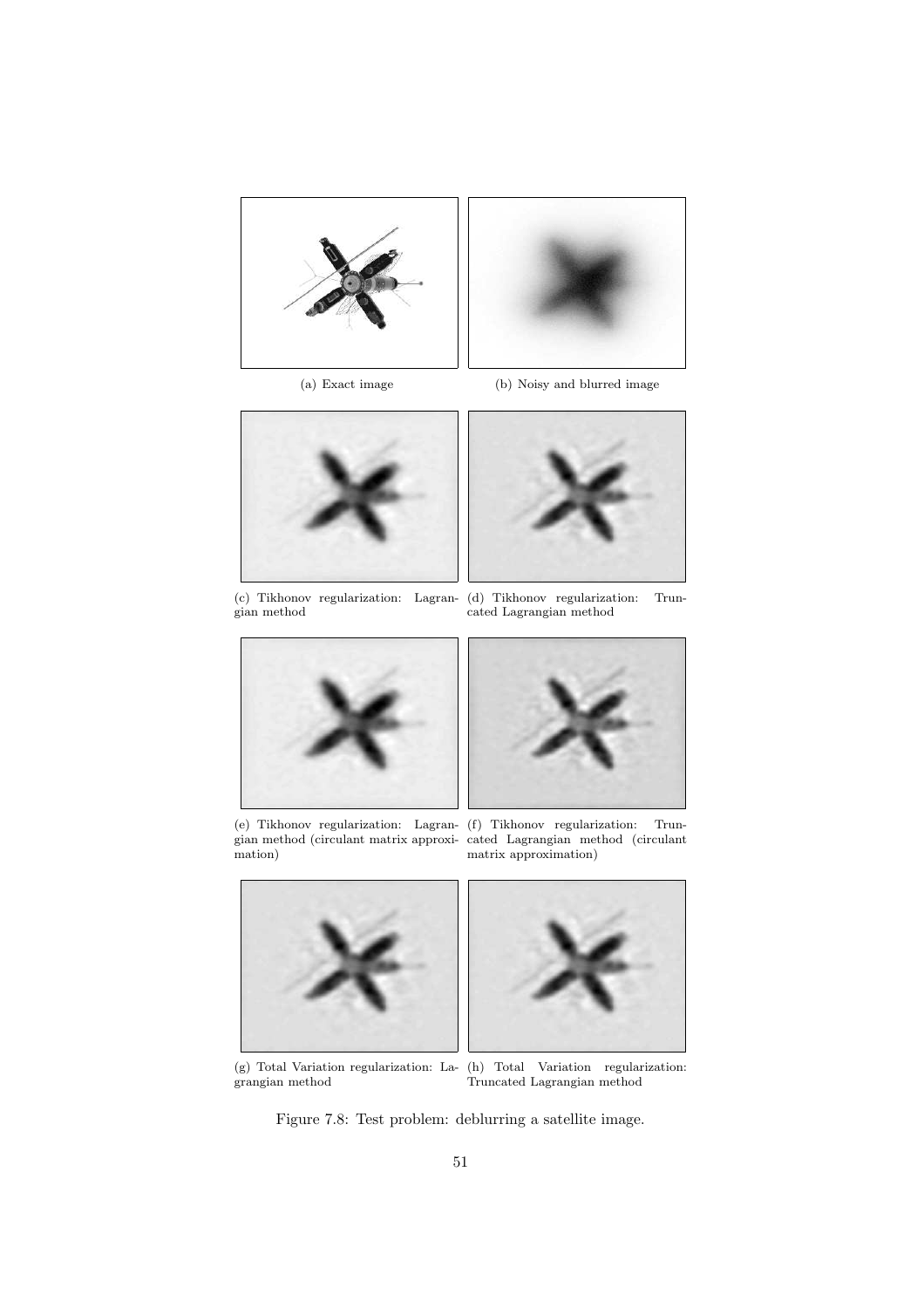(a) Exact image

(b) Noisy and blurred image

(c) Tikhonov regularization: Lagrangian method

(d) Tikhonov regularization: Truncated Lagrangian method

(e) Tikhonov regularization: Lagrangian method (circulant matrix approximation)

(f) Tikhonov regularization: Truncated Lagrangian method (circulant matrix approximation)

(g) Total Variation regularization: Lagrangian method

(h) Total Variation regularization: Truncated Lagrangian method

Figure 7.8: Test problem: deblurring a satellite image.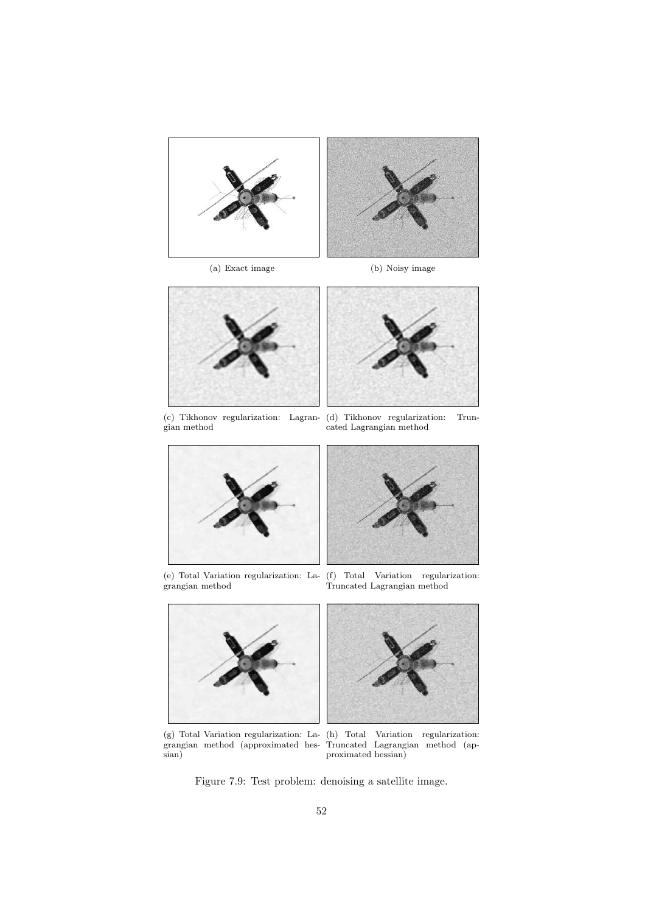(a) Exact image

(b) Noisy image

(c) Tikhonov regularization: Lagrangian method

(d) Tikhonov regularization: Truncated Lagrangian method

(e) Total Variation regularization: Lagrangian method

(f) Total Variation regularization: Truncated Lagrangian method

(g) Total Variation regularization: Lagrangian method (approximated hessian)

(h) Total Variation regularization: Truncated Lagrangian method (approximated hessian)

Figure 7.9: Test problem: denoising a satellite image.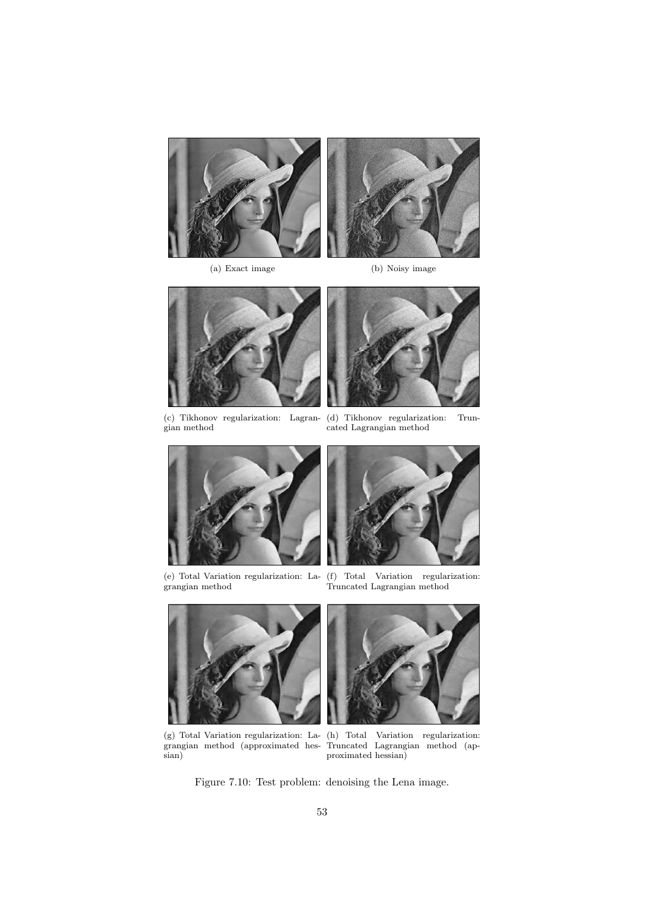(a) Exact image

(b) Noisy image

(c) Tikhonov regularization: Lagrangian method

(d) Tikhonov regularization: Truncated Lagrangian method

(e) Total Variation regularization: Lagrangian method

(f) Total Variation regularization: Truncated Lagrangian method

(g) Total Variation regularization: Lagrangian method (approximated hessian)

(h) Total Variation regularization: Truncated Lagrangian method (approximated hessian)

Figure 7.10: Test problem: denoising the Lena image.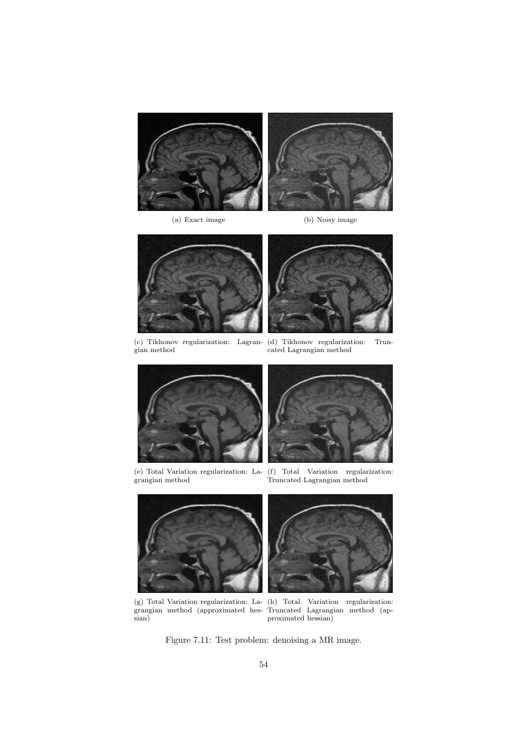(a) Exact image

(b) Noisy image

(c) Tikhonov regularization: Lagrangian method

(d) Tikhonov regularization: Truncated Lagrangian method

(e) Total Variation regularization: Lagrangian method

(f) Total Variation regularization: Truncated Lagrangian method

(g) Total Variation regularization: Lagrangian method (approximated hessian)

(h) Total Variation regularization: Truncated Lagrangian method (approximated hessian)

Figure 7.11: Test problem: denoising a MR image.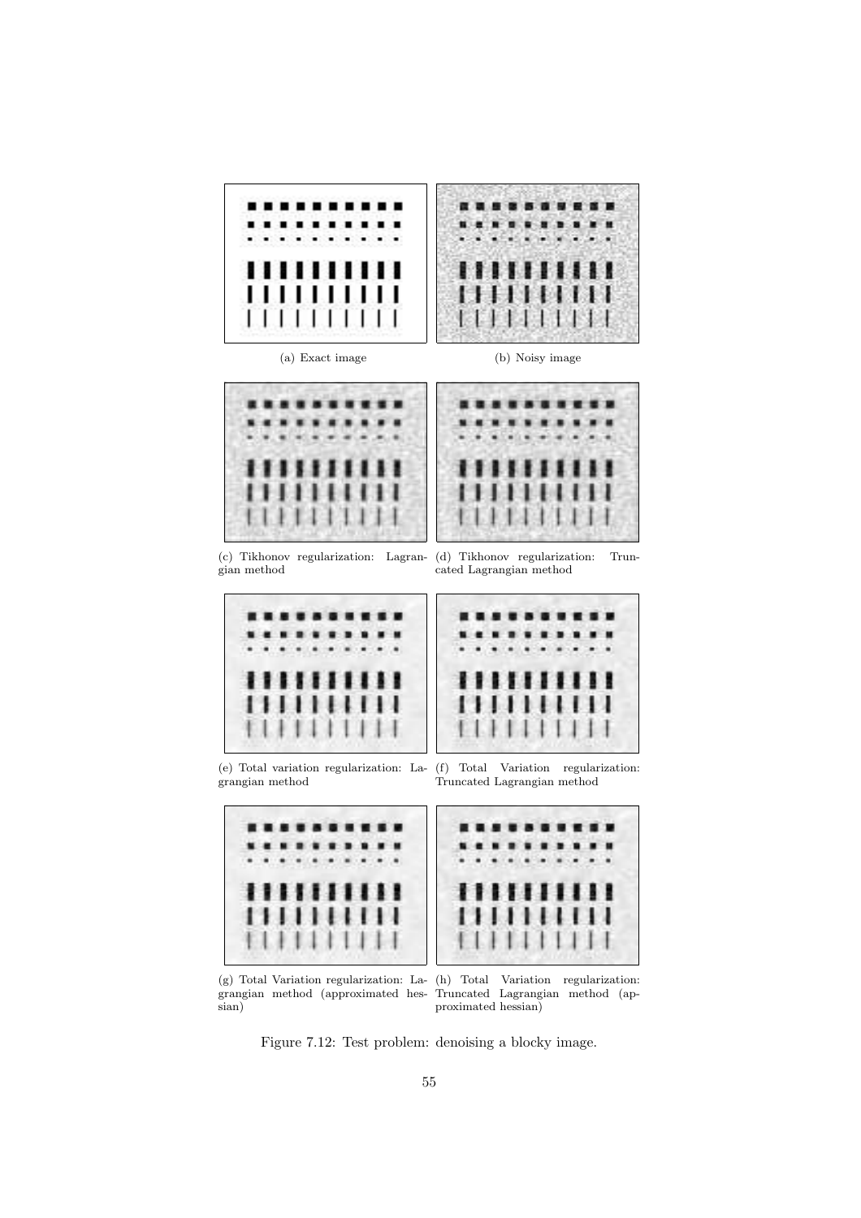(a) Exact image

(b) Noisy image

(c) Tikhonov regularization: Lagrangian method

(d) Tikhonov regularization: Truncated Lagrangian method

(e) Total variation regularization: Lagrangian method

(f) Total Variation regularization: Truncated Lagrangian method

(g) Total Variation regularization: Lagrangian method (approximated hessian)

(h) Total Variation regularization: Truncated Lagrangian method (approximated hessian)

Figure 7.12: Test problem: denoising a blocky image.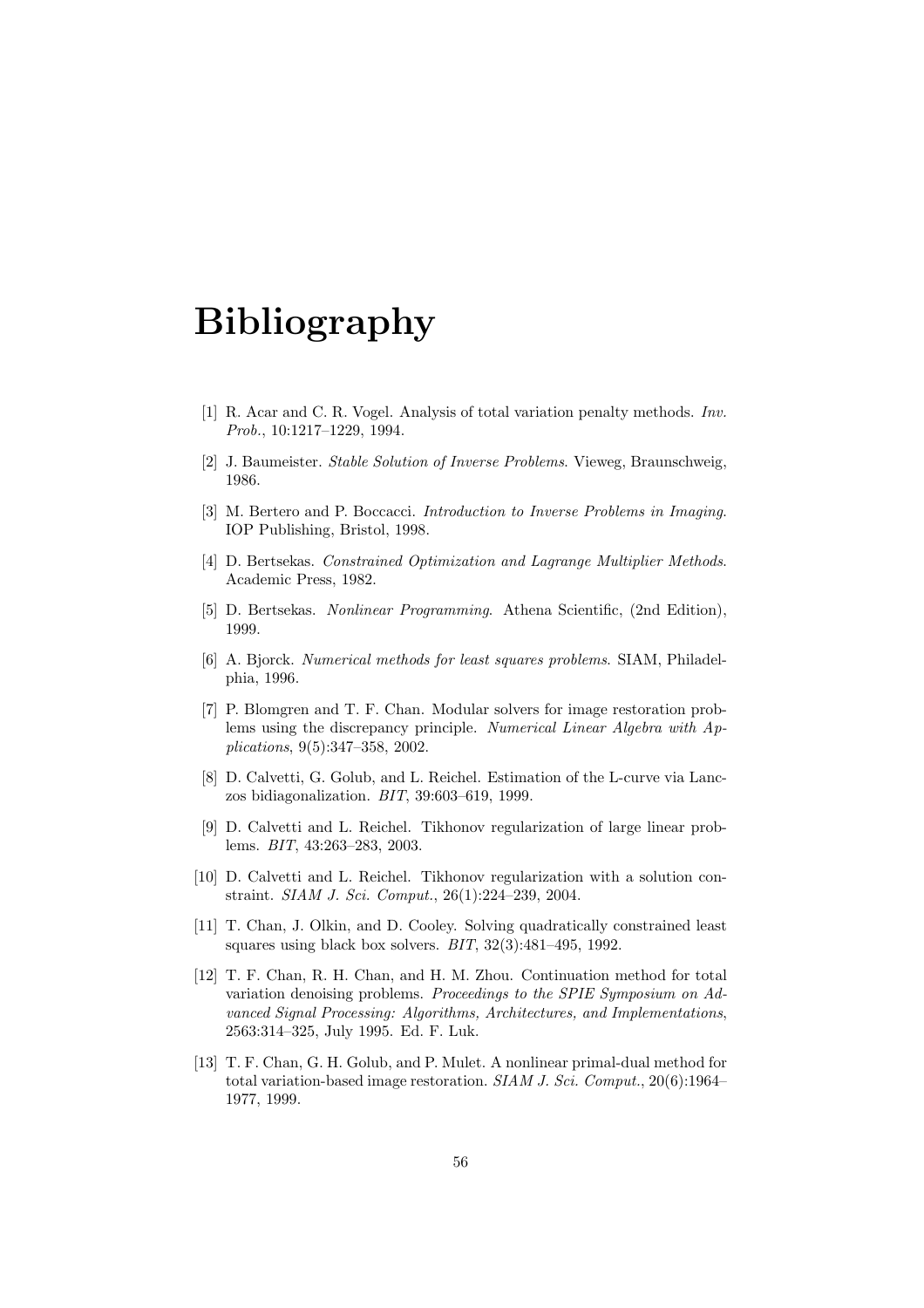# Bibliography

[1] R. Acar and C. R. Vogel. Analysis of total variation penalty methods. *Inv. Prob.*, 10:1217–1229, 1994.

[2] J. Baumeister. *Stable Solution of Inverse Problems*. Vieweg, Braunschweig, 1986.

[3] M. Bertero and P. Boccacci. *Introduction to Inverse Problems in Imaging*. IOP Publishing, Bristol, 1998.

[4] D. Bertsekas. *Constrained Optimization and Lagrange Multiplier Methods*. Academic Press, 1982.

[5] D. Bertsekas. *Nonlinear Programming*. Athena Scientific, (2nd Edition), 1999.

[6] A. Bjorck. *Numerical methods for least squares problems*. SIAM, Philadelphia, 1996.

[7] P. Blomgren and T. F. Chan. Modular solvers for image restoration problems using the discrepancy principle. *Numerical Linear Algebra with Applications*, 9(5):347–358, 2002.

[8] D. Calvetti, G. Golub, and L. Reichel. Estimation of the L-curve via Lanczos bidiagonalization. *BIT*, 39:603–619, 1999.

[9] D. Calvetti and L. Reichel. Tikhonov regularization of large linear problems. *BIT*, 43:263–283, 2003.

[10] D. Calvetti and L. Reichel. Tikhonov regularization with a solution constraint. *SIAM J. Sci. Comput.*, 26(1):224–239, 2004.

[11] T. Chan, J. Olkin, and D. Cooley. Solving quadratically constrained least squares using black box solvers. *BIT*, 32(3):481–495, 1992.

[12] T. F. Chan, R. H. Chan, and H. M. Zhou. Continuation method for total variation denoising problems. *Proceedings to the SPIE Symposium on Advanced Signal Processing: Algorithms, Architectures, and Implementations*, 2563:314–325, July 1995. Ed. F. Luk.

[13] T. F. Chan, G. H. Golub, and P. Mulet. A nonlinear primal-dual method for total variation-based image restoration. *SIAM J. Sci. Comput.*, 20(6):1964–1977, 1999.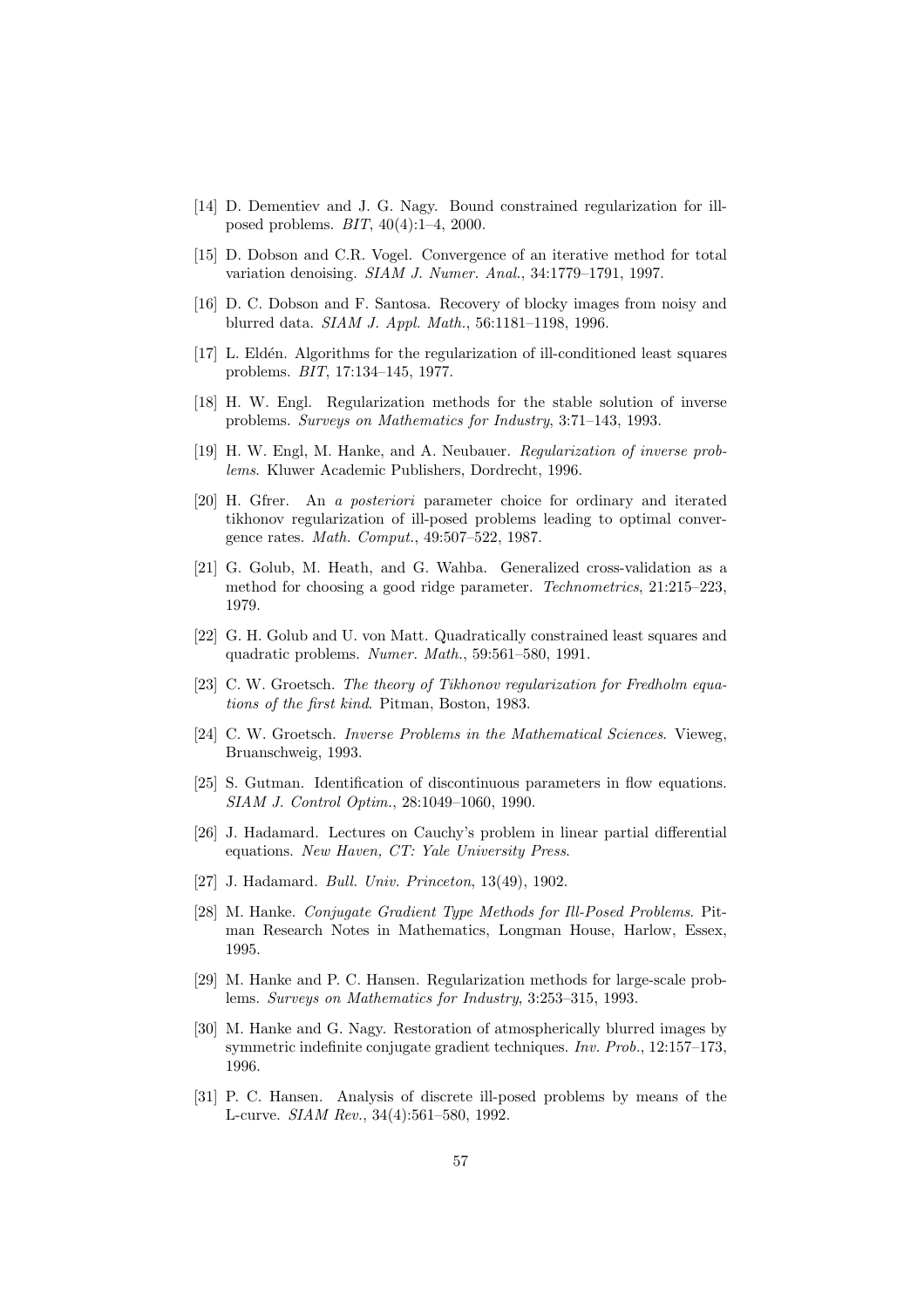[14] D. Dementiev and J. G. Nagy. Bound constrained regularization for ill-posed problems. *BIT*, 40(4):1–4, 2000.

[15] D. Dobson and C.R. Vogel. Convergence of an iterative method for total variation denoising. *SIAM J. Numer. Anal.*, 34:1779–1791, 1997.

[16] D. C. Dobson and F. Santosa. Recovery of blocky images from noisy and blurred data. *SIAM J. Appl. Math.*, 56:1181–1198, 1996.

[17] L. Eldén. Algorithms for the regularization of ill-conditioned least squares problems. *BIT*, 17:134–145, 1977.

[18] H. W. Engl. Regularization methods for the stable solution of inverse problems. *Surveys on Mathematics for Industry*, 3:71–143, 1993.

[19] H. W. Engl, M. Hanke, and A. Neubauer. *Regularization of inverse problems*. Kluwer Academic Publishers, Dordrecht, 1996.

[20] H. Gfrer. An *a posteriori* parameter choice for ordinary and iterated tikhonov regularization of ill-posed problems leading to optimal convergence rates. *Math. Comput.*, 49:507–522, 1987.

[21] G. Golub, M. Heath, and G. Wahba. Generalized cross-validation as a method for choosing a good ridge parameter. *Technometrics*, 21:215–223, 1979.

[22] G. H. Golub and U. von Matt. Quadratically constrained least squares and quadratic problems. *Numer. Math.*, 59:561–580, 1991.

[23] C. W. Groetsch. *The theory of Tikhonov regularization for Fredholm equations of the first kind*. Pitman, Boston, 1983.

[24] C. W. Groetsch. *Inverse Problems in the Mathematical Sciences*. Vieweg, Bruanschweig, 1993.

[25] S. Gutman. Identification of discontinuous parameters in flow equations. *SIAM J. Control Optim.*, 28:1049–1060, 1990.

[26] J. Hadamard. Lectures on Cauchy's problem in linear partial differential equations. *New Haven, CT: Yale University Press*.

[27] J. Hadamard. *Bull. Univ. Princeton*, 13(49), 1902.

[28] M. Hanke. *Conjugate Gradient Type Methods for Ill-Posed Problems*. Pitman Research Notes in Mathematics, Longman House, Harlow, Essex, 1995.

[29] M. Hanke and P. C. Hansen. Regularization methods for large-scale problems. *Surveys on Mathematics for Industry*, 3:253–315, 1993.

[30] M. Hanke and G. Nagy. Restoration of atmospherically blurred images by symmetric indefinite conjugate gradient techniques. *Inv. Prob.*, 12:157–173, 1996.

[31] P. C. Hansen. Analysis of discrete ill-posed problems by means of the L-curve. *SIAM Rev.*, 34(4):561–580, 1992.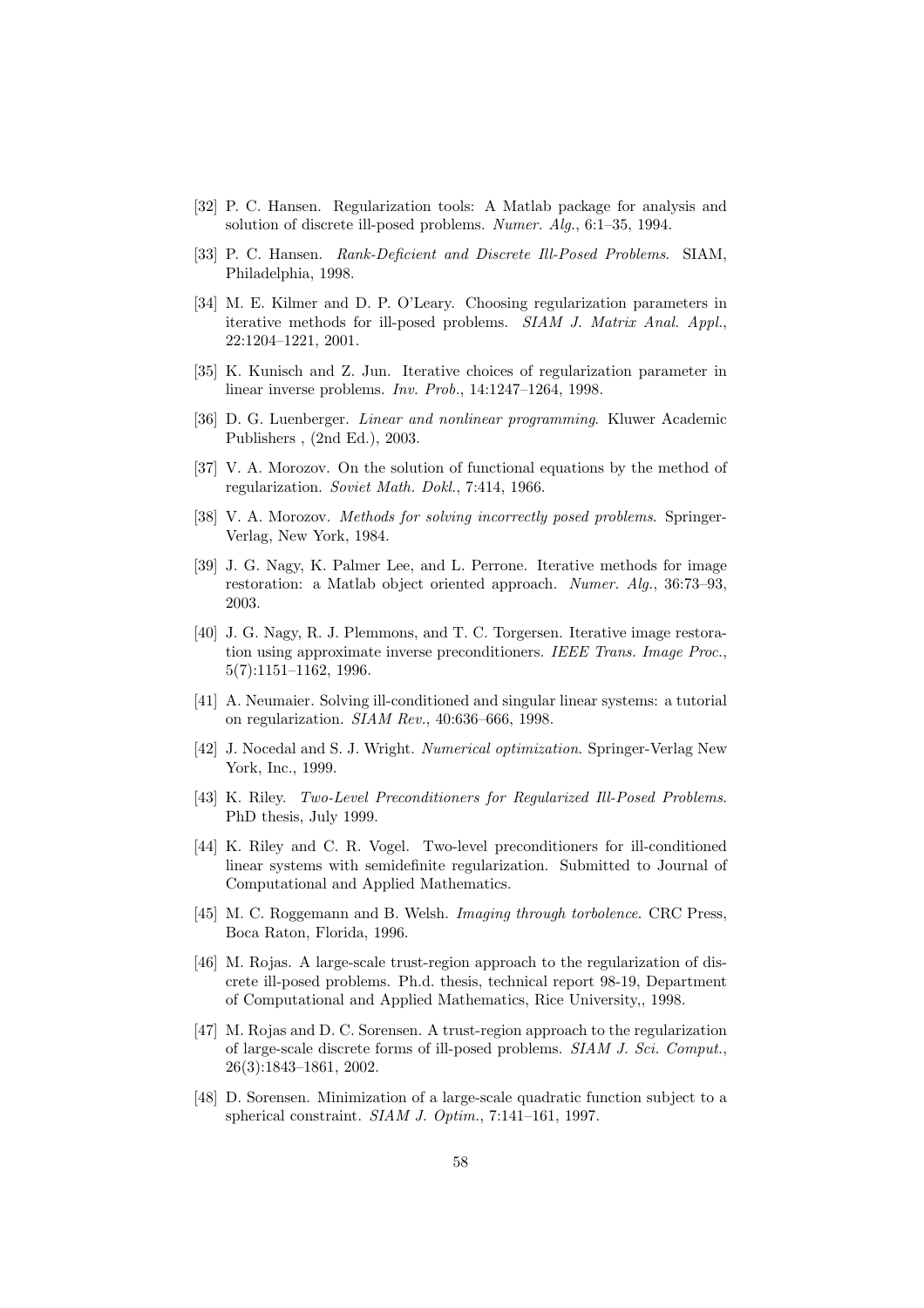[32] P. C. Hansen. Regularization tools: A Matlab package for analysis and solution of discrete ill-posed problems. *Numer. Alg.*, 6:1–35, 1994.

[33] P. C. Hansen. *Rank-Deficient and Discrete Ill-Posed Problems*. SIAM, Philadelphia, 1998.

[34] M. E. Kilmer and D. P. O'Leary. Choosing regularization parameters in iterative methods for ill-posed problems. *SIAM J. Matrix Anal. Appl.*, 22:1204–1221, 2001.

[35] K. Kunisch and Z. Jun. Iterative choices of regularization parameter in linear inverse problems. *Inv. Prob.*, 14:1247–1264, 1998.

[36] D. G. Luenberger. *Linear and nonlinear programming*. Kluwer Academic Publishers , (2nd Ed.), 2003.

[37] V. A. Morozov. On the solution of functional equations by the method of regularization. *Soviet Math. Dokl.*, 7:414, 1966.

[38] V. A. Morozov. *Methods for solving incorrectly posed problems*. Springer-Verlag, New York, 1984.

[39] J. G. Nagy, K. Palmer Lee, and L. Perrone. Iterative methods for image restoration: a Matlab object oriented approach. *Numer. Alg.*, 36:73–93, 2003.

[40] J. G. Nagy, R. J. Plemmons, and T. C. Torgersen. Iterative image restoration using approximate inverse preconditioners. *IEEE Trans. Image Proc.*, 5(7):1151–1162, 1996.

[41] A. Neumaier. Solving ill-conditioned and singular linear systems: a tutorial on regularization. *SIAM Rev.*, 40:636–666, 1998.

[42] J. Nocedal and S. J. Wright. *Numerical optimization*. Springer-Verlag New York, Inc., 1999.

[43] K. Riley. *Two-Level Preconditioners for Regularized Ill-Posed Problems*. PhD thesis, July 1999.

[44] K. Riley and C. R. Vogel. Two-level preconditioners for ill-conditioned linear systems with semidefinite regularization. Submitted to Journal of Computational and Applied Mathematics.

[45] M. C. Roggemann and B. Welsh. *Imaging through torbolence*. CRC Press, Boca Raton, Florida, 1996.

[46] M. Rojas. A large-scale trust-region approach to the regularization of discrete ill-posed problems. Ph.d. thesis, technical report 98-19, Department of Computational and Applied Mathematics, Rice University,, 1998.

[47] M. Rojas and D. C. Sorensen. A trust-region approach to the regularization of large-scale discrete forms of ill-posed problems. *SIAM J. Sci. Comput.*, 26(3):1843–1861, 2002.

[48] D. Sorensen. Minimization of a large-scale quadratic function subject to a spherical constraint. *SIAM J. Optim.*, 7:141–161, 1997.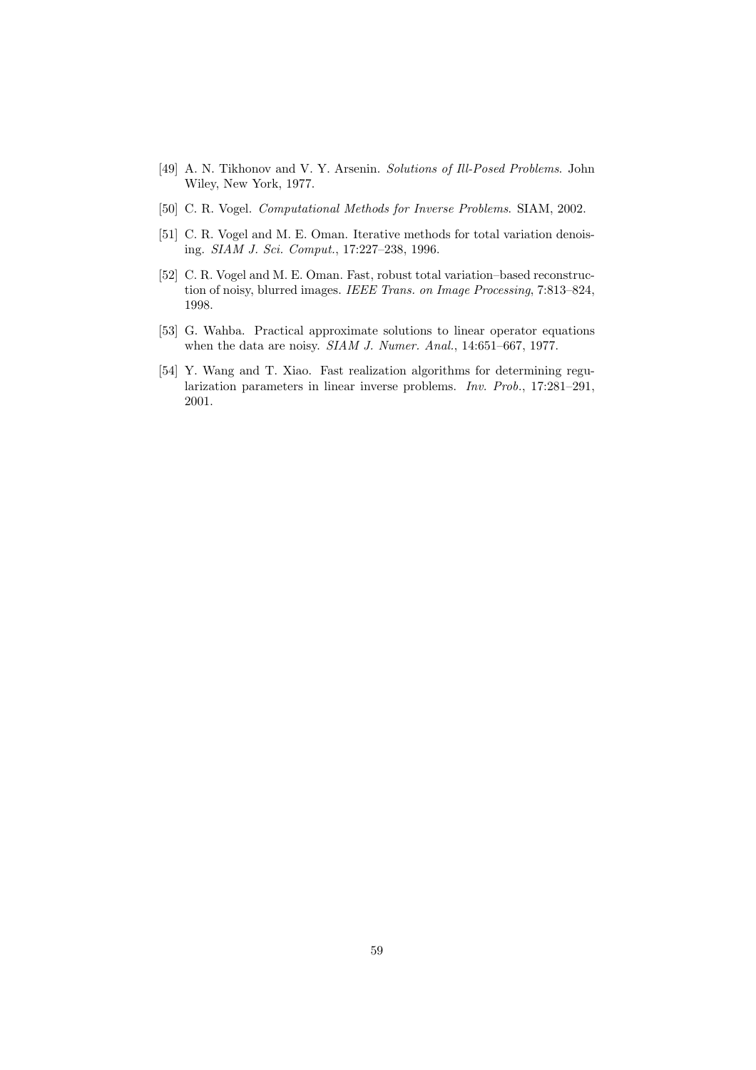[49] A. N. Tikhonov and V. Y. Arsenin. *Solutions of Ill-Posed Problems*. John Wiley, New York, 1977.

[50] C. R. Vogel. *Computational Methods for Inverse Problems*. SIAM, 2002.

[51] C. R. Vogel and M. E. Oman. Iterative methods for total variation denoising. *SIAM J. Sci. Comput.*, 17:227–238, 1996.

[52] C. R. Vogel and M. E. Oman. Fast, robust total variation–based reconstruction of noisy, blurred images. *IEEE Trans. on Image Processing*, 7:813–824, 1998.

[53] G. Wahba. Practical approximate solutions to linear operator equations when the data are noisy. *SIAM J. Numer. Anal.*, 14:651–667, 1977.

[54] Y. Wang and T. Xiao. Fast realization algorithms for determining regularization parameters in linear inverse problems. *Inv. Prob.*, 17:281–291, 2001.